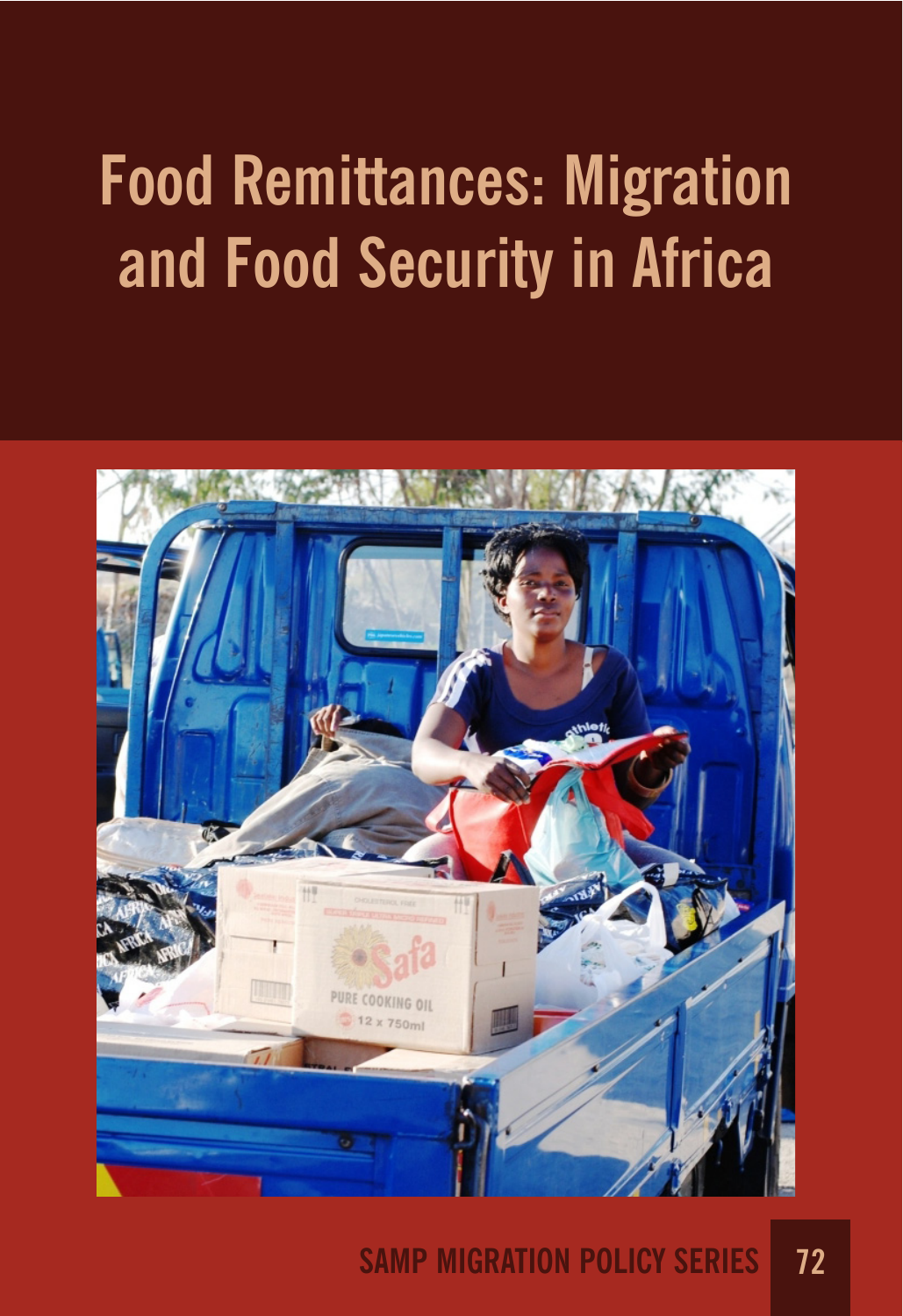# Food Remittances: Migration and Food Security in Africa

SAMP MIGRATION POLICY SERIES 72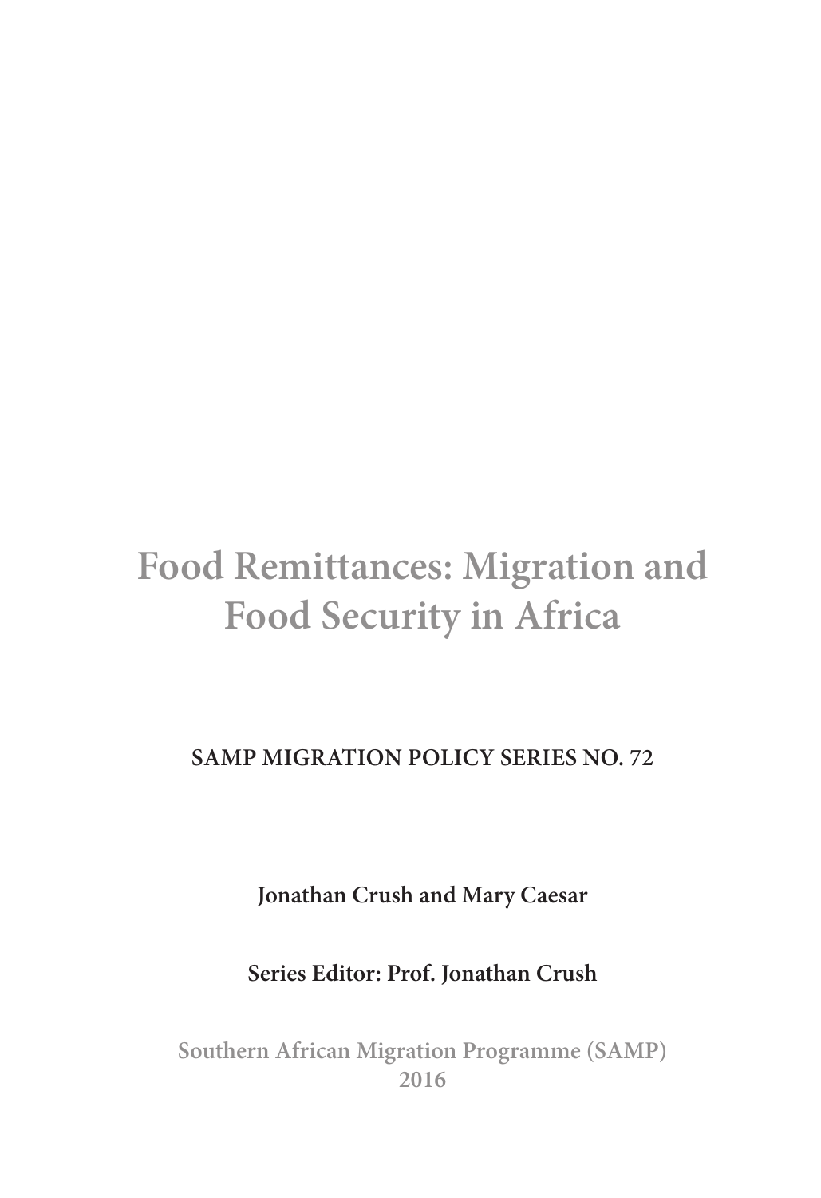# Food Remittances: Migration and Food Security in Africa

**SAMP MIGRATION POLICY SERIES NO. 72**

**Jonathan Crush and Mary Caesar**

**Series Editor: Prof. Jonathan Crush**

**Southern African Migration Programme (SAMP)**
**2016**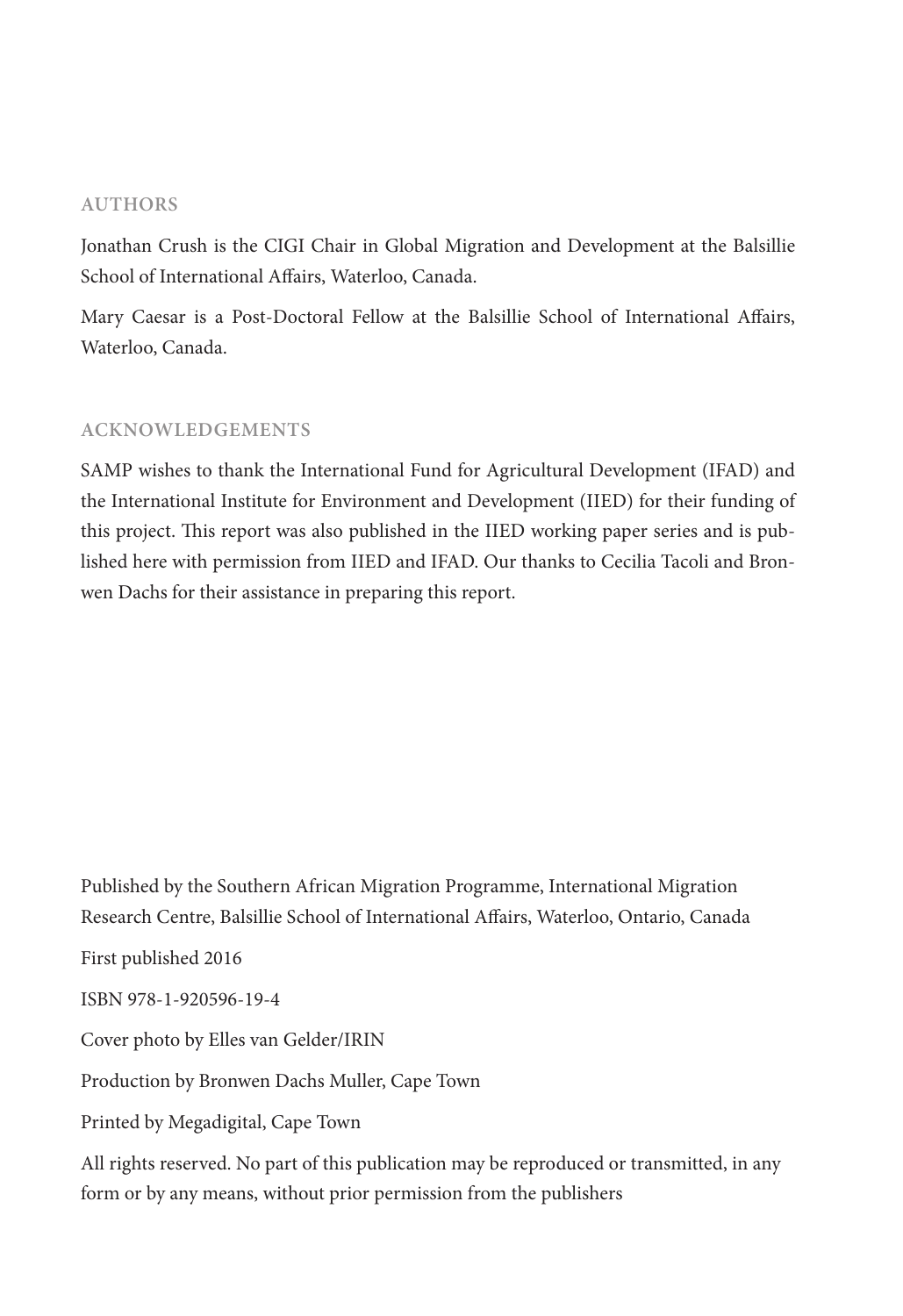## AUTHORS

Jonathan Crush is the CIGI Chair in Global Migration and Development at the Balsillie School of International Affairs, Waterloo, Canada.

Mary Caesar is a Post-Doctoral Fellow at the Balsillie School of International Affairs, Waterloo, Canada.

## ACKNOWLEDGEMENTS

SAMP wishes to thank the International Fund for Agricultural Development (IFAD) and the International Institute for Environment and Development (IIED) for their funding of this project. This report was also published in the IIED working paper series and is published here with permission from IIED and IFAD. Our thanks to Cecilia Tacoli and Bronwen Dachs for their assistance in preparing this report.

Published by the Southern African Migration Programme, International Migration Research Centre, Balsillie School of International Affairs, Waterloo, Ontario, Canada

First published 2016

ISBN 978-1-920596-19-4

Cover photo by Elles van Gelder/IRIN

Production by Bronwen Dachs Muller, Cape Town

Printed by Megadigital, Cape Town

All rights reserved. No part of this publication may be reproduced or transmitted, in any form or by any means, without prior permission from the publishers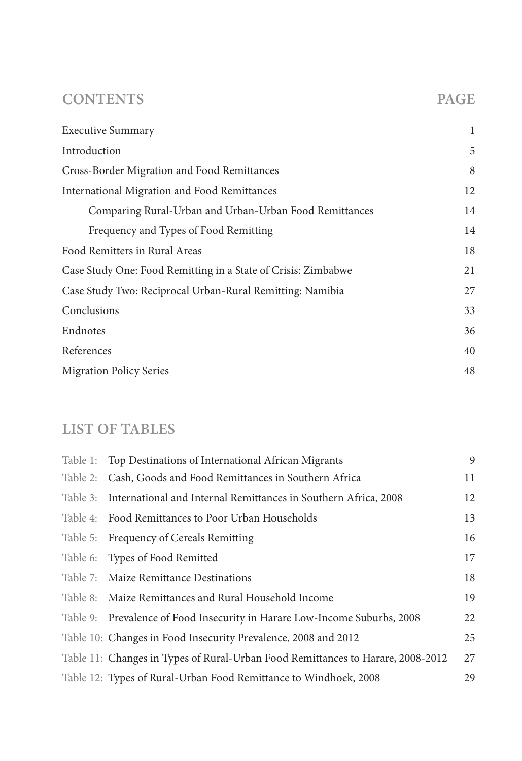## CONTENTS PAGE

| | |
|---|---|
| Executive Summary | 1 |
| Introduction | 5 |
| Cross-Border Migration and Food Remittances | 8 |
| International Migration and Food Remittances | 12 |
| Comparing Rural-Urban and Urban-Urban Food Remittances | 14 |
| Frequency and Types of Food Remitting | 14 |
| Food Remitters in Rural Areas | 18 |
| Case Study One: Food Remitting in a State of Crisis: Zimbabwe | 21 |
| Case Study Two: Reciprocal Urban-Rural Remitting: Namibia | 27 |
| Conclusions | 33 |
| Endnotes | 36 |
| References | 40 |
| Migration Policy Series | 48 |

## LIST OF TABLES

| | | |
|---|---|---|
| Table 1: | Top Destinations of International African Migrants | 9 |
| Table 2: | Cash, Goods and Food Remittances in Southern Africa | 11 |
| Table 3: | International and Internal Remittances in Southern Africa, 2008 | 12 |
| Table 4: | Food Remittances to Poor Urban Households | 13 |
| Table 5: | Frequency of Cereals Remitting | 16 |
| Table 6: | Types of Food Remitted | 17 |
| Table 7: | Maize Remittance Destinations | 18 |
| Table 8: | Maize Remittances and Rural Household Income | 19 |
| Table 9: | Prevalence of Food Insecurity in Harare Low-Income Suburbs, 2008 | 22 |
| Table 10: | Changes in Food Insecurity Prevalence, 2008 and 2012 | 25 |
| Table 11: | Changes in Types of Rural-Urban Food Remittances to Harare, 2008-2012 | 27 |
| Table 12: | Types of Rural-Urban Food Remittance to Windhoek, 2008 | 29 |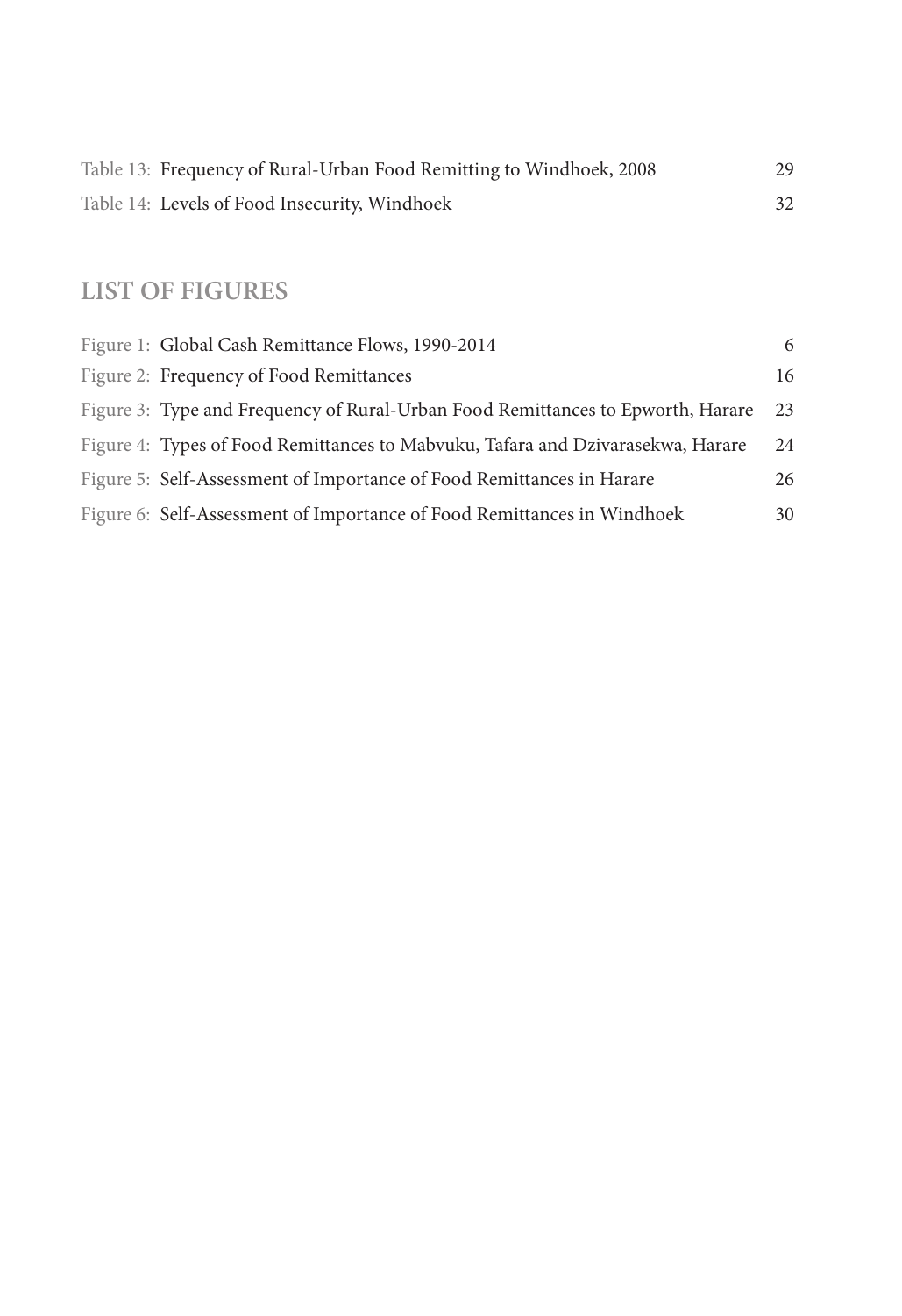| | | |
|---|---|---|
| Table 13: | Frequency of Rural-Urban Food Remitting to Windhoek, 2008 | 29 |
| Table 14: | Levels of Food Insecurity, Windhoek | 32 |

## LIST OF FIGURES

| | | |
|---|---|---|
| Figure 1: | Global Cash Remittance Flows, 1990-2014 | 6 |
| Figure 2: | Frequency of Food Remittances | 16 |
| Figure 3: | Type and Frequency of Rural-Urban Food Remittances to Epworth, Harare | 23 |
| Figure 4: | Types of Food Remittances to Mabvuku, Tafara and Dzivarasekwa, Harare | 24 |
| Figure 5: | Self-Assessment of Importance of Food Remittances in Harare | 26 |
| Figure 6: | Self-Assessment of Importance of Food Remittances in Windhoek | 30 |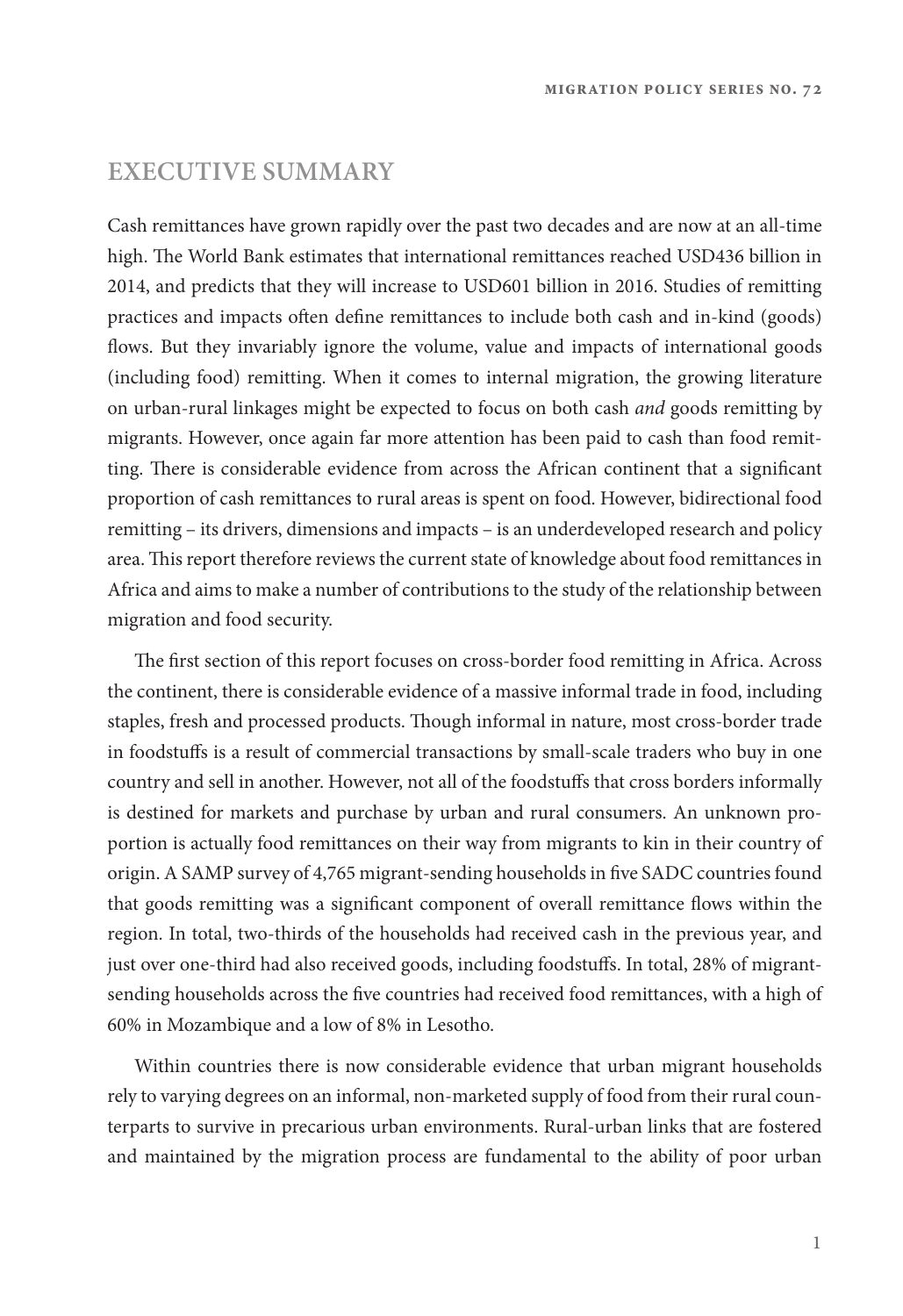# EXECUTIVE SUMMARY

Cash remittances have grown rapidly over the past two decades and are now at an all-time high. The World Bank estimates that international remittances reached USD436 billion in 2014, and predicts that they will increase to USD601 billion in 2016. Studies of remitting practices and impacts often define remittances to include both cash and in-kind (goods) flows. But they invariably ignore the volume, value and impacts of international goods (including food) remitting. When it comes to internal migration, the growing literature on urban-rural linkages might be expected to focus on both cash *and* goods remitting by migrants. However, once again far more attention has been paid to cash than food remitting. There is considerable evidence from across the African continent that a significant proportion of cash remittances to rural areas is spent on food. However, bidirectional food remitting – its drivers, dimensions and impacts – is an underdeveloped research and policy area. This report therefore reviews the current state of knowledge about food remittances in Africa and aims to make a number of contributions to the study of the relationship between migration and food security.

The first section of this report focuses on cross-border food remitting in Africa. Across the continent, there is considerable evidence of a massive informal trade in food, including staples, fresh and processed products. Though informal in nature, most cross-border trade in foodstuffs is a result of commercial transactions by small-scale traders who buy in one country and sell in another. However, not all of the foodstuffs that cross borders informally is destined for markets and purchase by urban and rural consumers. An unknown proportion is actually food remittances on their way from migrants to kin in their country of origin. A SAMP survey of 4,765 migrant-sending households in five SADC countries found that goods remitting was a significant component of overall remittance flows within the region. In total, two-thirds of the households had received cash in the previous year, and just over one-third had also received goods, including foodstuffs. In total, 28% of migrant-sending households across the five countries had received food remittances, with a high of 60% in Mozambique and a low of 8% in Lesotho.

Within countries there is now considerable evidence that urban migrant households rely to varying degrees on an informal, non-marketed supply of food from their rural counterparts to survive in precarious urban environments. Rural-urban links that are fostered and maintained by the migration process are fundamental to the ability of poor urban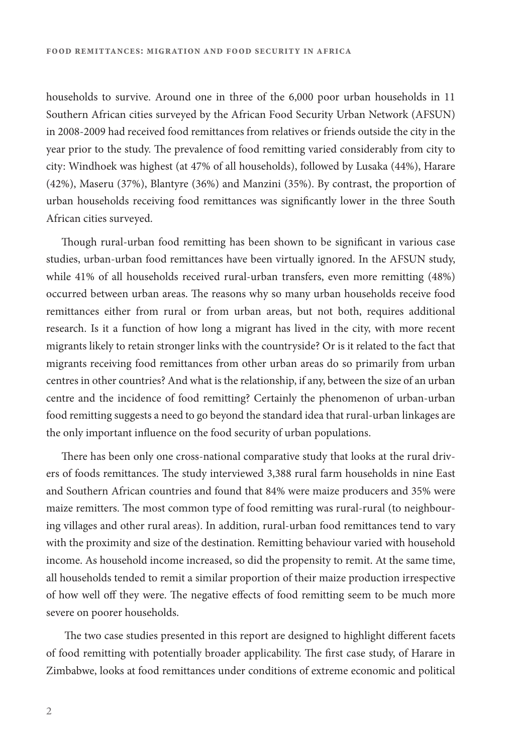households to survive. Around one in three of the 6,000 poor urban households in 11 Southern African cities surveyed by the African Food Security Urban Network (AFSUN) in 2008-2009 had received food remittances from relatives or friends outside the city in the year prior to the study. The prevalence of food remitting varied considerably from city to city: Windhoek was highest (at 47% of all households), followed by Lusaka (44%), Harare (42%), Maseru (37%), Blantyre (36%) and Manzini (35%). By contrast, the proportion of urban households receiving food remittances was significantly lower in the three South African cities surveyed.

Though rural-urban food remitting has been shown to be significant in various case studies, urban-urban food remittances have been virtually ignored. In the AFSUN study, while 41% of all households received rural-urban transfers, even more remitting (48%) occurred between urban areas. The reasons why so many urban households receive food remittances either from rural or from urban areas, but not both, requires additional research. Is it a function of how long a migrant has lived in the city, with more recent migrants likely to retain stronger links with the countryside? Or is it related to the fact that migrants receiving food remittances from other urban areas do so primarily from urban centres in other countries? And what is the relationship, if any, between the size of an urban centre and the incidence of food remitting? Certainly the phenomenon of urban-urban food remitting suggests a need to go beyond the standard idea that rural-urban linkages are the only important influence on the food security of urban populations.

There has been only one cross-national comparative study that looks at the rural drivers of foods remittances. The study interviewed 3,388 rural farm households in nine East and Southern African countries and found that 84% were maize producers and 35% were maize remitters. The most common type of food remitting was rural-rural (to neighbouring villages and other rural areas). In addition, rural-urban food remittances tend to vary with the proximity and size of the destination. Remitting behaviour varied with household income. As household income increased, so did the propensity to remit. At the same time, all households tended to remit a similar proportion of their maize production irrespective of how well off they were. The negative effects of food remitting seem to be much more severe on poorer households.

The two case studies presented in this report are designed to highlight different facets of food remitting with potentially broader applicability. The first case study, of Harare in Zimbabwe, looks at food remittances under conditions of extreme economic and political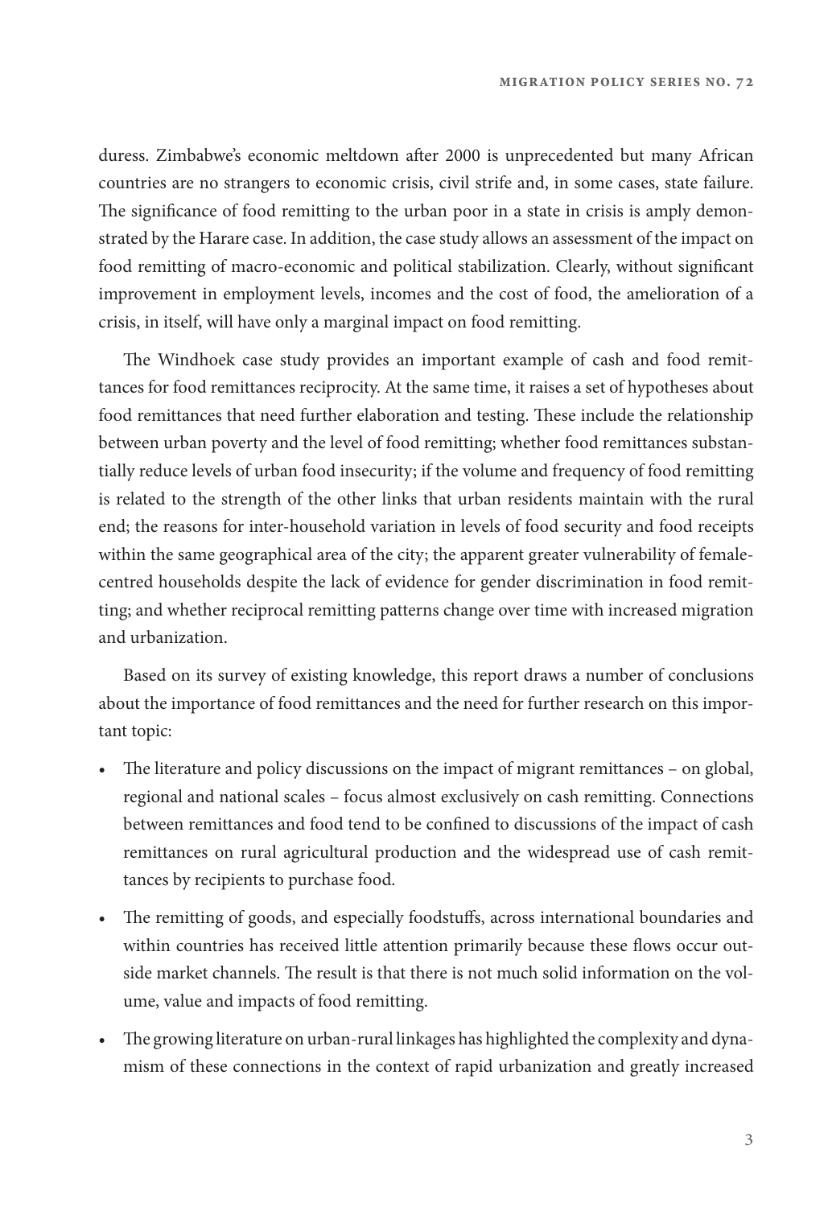duress. Zimbabwe's economic meltdown after 2000 is unprecedented but many African countries are no strangers to economic crisis, civil strife and, in some cases, state failure. The significance of food remitting to the urban poor in a state in crisis is amply demonstrated by the Harare case. In addition, the case study allows an assessment of the impact on food remitting of macro-economic and political stabilization. Clearly, without significant improvement in employment levels, incomes and the cost of food, the amelioration of a crisis, in itself, will have only a marginal impact on food remitting.

The Windhoek case study provides an important example of cash and food remittances for food remittances reciprocity. At the same time, it raises a set of hypotheses about food remittances that need further elaboration and testing. These include the relationship between urban poverty and the level of food remitting; whether food remittances substantially reduce levels of urban food insecurity; if the volume and frequency of food remitting is related to the strength of the other links that urban residents maintain with the rural end; the reasons for inter-household variation in levels of food security and food receipts within the same geographical area of the city; the apparent greater vulnerability of female-centred households despite the lack of evidence for gender discrimination in food remitting; and whether reciprocal remitting patterns change over time with increased migration and urbanization.

Based on its survey of existing knowledge, this report draws a number of conclusions about the importance of food remittances and the need for further research on this important topic:

- The literature and policy discussions on the impact of migrant remittances – on global, regional and national scales – focus almost exclusively on cash remitting. Connections between remittances and food tend to be confined to discussions of the impact of cash remittances on rural agricultural production and the widespread use of cash remittances by recipients to purchase food.
- The remitting of goods, and especially foodstuffs, across international boundaries and within countries has received little attention primarily because these flows occur outside market channels. The result is that there is not much solid information on the volume, value and impacts of food remitting.
- The growing literature on urban-rural linkages has highlighted the complexity and dynamism of these connections in the context of rapid urbanization and greatly increased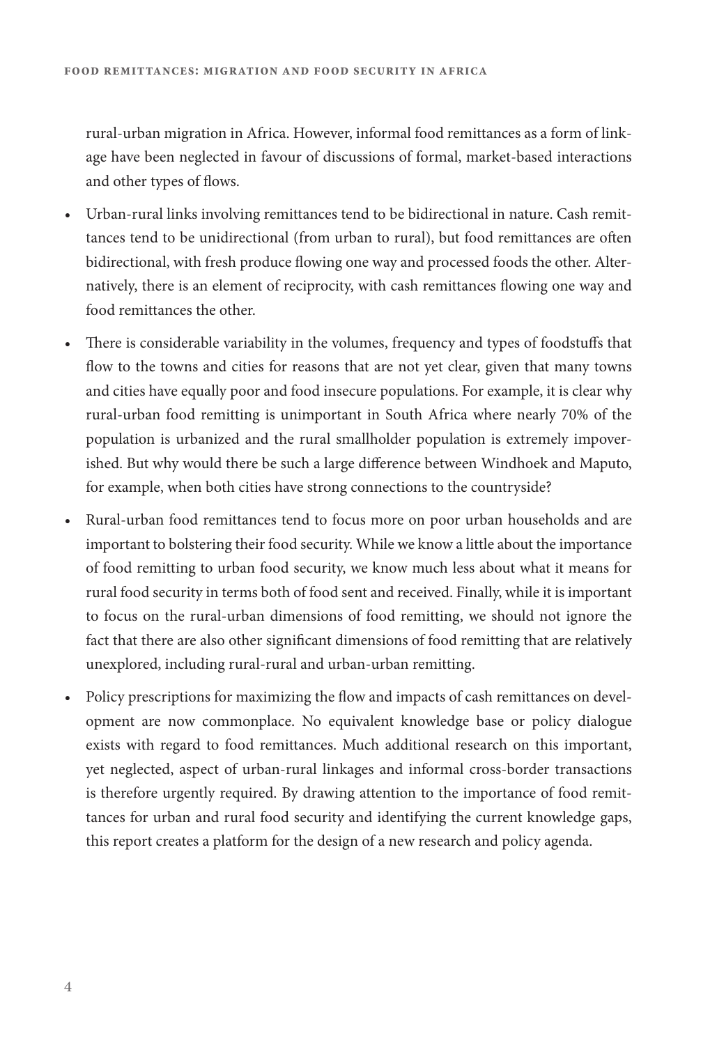rural-urban migration in Africa. However, informal food remittances as a form of linkage have been neglected in favour of discussions of formal, market-based interactions and other types of flows.

- Urban-rural links involving remittances tend to be bidirectional in nature. Cash remittances tend to be unidirectional (from urban to rural), but food remittances are often bidirectional, with fresh produce flowing one way and processed foods the other. Alternatively, there is an element of reciprocity, with cash remittances flowing one way and food remittances the other.
- There is considerable variability in the volumes, frequency and types of foodstuffs that flow to the towns and cities for reasons that are not yet clear, given that many towns and cities have equally poor and food insecure populations. For example, it is clear why rural-urban food remitting is unimportant in South Africa where nearly 70% of the population is urbanized and the rural smallholder population is extremely impoverished. But why would there be such a large difference between Windhoek and Maputo, for example, when both cities have strong connections to the countryside?
- Rural-urban food remittances tend to focus more on poor urban households and are important to bolstering their food security. While we know a little about the importance of food remitting to urban food security, we know much less about what it means for rural food security in terms both of food sent and received. Finally, while it is important to focus on the rural-urban dimensions of food remitting, we should not ignore the fact that there are also other significant dimensions of food remitting that are relatively unexplored, including rural-rural and urban-urban remitting.
- Policy prescriptions for maximizing the flow and impacts of cash remittances on development are now commonplace. No equivalent knowledge base or policy dialogue exists with regard to food remittances. Much additional research on this important, yet neglected, aspect of urban-rural linkages and informal cross-border transactions is therefore urgently required. By drawing attention to the importance of food remittances for urban and rural food security and identifying the current knowledge gaps, this report creates a platform for the design of a new research and policy agenda.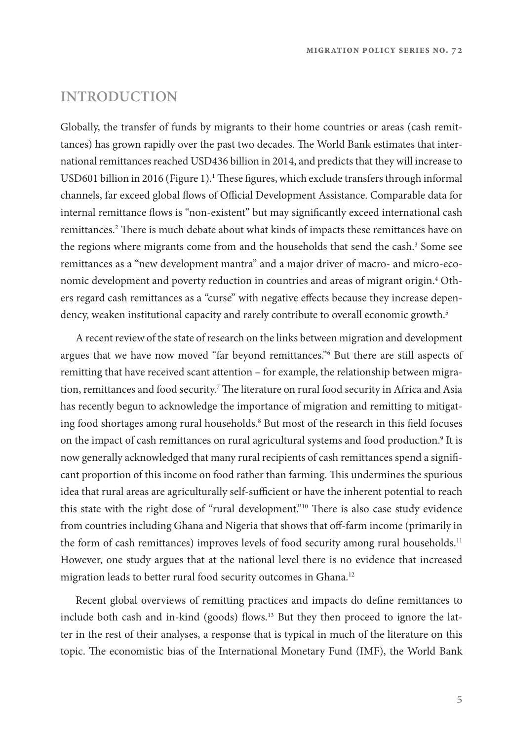# INTRODUCTION

Globally, the transfer of funds by migrants to their home countries or areas (cash remittances) has grown rapidly over the past two decades. The World Bank estimates that international remittances reached USD436 billion in 2014, and predicts that they will increase to USD601 billion in 2016 (Figure 1).[1] These figures, which exclude transfers through informal channels, far exceed global flows of Official Development Assistance. Comparable data for internal remittance flows is "non-existent" but may significantly exceed international cash remittances.[2] There is much debate about what kinds of impacts these remittances have on the regions where migrants come from and the households that send the cash.[3] Some see remittances as a "new development mantra" and a major driver of macro- and micro-economic development and poverty reduction in countries and areas of migrant origin.[4] Others regard cash remittances as a "curse" with negative effects because they increase dependency, weaken institutional capacity and rarely contribute to overall economic growth.[5]

A recent review of the state of research on the links between migration and development argues that we have now moved "far beyond remittances."[6] But there are still aspects of remitting that have received scant attention – for example, the relationship between migration, remittances and food security.[7] The literature on rural food security in Africa and Asia has recently begun to acknowledge the importance of migration and remitting to mitigating food shortages among rural households.[8] But most of the research in this field focuses on the impact of cash remittances on rural agricultural systems and food production.[9] It is now generally acknowledged that many rural recipients of cash remittances spend a significant proportion of this income on food rather than farming. This undermines the spurious idea that rural areas are agriculturally self-sufficient or have the inherent potential to reach this state with the right dose of "rural development."[10] There is also case study evidence from countries including Ghana and Nigeria that shows that off-farm income (primarily in the form of cash remittances) improves levels of food security among rural households.[11] However, one study argues that at the national level there is no evidence that increased migration leads to better rural food security outcomes in Ghana.[12]

Recent global overviews of remitting practices and impacts do define remittances to include both cash and in-kind (goods) flows.[13] But they then proceed to ignore the latter in the rest of their analyses, a response that is typical in much of the literature on this topic. The economistic bias of the International Monetary Fund (IMF), the World Bank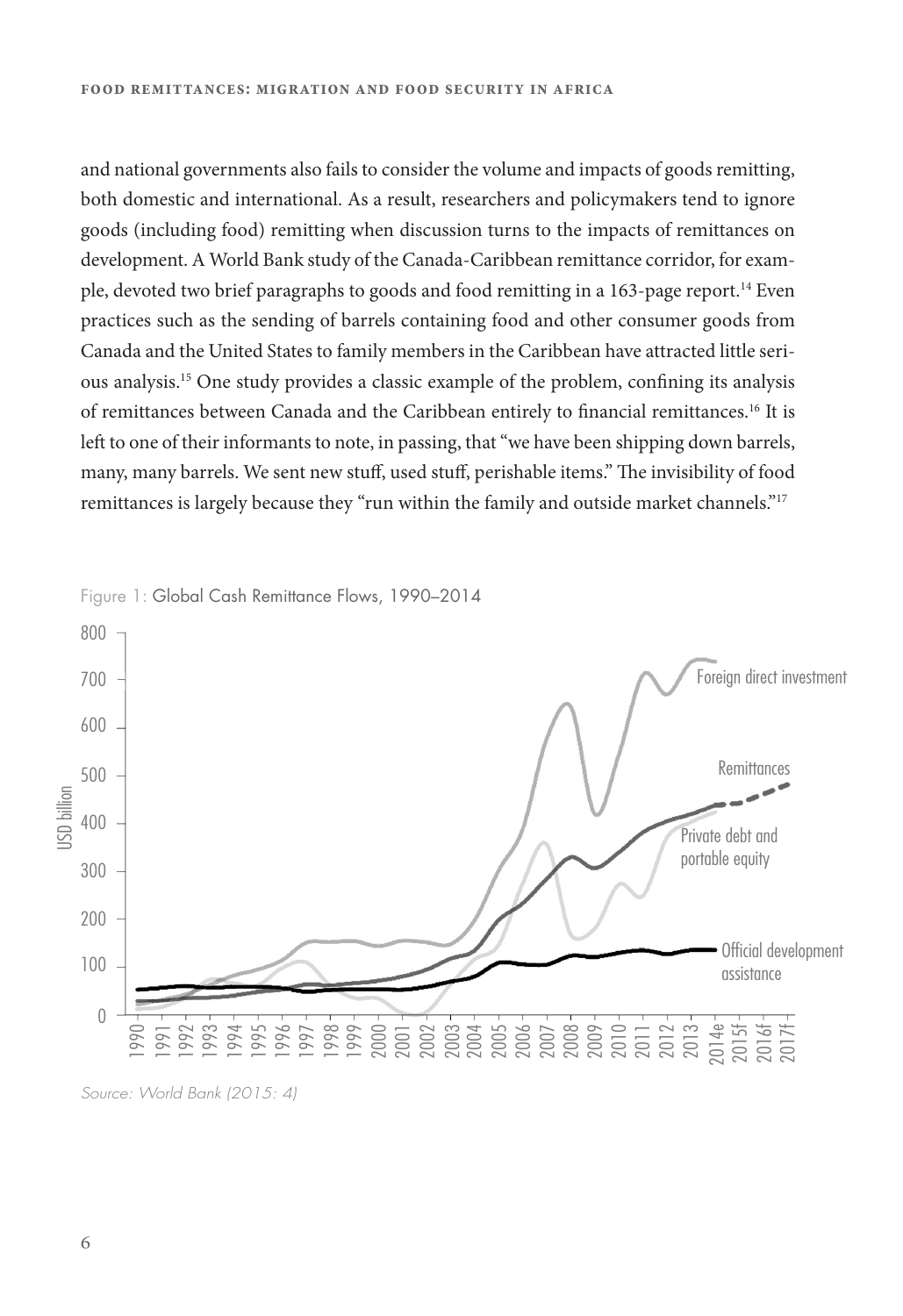and national governments also fails to consider the volume and impacts of goods remitting, both domestic and international. As a result, researchers and policymakers tend to ignore goods (including food) remitting when discussion turns to the impacts of remittances on development. A World Bank study of the Canada-Caribbean remittance corridor, for example, devoted two brief paragraphs to goods and food remitting in a 163-page report.[14] Even practices such as the sending of barrels containing food and other consumer goods from Canada and the United States to family members in the Caribbean have attracted little serious analysis.[15] One study provides a classic example of the problem, confining its analysis of remittances between Canada and the Caribbean entirely to financial remittances.[16] It is left to one of their informants to note, in passing, that "we have been shipping down barrels, many, many barrels. We sent new stuff, used stuff, perishable items." The invisibility of food remittances is largely because they "run within the family and outside market channels."[17]

Figure 1: Global Cash Remittance Flows, 1990–2014

*Source: World Bank (2015: 4)*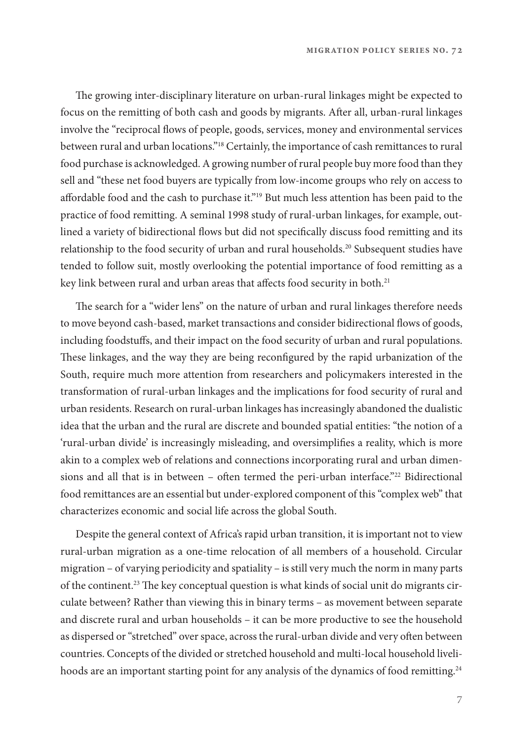The growing inter-disciplinary literature on urban-rural linkages might be expected to focus on the remitting of both cash and goods by migrants. After all, urban-rural linkages involve the "reciprocal flows of people, goods, services, money and environmental services between rural and urban locations."[18] Certainly, the importance of cash remittances to rural food purchase is acknowledged. A growing number of rural people buy more food than they sell and "these net food buyers are typically from low-income groups who rely on access to affordable food and the cash to purchase it."[19] But much less attention has been paid to the practice of food remitting. A seminal 1998 study of rural-urban linkages, for example, outlined a variety of bidirectional flows but did not specifically discuss food remitting and its relationship to the food security of urban and rural households.[20] Subsequent studies have tended to follow suit, mostly overlooking the potential importance of food remitting as a key link between rural and urban areas that affects food security in both.[21]

The search for a "wider lens" on the nature of urban and rural linkages therefore needs to move beyond cash-based, market transactions and consider bidirectional flows of goods, including foodstuffs, and their impact on the food security of urban and rural populations. These linkages, and the way they are being reconfigured by the rapid urbanization of the South, require much more attention from researchers and policymakers interested in the transformation of rural-urban linkages and the implications for food security of rural and urban residents. Research on rural-urban linkages has increasingly abandoned the dualistic idea that the urban and the rural are discrete and bounded spatial entities: "the notion of a 'rural-urban divide' is increasingly misleading, and oversimplifies a reality, which is more akin to a complex web of relations and connections incorporating rural and urban dimensions and all that is in between – often termed the peri-urban interface."[22] Bidirectional food remittances are an essential but under-explored component of this "complex web" that characterizes economic and social life across the global South.

Despite the general context of Africa's rapid urban transition, it is important not to view rural-urban migration as a one-time relocation of all members of a household. Circular migration – of varying periodicity and spatiality – is still very much the norm in many parts of the continent.[23] The key conceptual question is what kinds of social unit do migrants circulate between? Rather than viewing this in binary terms – as movement between separate and discrete rural and urban households – it can be more productive to see the household as dispersed or "stretched" over space, across the rural-urban divide and very often between countries. Concepts of the divided or stretched household and multi-local household livelihoods are an important starting point for any analysis of the dynamics of food remitting.[24]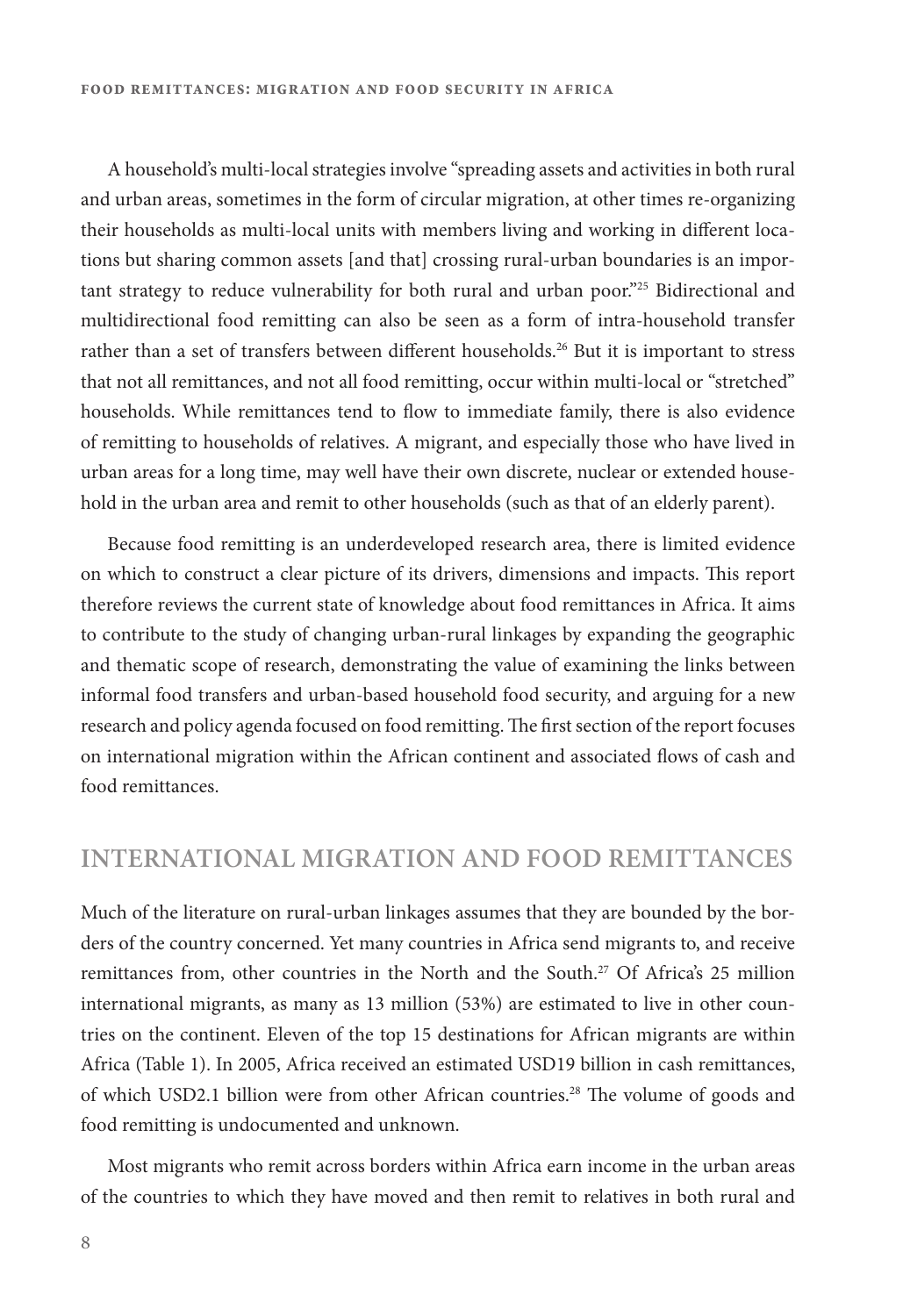A household's multi-local strategies involve "spreading assets and activities in both rural and urban areas, sometimes in the form of circular migration, at other times re-organizing their households as multi-local units with members living and working in different locations but sharing common assets [and that] crossing rural-urban boundaries is an important strategy to reduce vulnerability for both rural and urban poor."[25] Bidirectional and multidirectional food remitting can also be seen as a form of intra-household transfer rather than a set of transfers between different households.[26] But it is important to stress that not all remittances, and not all food remitting, occur within multi-local or "stretched" households. While remittances tend to flow to immediate family, there is also evidence of remitting to households of relatives. A migrant, and especially those who have lived in urban areas for a long time, may well have their own discrete, nuclear or extended household in the urban area and remit to other households (such as that of an elderly parent).

Because food remitting is an underdeveloped research area, there is limited evidence on which to construct a clear picture of its drivers, dimensions and impacts. This report therefore reviews the current state of knowledge about food remittances in Africa. It aims to contribute to the study of changing urban-rural linkages by expanding the geographic and thematic scope of research, demonstrating the value of examining the links between informal food transfers and urban-based household food security, and arguing for a new research and policy agenda focused on food remitting. The first section of the report focuses on international migration within the African continent and associated flows of cash and food remittances.

## INTERNATIONAL MIGRATION AND FOOD REMITTANCES

Much of the literature on rural-urban linkages assumes that they are bounded by the borders of the country concerned. Yet many countries in Africa send migrants to, and receive remittances from, other countries in the North and the South.[27] Of Africa's 25 million international migrants, as many as 13 million (53%) are estimated to live in other countries on the continent. Eleven of the top 15 destinations for African migrants are within Africa (Table 1). In 2005, Africa received an estimated USD19 billion in cash remittances, of which USD2.1 billion were from other African countries.[28] The volume of goods and food remitting is undocumented and unknown.

Most migrants who remit across borders within Africa earn income in the urban areas of the countries to which they have moved and then remit to relatives in both rural and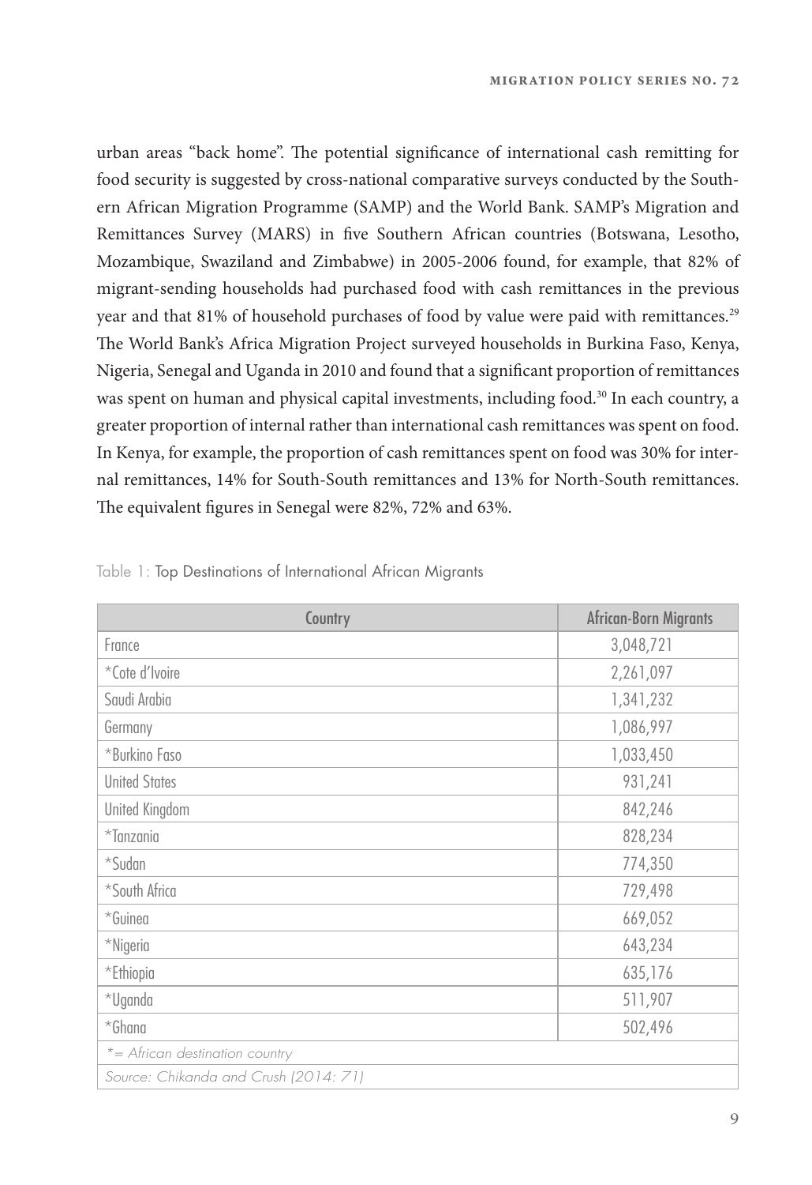urban areas "back home". The potential significance of international cash remitting for food security is suggested by cross-national comparative surveys conducted by the Southern African Migration Programme (SAMP) and the World Bank. SAMP's Migration and Remittances Survey (MARS) in five Southern African countries (Botswana, Lesotho, Mozambique, Swaziland and Zimbabwe) in 2005-2006 found, for example, that 82% of migrant-sending households had purchased food with cash remittances in the previous year and that 81% of household purchases of food by value were paid with remittances.[29] The World Bank's Africa Migration Project surveyed households in Burkina Faso, Kenya, Nigeria, Senegal and Uganda in 2010 and found that a significant proportion of remittances was spent on human and physical capital investments, including food.[30] In each country, a greater proportion of internal rather than international cash remittances was spent on food. In Kenya, for example, the proportion of cash remittances spent on food was 30% for internal remittances, 14% for South-South remittances and 13% for North-South remittances. The equivalent figures in Senegal were 82%, 72% and 63%.

Table 1: Top Destinations of International African Migrants

| Country | African-Born Migrants |
|---|---|
| France | 3,048,721 |
| *Cote d'Ivoire | 2,261,097 |
| Saudi Arabia | 1,341,232 |
| Germany | 1,086,997 |
| *Burkino Faso | 1,033,450 |
| United States | 931,241 |
| United Kingdom | 842,246 |
| *Tanzania | 828,234 |
| *Sudan | 774,350 |
| *South Africa | 729,498 |
| *Guinea | 669,052 |
| *Nigeria | 643,234 |
| *Ethiopia | 635,176 |
| *Uganda | 511,907 |
| *Ghana | 502,496 |
| *= African destination country | |
| Source: Chikanda and Crush (2014: 71) | |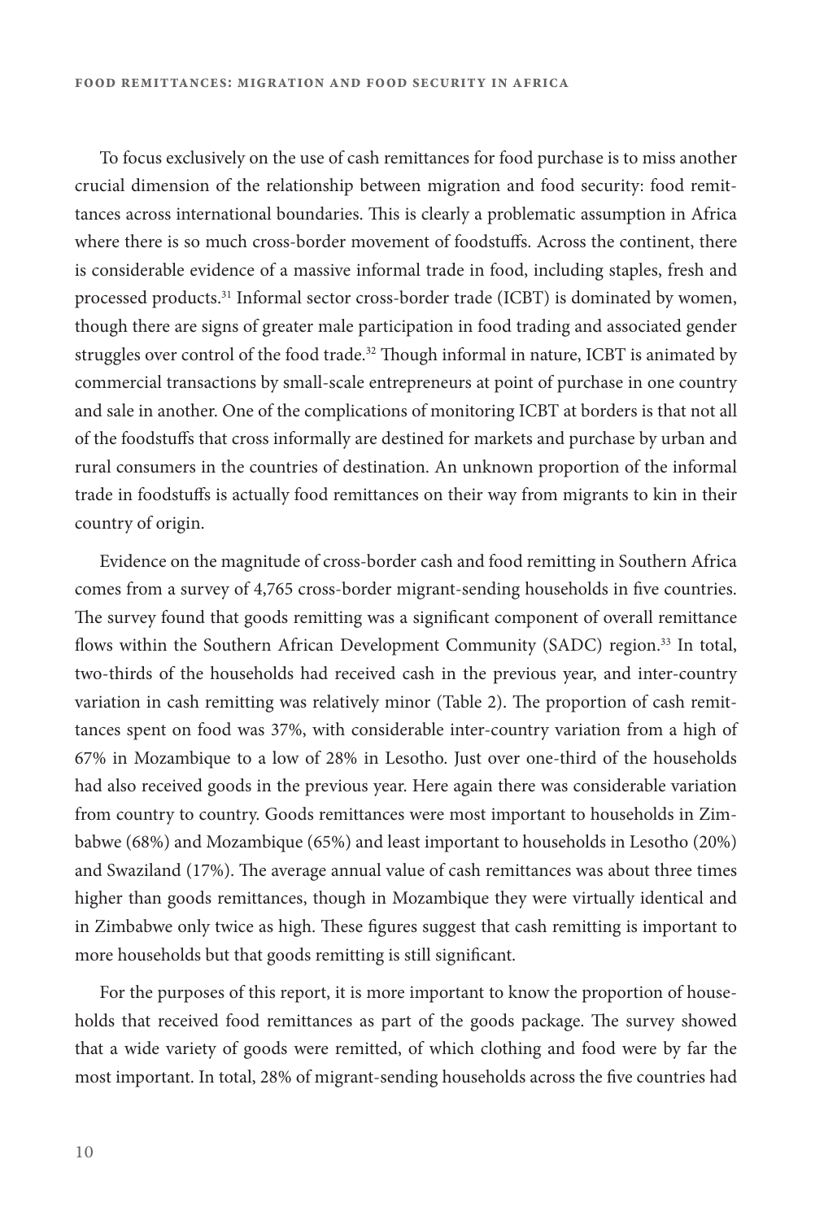To focus exclusively on the use of cash remittances for food purchase is to miss another crucial dimension of the relationship between migration and food security: food remittances across international boundaries. This is clearly a problematic assumption in Africa where there is so much cross-border movement of foodstuffs. Across the continent, there is considerable evidence of a massive informal trade in food, including staples, fresh and processed products.[31] Informal sector cross-border trade (ICBT) is dominated by women, though there are signs of greater male participation in food trading and associated gender struggles over control of the food trade.[32] Though informal in nature, ICBT is animated by commercial transactions by small-scale entrepreneurs at point of purchase in one country and sale in another. One of the complications of monitoring ICBT at borders is that not all of the foodstuffs that cross informally are destined for markets and purchase by urban and rural consumers in the countries of destination. An unknown proportion of the informal trade in foodstuffs is actually food remittances on their way from migrants to kin in their country of origin.

Evidence on the magnitude of cross-border cash and food remitting in Southern Africa comes from a survey of 4,765 cross-border migrant-sending households in five countries. The survey found that goods remitting was a significant component of overall remittance flows within the Southern African Development Community (SADC) region.[33] In total, two-thirds of the households had received cash in the previous year, and inter-country variation in cash remitting was relatively minor (Table 2). The proportion of cash remittances spent on food was 37%, with considerable inter-country variation from a high of 67% in Mozambique to a low of 28% in Lesotho. Just over one-third of the households had also received goods in the previous year. Here again there was considerable variation from country to country. Goods remittances were most important to households in Zimbabwe (68%) and Mozambique (65%) and least important to households in Lesotho (20%) and Swaziland (17%). The average annual value of cash remittances was about three times higher than goods remittances, though in Mozambique they were virtually identical and in Zimbabwe only twice as high. These figures suggest that cash remitting is important to more households but that goods remitting is still significant.

For the purposes of this report, it is more important to know the proportion of households that received food remittances as part of the goods package. The survey showed that a wide variety of goods were remitted, of which clothing and food were by far the most important. In total, 28% of migrant-sending households across the five countries had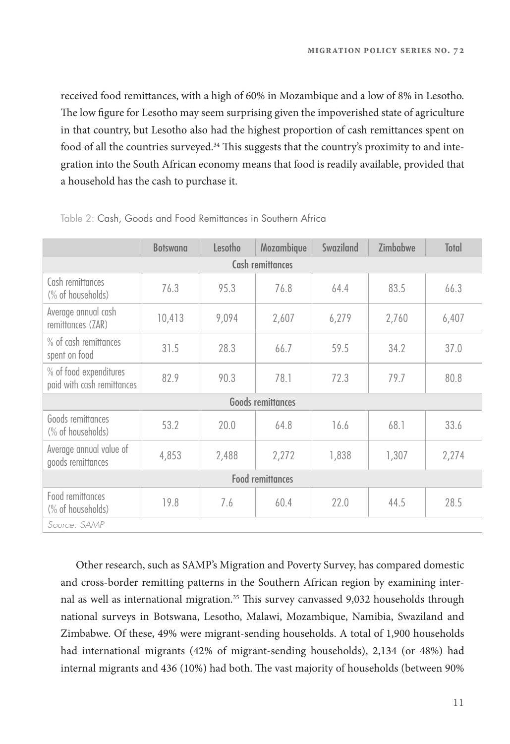received food remittances, with a high of 60% in Mozambique and a low of 8% in Lesotho. The low figure for Lesotho may seem surprising given the impoverished state of agriculture in that country, but Lesotho also had the highest proportion of cash remittances spent on food of all the countries surveyed.[34] This suggests that the country's proximity to and integration into the South African economy means that food is readily available, provided that a household has the cash to purchase it.

Table 2: Cash, Goods and Food Remittances in Southern Africa

| | Botswana | Lesotho | Mozambique | Swaziland | Zimbabwe | Total |
|---|---|---|---|---|---|---|
| **Cash remittances** | | | | | | |
| Cash remittances (% of households) | 76.3 | 95.3 | 76.8 | 64.4 | 83.5 | 66.3 |
| Average annual cash remittances (ZAR) | 10,413 | 9,094 | 2,607 | 6,279 | 2,760 | 6,407 |
| % of cash remittances spent on food | 31.5 | 28.3 | 66.7 | 59.5 | 34.2 | 37.0 |
| % of food expenditures paid with cash remittances | 82.9 | 90.3 | 78.1 | 72.3 | 79.7 | 80.8 |
| **Goods remittances** | | | | | | |
| Goods remittances (% of households) | 53.2 | 20.0 | 64.8 | 16.6 | 68.1 | 33.6 |
| Average annual value of goods remittances | 4,853 | 2,488 | 2,272 | 1,838 | 1,307 | 2,274 |
| **Food remittances** | | | | | | |
| Food remittances (% of households) | 19.8 | 7.6 | 60.4 | 22.0 | 44.5 | 28.5 |

*Source: SAMP*

Other research, such as SAMP's Migration and Poverty Survey, has compared domestic and cross-border remitting patterns in the Southern African region by examining internal as well as international migration.[35] This survey canvassed 9,032 households through national surveys in Botswana, Lesotho, Malawi, Mozambique, Namibia, Swaziland and Zimbabwe. Of these, 49% were migrant-sending households. A total of 1,900 households had international migrants (42% of migrant-sending households), 2,134 (or 48%) had internal migrants and 436 (10%) had both. The vast majority of households (between 90%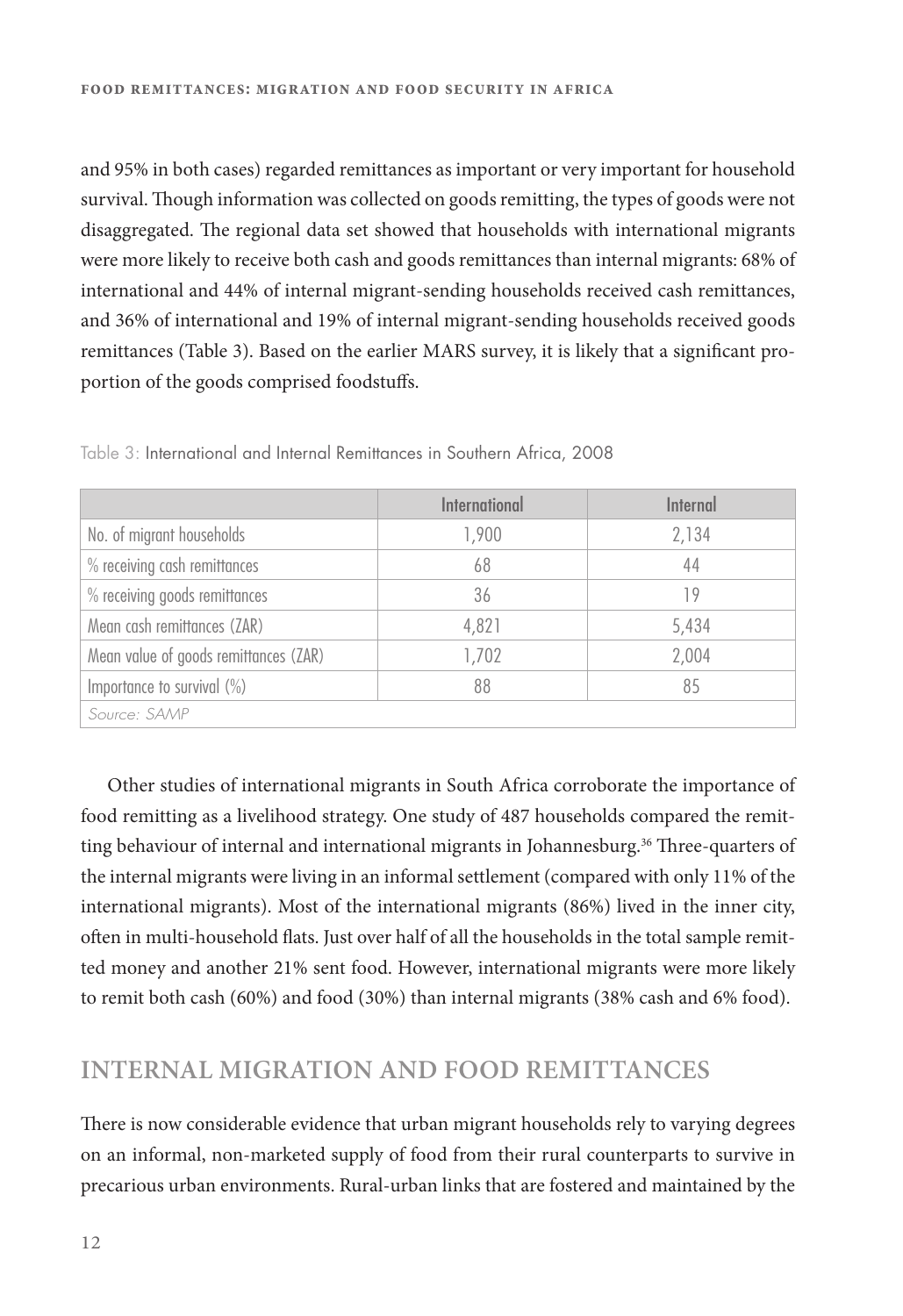and 95% in both cases) regarded remittances as important or very important for household survival. Though information was collected on goods remitting, the types of goods were not disaggregated. The regional data set showed that households with international migrants were more likely to receive both cash and goods remittances than internal migrants: 68% of international and 44% of internal migrant-sending households received cash remittances, and 36% of international and 19% of internal migrant-sending households received goods remittances (Table 3). Based on the earlier MARS survey, it is likely that a significant proportion of the goods comprised foodstuffs.

Table 3: International and Internal Remittances in Southern Africa, 2008

| | International | Internal |
|---|---|---|
| No. of migrant households | 1,900 | 2,134 |
| % receiving cash remittances | 68 | 44 |
| % receiving goods remittances | 36 | 19 |
| Mean cash remittances (ZAR) | 4,821 | 5,434 |
| Mean value of goods remittances (ZAR) | 1,702 | 2,004 |
| Importance to survival (%) | 88 | 85 |
| *Source: SAMP* | | |

Other studies of international migrants in South Africa corroborate the importance of food remitting as a livelihood strategy. One study of 487 households compared the remitting behaviour of internal and international migrants in Johannesburg.[36] Three-quarters of the internal migrants were living in an informal settlement (compared with only 11% of the international migrants). Most of the international migrants (86%) lived in the inner city, often in multi-household flats. Just over half of all the households in the total sample remitted money and another 21% sent food. However, international migrants were more likely to remit both cash (60%) and food (30%) than internal migrants (38% cash and 6% food).

## INTERNAL MIGRATION AND FOOD REMITTANCES

There is now considerable evidence that urban migrant households rely to varying degrees on an informal, non-marketed supply of food from their rural counterparts to survive in precarious urban environments. Rural-urban links that are fostered and maintained by the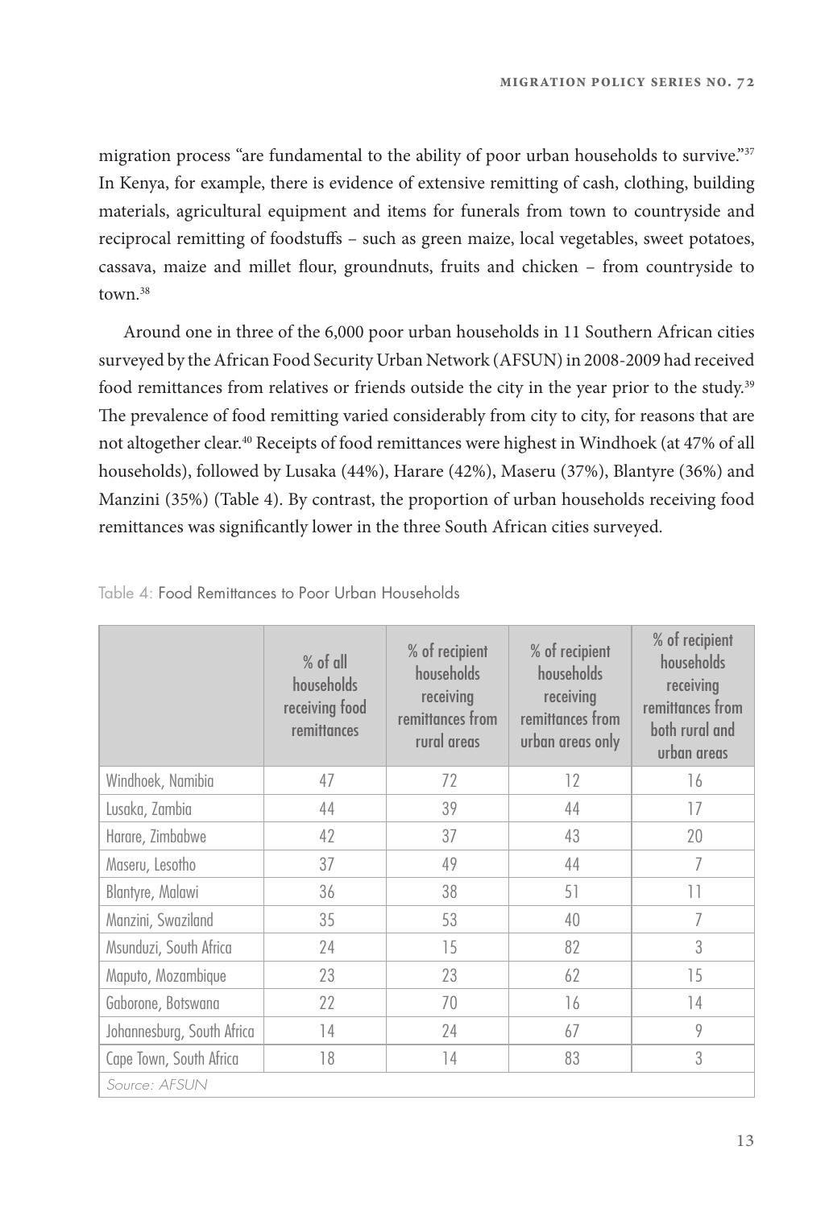migration process "are fundamental to the ability of poor urban households to survive."[37] In Kenya, for example, there is evidence of extensive remitting of cash, clothing, building materials, agricultural equipment and items for funerals from town to countryside and reciprocal remitting of foodstuffs – such as green maize, local vegetables, sweet potatoes, cassava, maize and millet flour, groundnuts, fruits and chicken – from countryside to town.[38]

Around one in three of the 6,000 poor urban households in 11 Southern African cities surveyed by the African Food Security Urban Network (AFSUN) in 2008-2009 had received food remittances from relatives or friends outside the city in the year prior to the study.[39] The prevalence of food remitting varied considerably from city to city, for reasons that are not altogether clear.[40] Receipts of food remittances were highest in Windhoek (at 47% of all households), followed by Lusaka (44%), Harare (42%), Maseru (37%), Blantyre (36%) and Manzini (35%) (Table 4). By contrast, the proportion of urban households receiving food remittances was significantly lower in the three South African cities surveyed.

Table 4: Food Remittances to Poor Urban Households

| | % of all households receiving food remittances | % of recipient households receiving remittances from rural areas | % of recipient households receiving remittances from urban areas only | % of recipient households receiving remittances from both rural and urban areas |
|---|---|---|---|---|
| Windhoek, Namibia | 47 | 72 | 12 | 16 |
| Lusaka, Zambia | 44 | 39 | 44 | 17 |
| Harare, Zimbabwe | 42 | 37 | 43 | 20 |
| Maseru, Lesotho | 37 | 49 | 44 | 7 |
| Blantyre, Malawi | 36 | 38 | 51 | 11 |
| Manzini, Swaziland | 35 | 53 | 40 | 7 |
| Msunduzi, South Africa | 24 | 15 | 82 | 3 |
| Maputo, Mozambique | 23 | 23 | 62 | 15 |
| Gaborone, Botswana | 22 | 70 | 16 | 14 |
| Johannesburg, South Africa | 14 | 24 | 67 | 9 |
| Cape Town, South Africa | 18 | 14 | 83 | 3 |

Source: AFSUN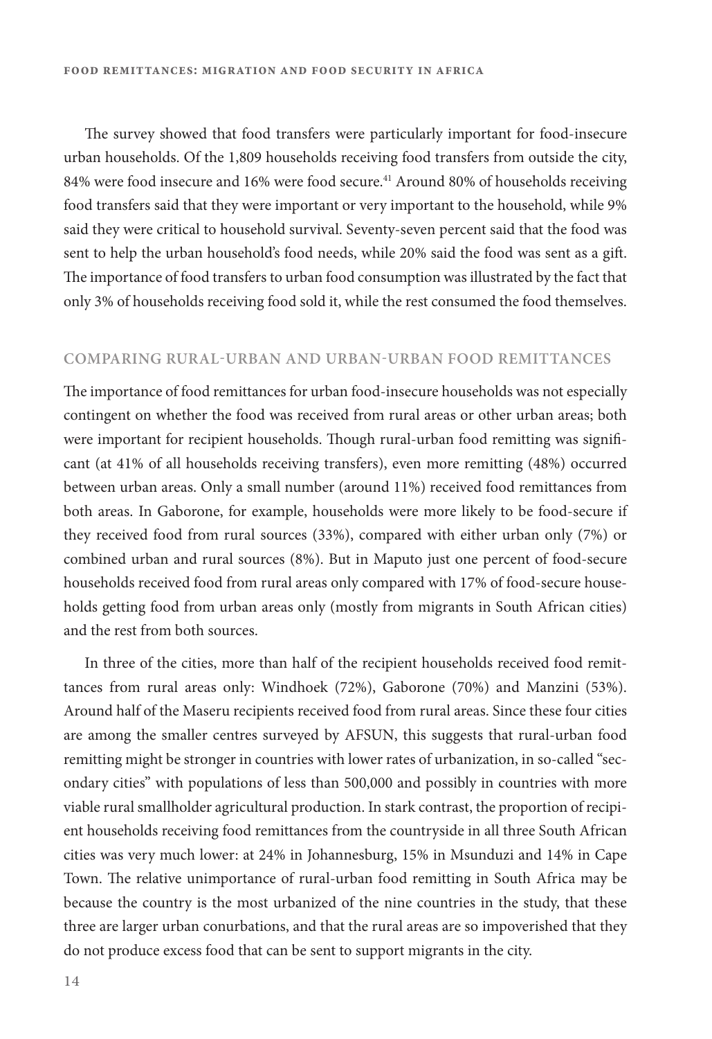The survey showed that food transfers were particularly important for food-insecure urban households. Of the 1,809 households receiving food transfers from outside the city, 84% were food insecure and 16% were food secure.[41] Around 80% of households receiving food transfers said that they were important or very important to the household, while 9% said they were critical to household survival. Seventy-seven percent said that the food was sent to help the urban household's food needs, while 20% said the food was sent as a gift. The importance of food transfers to urban food consumption was illustrated by the fact that only 3% of households receiving food sold it, while the rest consumed the food themselves.

## COMPARING RURAL-URBAN AND URBAN-URBAN FOOD REMITTANCES

The importance of food remittances for urban food-insecure households was not especially contingent on whether the food was received from rural areas or other urban areas; both were important for recipient households. Though rural-urban food remitting was significant (at 41% of all households receiving transfers), even more remitting (48%) occurred between urban areas. Only a small number (around 11%) received food remittances from both areas. In Gaborone, for example, households were more likely to be food-secure if they received food from rural sources (33%), compared with either urban only (7%) or combined urban and rural sources (8%). But in Maputo just one percent of food-secure households received food from rural areas only compared with 17% of food-secure households getting food from urban areas only (mostly from migrants in South African cities) and the rest from both sources.

In three of the cities, more than half of the recipient households received food remittances from rural areas only: Windhoek (72%), Gaborone (70%) and Manzini (53%). Around half of the Maseru recipients received food from rural areas. Since these four cities are among the smaller centres surveyed by AFSUN, this suggests that rural-urban food remitting might be stronger in countries with lower rates of urbanization, in so-called "secondary cities" with populations of less than 500,000 and possibly in countries with more viable rural smallholder agricultural production. In stark contrast, the proportion of recipient households receiving food remittances from the countryside in all three South African cities was very much lower: at 24% in Johannesburg, 15% in Msunduzi and 14% in Cape Town. The relative unimportance of rural-urban food remitting in South Africa may be because the country is the most urbanized of the nine countries in the study, that these three are larger urban conurbations, and that the rural areas are so impoverished that they do not produce excess food that can be sent to support migrants in the city.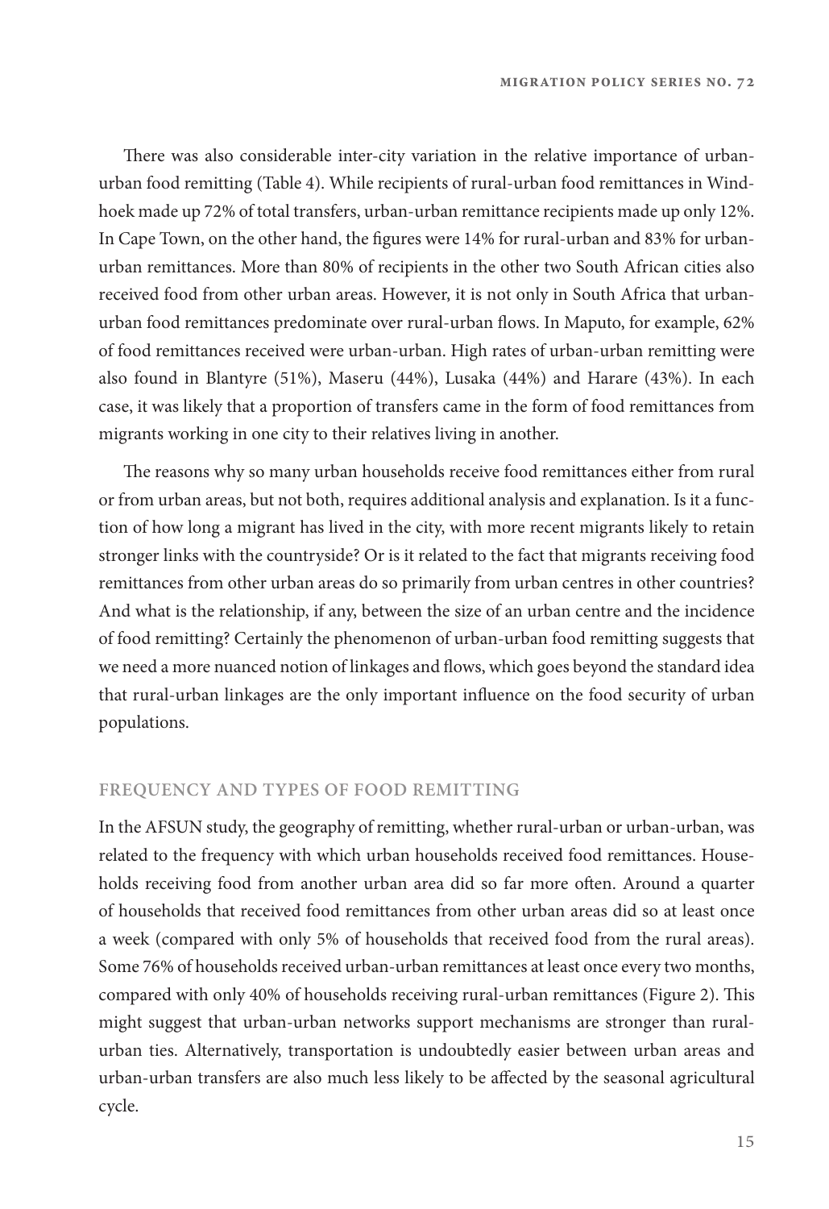There was also considerable inter-city variation in the relative importance of urban-urban food remitting (Table 4). While recipients of rural-urban food remittances in Windhoek made up 72% of total transfers, urban-urban remittance recipients made up only 12%. In Cape Town, on the other hand, the figures were 14% for rural-urban and 83% for urban-urban remittances. More than 80% of recipients in the other two South African cities also received food from other urban areas. However, it is not only in South Africa that urban-urban food remittances predominate over rural-urban flows. In Maputo, for example, 62% of food remittances received were urban-urban. High rates of urban-urban remitting were also found in Blantyre (51%), Maseru (44%), Lusaka (44%) and Harare (43%). In each case, it was likely that a proportion of transfers came in the form of food remittances from migrants working in one city to their relatives living in another.

The reasons why so many urban households receive food remittances either from rural or from urban areas, but not both, requires additional analysis and explanation. Is it a function of how long a migrant has lived in the city, with more recent migrants likely to retain stronger links with the countryside? Or is it related to the fact that migrants receiving food remittances from other urban areas do so primarily from urban centres in other countries? And what is the relationship, if any, between the size of an urban centre and the incidence of food remitting? Certainly the phenomenon of urban-urban food remitting suggests that we need a more nuanced notion of linkages and flows, which goes beyond the standard idea that rural-urban linkages are the only important influence on the food security of urban populations.

## FREQUENCY AND TYPES OF FOOD REMITTING

In the AFSUN study, the geography of remitting, whether rural-urban or urban-urban, was related to the frequency with which urban households received food remittances. Households receiving food from another urban area did so far more often. Around a quarter of households that received food remittances from other urban areas did so at least once a week (compared with only 5% of households that received food from the rural areas). Some 76% of households received urban-urban remittances at least once every two months, compared with only 40% of households receiving rural-urban remittances (Figure 2). This might suggest that urban-urban networks support mechanisms are stronger than rural-urban ties. Alternatively, transportation is undoubtedly easier between urban areas and urban-urban transfers are also much less likely to be affected by the seasonal agricultural cycle.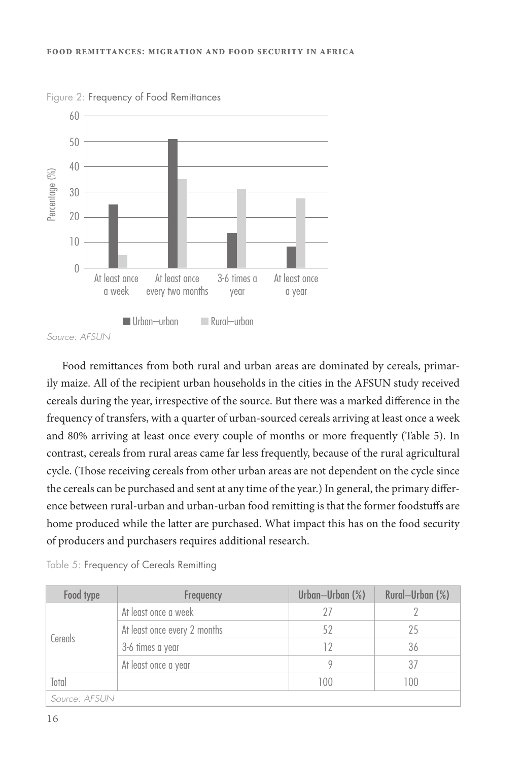Figure 2: Frequency of Food Remittances

Source: AFSUN

Food remittances from both rural and urban areas are dominated by cereals, primarily maize. All of the recipient urban households in the cities in the AFSUN study received cereals during the year, irrespective of the source. But there was a marked difference in the frequency of transfers, with a quarter of urban-sourced cereals arriving at least once a week and 80% arriving at least once every couple of months or more frequently (Table 5). In contrast, cereals from rural areas came far less frequently, because of the rural agricultural cycle. (Those receiving cereals from other urban areas are not dependent on the cycle since the cereals can be purchased and sent at any time of the year.) In general, the primary difference between rural-urban and urban-urban food remitting is that the former foodstuffs are home produced while the latter are purchased. What impact this has on the food security of producers and purchasers requires additional research.

Table 5: Frequency of Cereals Remitting

| Food type | Frequency | Urban–Urban (%) | Rural–Urban (%) |
|---|---|---|---|
| Cereals | At least once a week | 27 | 2 |
| | At least once every 2 months | 52 | 25 |
| | 3-6 times a year | 12 | 36 |
| | At least once a year | 9 | 37 |
| Total | | 100 | 100 |

Source: AFSUN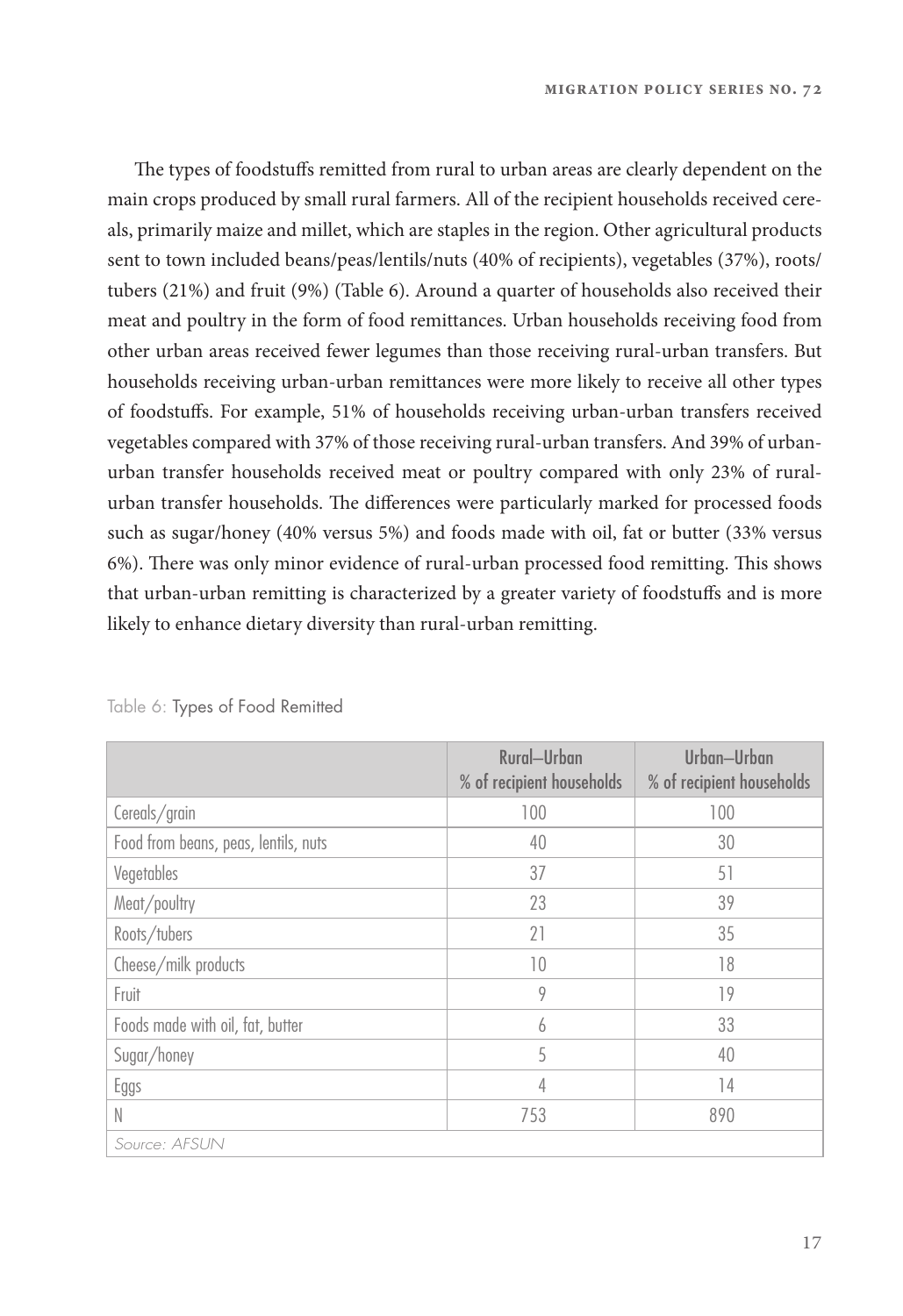The types of foodstuffs remitted from rural to urban areas are clearly dependent on the main crops produced by small rural farmers. All of the recipient households received cereals, primarily maize and millet, which are staples in the region. Other agricultural products sent to town included beans/peas/lentils/nuts (40% of recipients), vegetables (37%), roots/tubers (21%) and fruit (9%) (Table 6). Around a quarter of households also received their meat and poultry in the form of food remittances. Urban households receiving food from other urban areas received fewer legumes than those receiving rural-urban transfers. But households receiving urban-urban remittances were more likely to receive all other types of foodstuffs. For example, 51% of households receiving urban-urban transfers received vegetables compared with 37% of those receiving rural-urban transfers. And 39% of urban-urban transfer households received meat or poultry compared with only 23% of rural-urban transfer households. The differences were particularly marked for processed foods such as sugar/honey (40% versus 5%) and foods made with oil, fat or butter (33% versus 6%). There was only minor evidence of rural-urban processed food remitting. This shows that urban-urban remitting is characterized by a greater variety of foodstuffs and is more likely to enhance dietary diversity than rural-urban remitting.

Table 6: Types of Food Remitted

| | Rural–Urban % of recipient households | Urban–Urban % of recipient households |
|---|---|---|
| Cereals/grain | 100 | 100 |
| Food from beans, peas, lentils, nuts | 40 | 30 |
| Vegetables | 37 | 51 |
| Meat/poultry | 23 | 39 |
| Roots/tubers | 21 | 35 |
| Cheese/milk products | 10 | 18 |
| Fruit | 9 | 19 |
| Foods made with oil, fat, butter | 6 | 33 |
| Sugar/honey | 5 | 40 |
| Eggs | 4 | 14 |
| N | 753 | 890 |

*Source: AFSUN*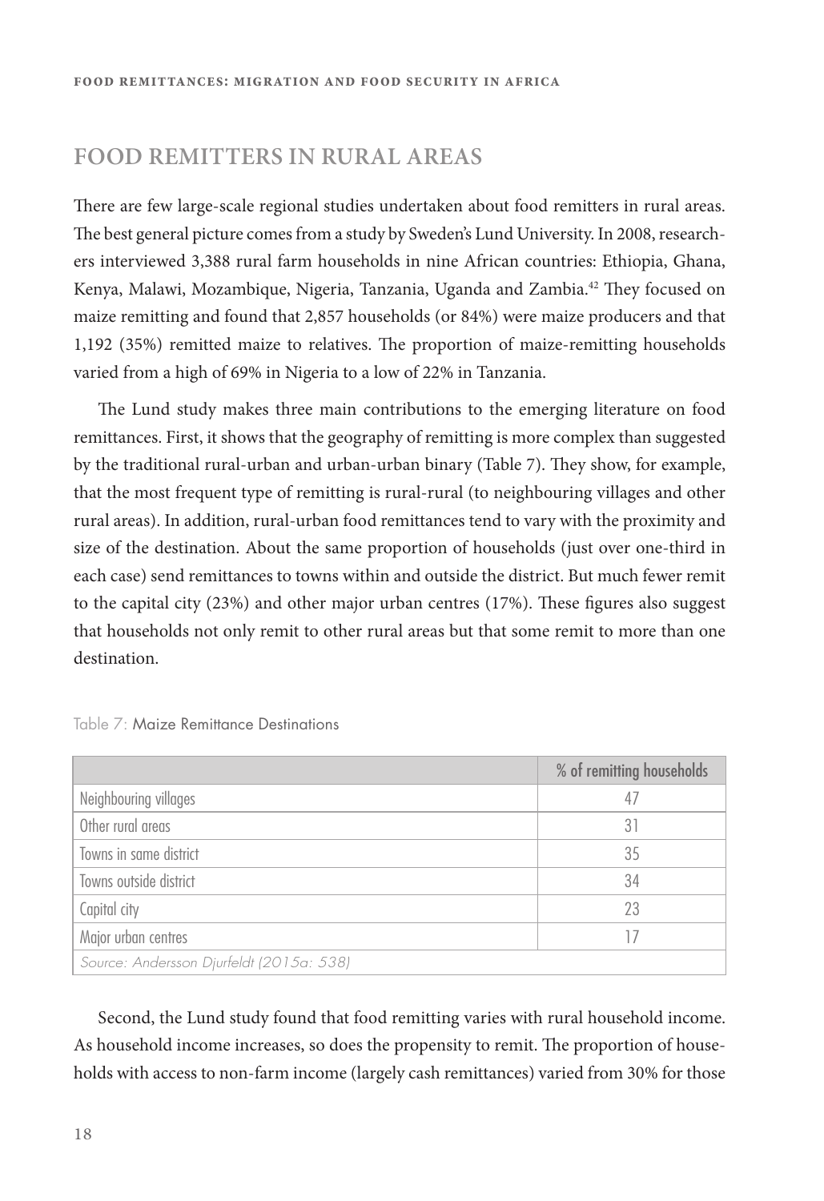## FOOD REMITTERS IN RURAL AREAS

There are few large-scale regional studies undertaken about food remitters in rural areas. The best general picture comes from a study by Sweden's Lund University. In 2008, researchers interviewed 3,388 rural farm households in nine African countries: Ethiopia, Ghana, Kenya, Malawi, Mozambique, Nigeria, Tanzania, Uganda and Zambia.[42] They focused on maize remitting and found that 2,857 households (or 84%) were maize producers and that 1,192 (35%) remitted maize to relatives. The proportion of maize-remitting households varied from a high of 69% in Nigeria to a low of 22% in Tanzania.

The Lund study makes three main contributions to the emerging literature on food remittances. First, it shows that the geography of remitting is more complex than suggested by the traditional rural-urban and urban-urban binary (Table 7). They show, for example, that the most frequent type of remitting is rural-rural (to neighbouring villages and other rural areas). In addition, rural-urban food remittances tend to vary with the proximity and size of the destination. About the same proportion of households (just over one-third in each case) send remittances to towns within and outside the district. But much fewer remit to the capital city (23%) and other major urban centres (17%). These figures also suggest that households not only remit to other rural areas but that some remit to more than one destination.

Table 7: Maize Remittance Destinations

| | % of remitting households |
|---|---|
| Neighbouring villages | 47 |
| Other rural areas | 31 |
| Towns in same district | 35 |
| Towns outside district | 34 |
| Capital city | 23 |
| Major urban centres | 17 |
| *Source: Andersson Djurfeldt (2015a: 538)* | |

Second, the Lund study found that food remitting varies with rural household income. As household income increases, so does the propensity to remit. The proportion of households with access to non-farm income (largely cash remittances) varied from 30% for those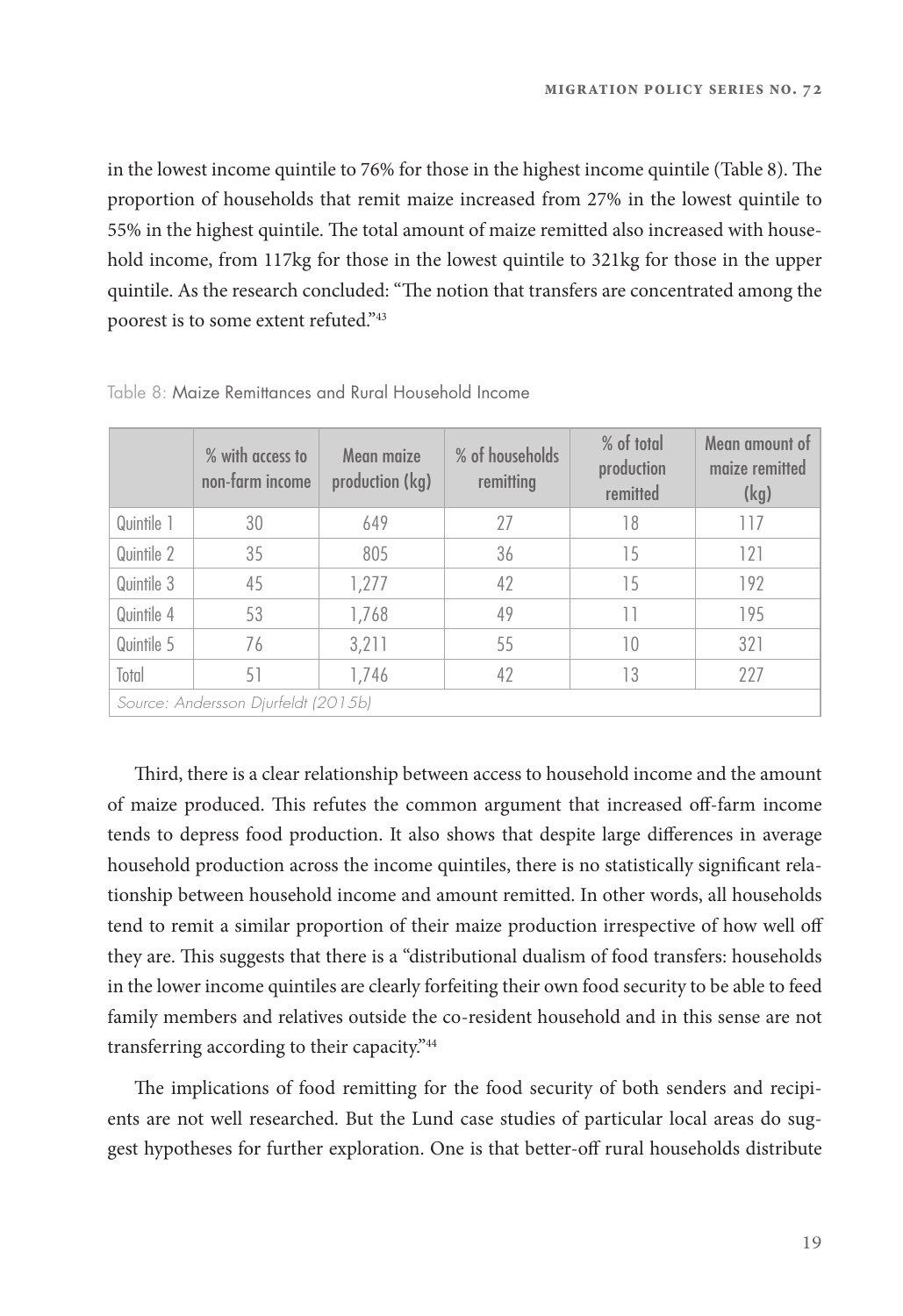in the lowest income quintile to 76% for those in the highest income quintile (Table 8). The proportion of households that remit maize increased from 27% in the lowest quintile to 55% in the highest quintile. The total amount of maize remitted also increased with household income, from 117kg for those in the lowest quintile to 321kg for those in the upper quintile. As the research concluded: "The notion that transfers are concentrated among the poorest is to some extent refuted."[43]

Table 8: Maize Remittances and Rural Household Income

| | % with access to non-farm income | Mean maize production (kg) | % of households remitting | % of total production remitted | Mean amount of maize remitted (kg) |
|---|---|---|---|---|---|
| Quintile 1 | 30 | 649 | 27 | 18 | 117 |
| Quintile 2 | 35 | 805 | 36 | 15 | 121 |
| Quintile 3 | 45 | 1,277 | 42 | 15 | 192 |
| Quintile 4 | 53 | 1,768 | 49 | 11 | 195 |
| Quintile 5 | 76 | 3,211 | 55 | 10 | 321 |
| Total | 51 | 1,746 | 42 | 13 | 227 |

*Source: Andersson Djurfeldt (2015b)*

Third, there is a clear relationship between access to household income and the amount of maize produced. This refutes the common argument that increased off-farm income tends to depress food production. It also shows that despite large differences in average household production across the income quintiles, there is no statistically significant relationship between household income and amount remitted. In other words, all households tend to remit a similar proportion of their maize production irrespective of how well off they are. This suggests that there is a "distributional dualism of food transfers: households in the lower income quintiles are clearly forfeiting their own food security to be able to feed family members and relatives outside the co-resident household and in this sense are not transferring according to their capacity."[44]

The implications of food remitting for the food security of both senders and recipients are not well researched. But the Lund case studies of particular local areas do suggest hypotheses for further exploration. One is that better-off rural households distribute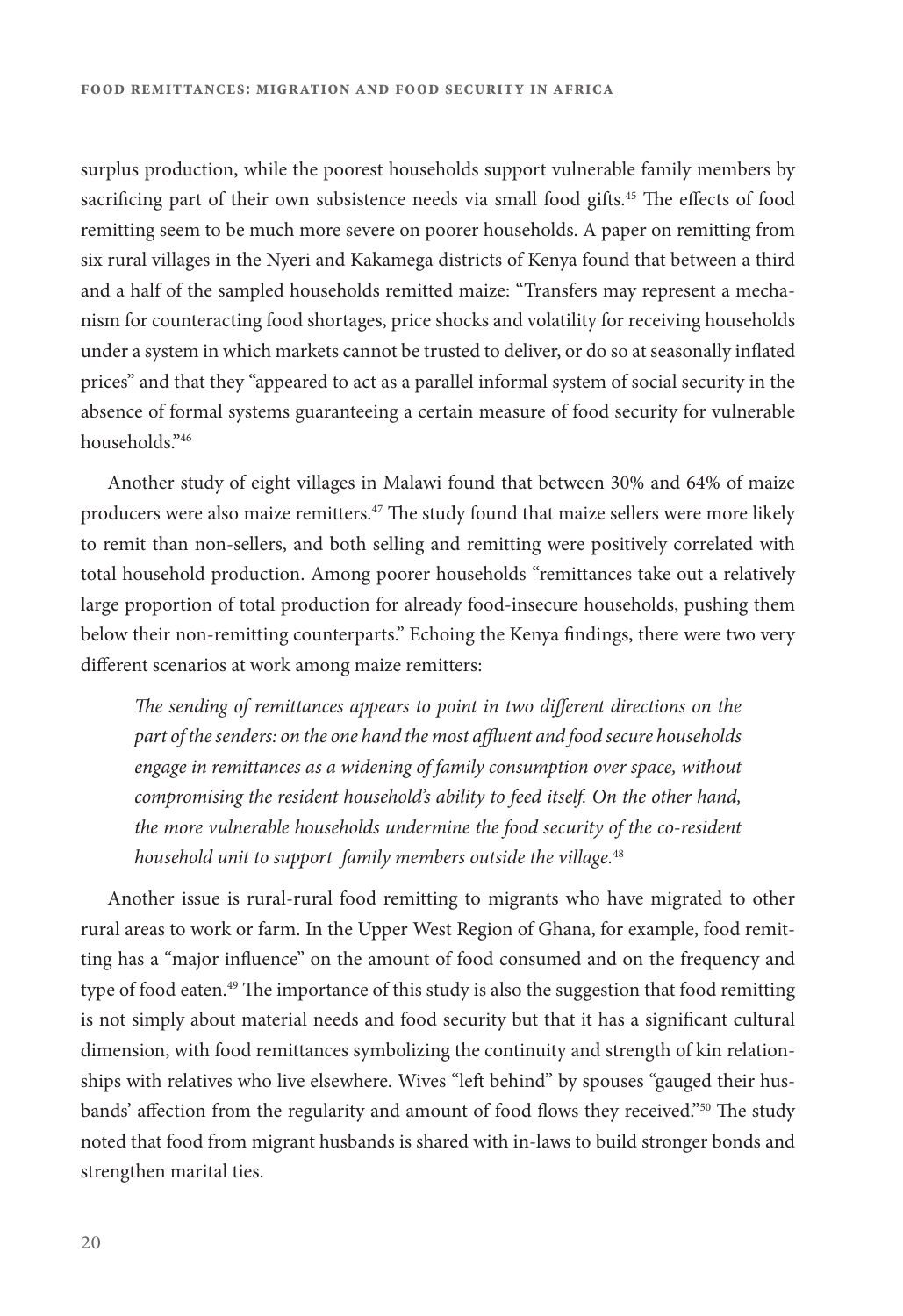surplus production, while the poorest households support vulnerable family members by sacrificing part of their own subsistence needs via small food gifts.[45] The effects of food remitting seem to be much more severe on poorer households. A paper on remitting from six rural villages in the Nyeri and Kakamega districts of Kenya found that between a third and a half of the sampled households remitted maize: "Transfers may represent a mechanism for counteracting food shortages, price shocks and volatility for receiving households under a system in which markets cannot be trusted to deliver, or do so at seasonally inflated prices" and that they "appeared to act as a parallel informal system of social security in the absence of formal systems guaranteeing a certain measure of food security for vulnerable households."[46]

Another study of eight villages in Malawi found that between 30% and 64% of maize producers were also maize remitters.[47] The study found that maize sellers were more likely to remit than non-sellers, and both selling and remitting were positively correlated with total household production. Among poorer households "remittances take out a relatively large proportion of total production for already food-insecure households, pushing them below their non-remitting counterparts." Echoing the Kenya findings, there were two very different scenarios at work among maize remitters:

> *The sending of remittances appears to point in two different directions on the part of the senders: on the one hand the most affluent and food secure households engage in remittances as a widening of family consumption over space, without compromising the resident household's ability to feed itself. On the other hand, the more vulnerable households undermine the food security of the co-resident household unit to support family members outside the village.*[48]

Another issue is rural-rural food remitting to migrants who have migrated to other rural areas to work or farm. In the Upper West Region of Ghana, for example, food remitting has a "major influence" on the amount of food consumed and on the frequency and type of food eaten.[49] The importance of this study is also the suggestion that food remitting is not simply about material needs and food security but that it has a significant cultural dimension, with food remittances symbolizing the continuity and strength of kin relationships with relatives who live elsewhere. Wives "left behind" by spouses "gauged their husbands' affection from the regularity and amount of food flows they received."[50] The study noted that food from migrant husbands is shared with in-laws to build stronger bonds and strengthen marital ties.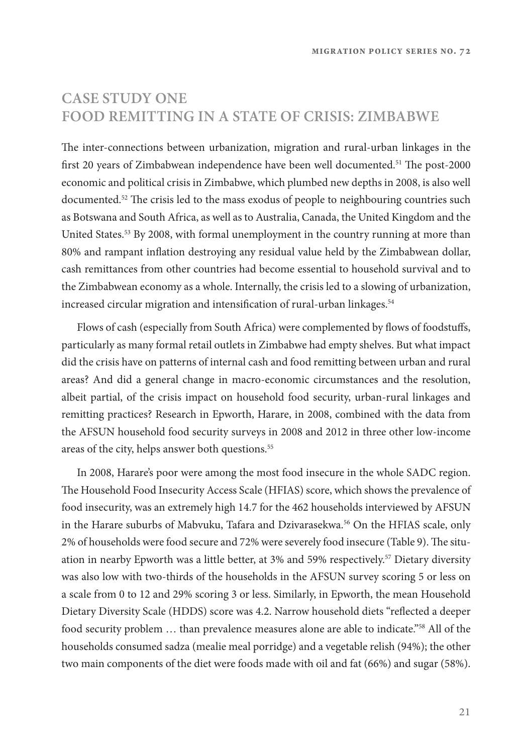## CASE STUDY ONE
## FOOD REMITTING IN A STATE OF CRISIS: ZIMBABWE

The inter-connections between urbanization, migration and rural-urban linkages in the first 20 years of Zimbabwean independence have been well documented.[51] The post-2000 economic and political crisis in Zimbabwe, which plumbed new depths in 2008, is also well documented.[52] The crisis led to the mass exodus of people to neighbouring countries such as Botswana and South Africa, as well as to Australia, Canada, the United Kingdom and the United States.[53] By 2008, with formal unemployment in the country running at more than 80% and rampant inflation destroying any residual value held by the Zimbabwean dollar, cash remittances from other countries had become essential to household survival and to the Zimbabwean economy as a whole. Internally, the crisis led to a slowing of urbanization, increased circular migration and intensification of rural-urban linkages.[54]

Flows of cash (especially from South Africa) were complemented by flows of foodstuffs, particularly as many formal retail outlets in Zimbabwe had empty shelves. But what impact did the crisis have on patterns of internal cash and food remitting between urban and rural areas? And did a general change in macro-economic circumstances and the resolution, albeit partial, of the crisis impact on household food security, urban-rural linkages and remitting practices? Research in Epworth, Harare, in 2008, combined with the data from the AFSUN household food security surveys in 2008 and 2012 in three other low-income areas of the city, helps answer both questions.[55]

In 2008, Harare's poor were among the most food insecure in the whole SADC region. The Household Food Insecurity Access Scale (HFIAS) score, which shows the prevalence of food insecurity, was an extremely high 14.7 for the 462 households interviewed by AFSUN in the Harare suburbs of Mabvuku, Tafara and Dzivarasekwa.[56] On the HFIAS scale, only 2% of households were food secure and 72% were severely food insecure (Table 9). The situation in nearby Epworth was a little better, at 3% and 59% respectively.[57] Dietary diversity was also low with two-thirds of the households in the AFSUN survey scoring 5 or less on a scale from 0 to 12 and 29% scoring 3 or less. Similarly, in Epworth, the mean Household Dietary Diversity Scale (HDDS) score was 4.2. Narrow household diets "reflected a deeper food security problem … than prevalence measures alone are able to indicate."[58] All of the households consumed sadza (mealie meal porridge) and a vegetable relish (94%); the other two main components of the diet were foods made with oil and fat (66%) and sugar (58%).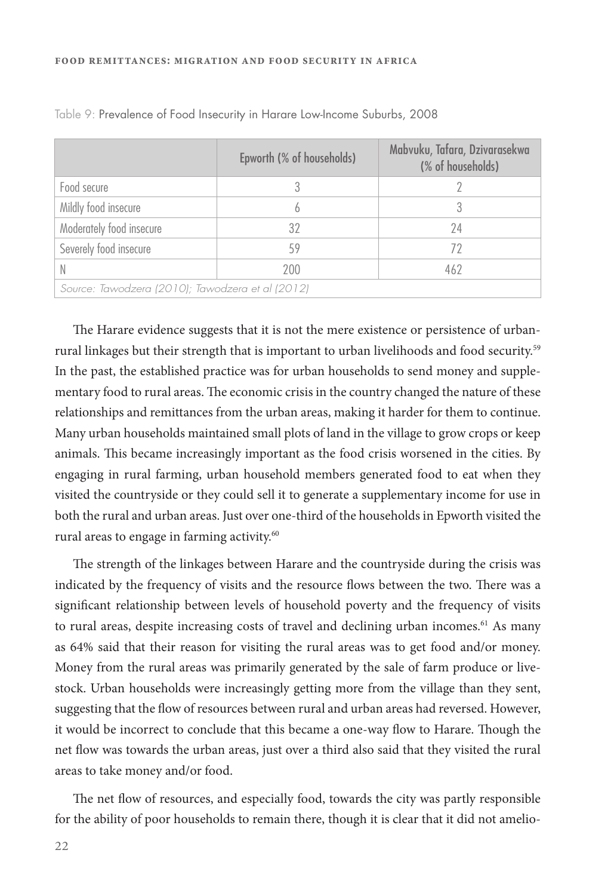Table 9: Prevalence of Food Insecurity in Harare Low-Income Suburbs, 2008

| | Epworth (% of households) | Mabvuku, Tafara, Dzivarasekwa (% of households) |
|---|---|---|
| Food secure | 3 | 2 |
| Mildly food insecure | 6 | 3 |
| Moderately food insecure | 32 | 24 |
| Severely food insecure | 59 | 72 |
| N | 200 | 462 |

*Source: Tawodzera (2010); Tawodzera et al (2012)*

The Harare evidence suggests that it is not the mere existence or persistence of urban-rural linkages but their strength that is important to urban livelihoods and food security.[59] In the past, the established practice was for urban households to send money and supplementary food to rural areas. The economic crisis in the country changed the nature of these relationships and remittances from the urban areas, making it harder for them to continue. Many urban households maintained small plots of land in the village to grow crops or keep animals. This became increasingly important as the food crisis worsened in the cities. By engaging in rural farming, urban household members generated food to eat when they visited the countryside or they could sell it to generate a supplementary income for use in both the rural and urban areas. Just over one-third of the households in Epworth visited the rural areas to engage in farming activity.[60]

The strength of the linkages between Harare and the countryside during the crisis was indicated by the frequency of visits and the resource flows between the two. There was a significant relationship between levels of household poverty and the frequency of visits to rural areas, despite increasing costs of travel and declining urban incomes.[61] As many as 64% said that their reason for visiting the rural areas was to get food and/or money. Money from the rural areas was primarily generated by the sale of farm produce or livestock. Urban households were increasingly getting more from the village than they sent, suggesting that the flow of resources between rural and urban areas had reversed. However, it would be incorrect to conclude that this became a one-way flow to Harare. Though the net flow was towards the urban areas, just over a third also said that they visited the rural areas to take money and/or food.

The net flow of resources, and especially food, towards the city was partly responsible for the ability of poor households to remain there, though it is clear that it did not amelio-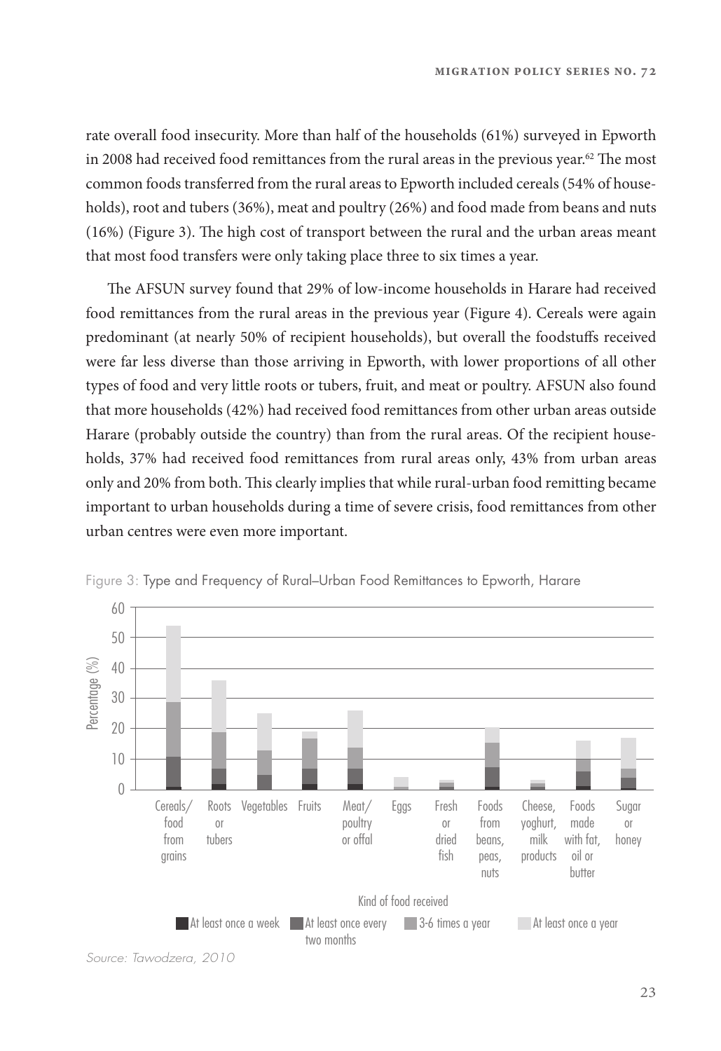rate overall food insecurity. More than half of the households (61%) surveyed in Epworth in 2008 had received food remittances from the rural areas in the previous year.[62] The most common foods transferred from the rural areas to Epworth included cereals (54% of households), root and tubers (36%), meat and poultry (26%) and food made from beans and nuts (16%) (Figure 3). The high cost of transport between the rural and the urban areas meant that most food transfers were only taking place three to six times a year.

The AFSUN survey found that 29% of low-income households in Harare had received food remittances from the rural areas in the previous year (Figure 4). Cereals were again predominant (at nearly 50% of recipient households), but overall the foodstuffs received were far less diverse than those arriving in Epworth, with lower proportions of all other types of food and very little roots or tubers, fruit, and meat or poultry. AFSUN also found that more households (42%) had received food remittances from other urban areas outside Harare (probably outside the country) than from the rural areas. Of the recipient households, 37% had received food remittances from rural areas only, 43% from urban areas only and 20% from both. This clearly implies that while rural-urban food remitting became important to urban households during a time of severe crisis, food remittances from other urban centres were even more important.

Figure 3: Type and Frequency of Rural–Urban Food Remittances to Epworth, Harare

*Source: Tawodzera, 2010*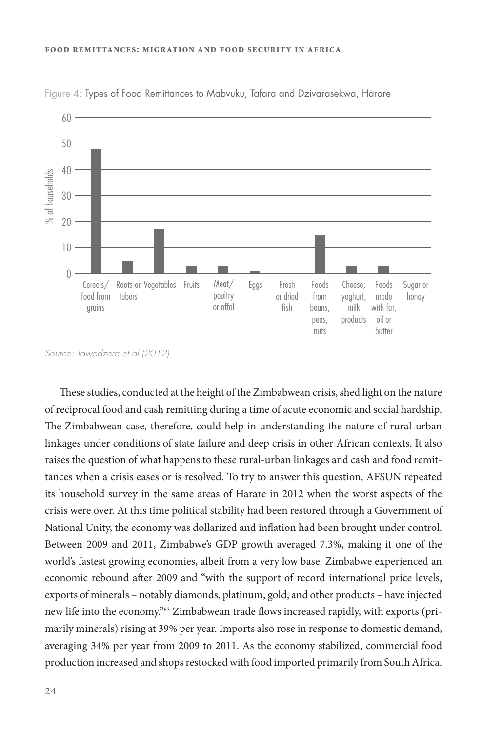Figure 4: Types of Food Remittances to Mabvuku, Tafara and Dzivarasekwa, Harare

*Source: Tawodzera et al (2012)*

These studies, conducted at the height of the Zimbabwean crisis, shed light on the nature of reciprocal food and cash remitting during a time of acute economic and social hardship. The Zimbabwean case, therefore, could help in understanding the nature of rural-urban linkages under conditions of state failure and deep crisis in other African contexts. It also raises the question of what happens to these rural-urban linkages and cash and food remittances when a crisis eases or is resolved. To try to answer this question, AFSUN repeated its household survey in the same areas of Harare in 2012 when the worst aspects of the crisis were over. At this time political stability had been restored through a Government of National Unity, the economy was dollarized and inflation had been brought under control. Between 2009 and 2011, Zimbabwe's GDP growth averaged 7.3%, making it one of the world's fastest growing economies, albeit from a very low base. Zimbabwe experienced an economic rebound after 2009 and "with the support of record international price levels, exports of minerals – notably diamonds, platinum, gold, and other products – have injected new life into the economy."[63] Zimbabwean trade flows increased rapidly, with exports (primarily minerals) rising at 39% per year. Imports also rose in response to domestic demand, averaging 34% per year from 2009 to 2011. As the economy stabilized, commercial food production increased and shops restocked with food imported primarily from South Africa.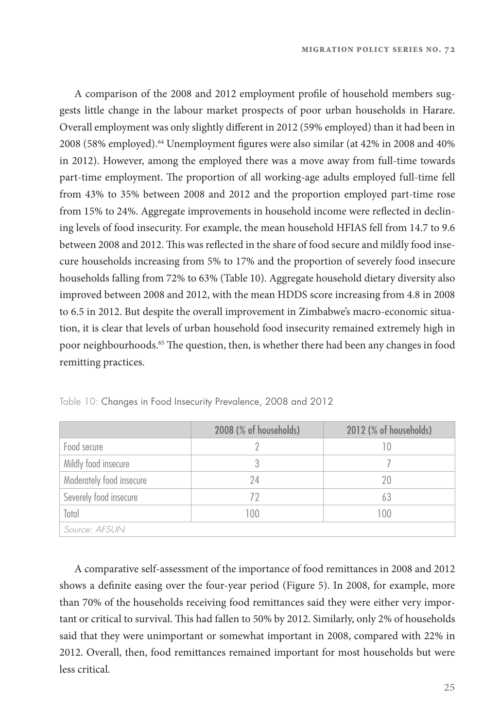A comparison of the 2008 and 2012 employment profile of household members suggests little change in the labour market prospects of poor urban households in Harare. Overall employment was only slightly different in 2012 (59% employed) than it had been in 2008 (58% employed).[64] Unemployment figures were also similar (at 42% in 2008 and 40% in 2012). However, among the employed there was a move away from full-time towards part-time employment. The proportion of all working-age adults employed full-time fell from 43% to 35% between 2008 and 2012 and the proportion employed part-time rose from 15% to 24%. Aggregate improvements in household income were reflected in declining levels of food insecurity. For example, the mean household HFIAS fell from 14.7 to 9.6 between 2008 and 2012. This was reflected in the share of food secure and mildly food insecure households increasing from 5% to 17% and the proportion of severely food insecure households falling from 72% to 63% (Table 10). Aggregate household dietary diversity also improved between 2008 and 2012, with the mean HDDS score increasing from 4.8 in 2008 to 6.5 in 2012. But despite the overall improvement in Zimbabwe's macro-economic situation, it is clear that levels of urban household food insecurity remained extremely high in poor neighbourhoods.[65] The question, then, is whether there had been any changes in food remitting practices.

Table 10: Changes in Food Insecurity Prevalence, 2008 and 2012

| | 2008 (% of households) | 2012 (% of households) |
|---|---|---|
| Food secure | 2 | 10 |
| Mildly food insecure | 3 | 7 |
| Moderately food insecure | 24 | 20 |
| Severely food insecure | 72 | 63 |
| Total | 100 | 100 |
| *Source: AFSUN* | | |

A comparative self-assessment of the importance of food remittances in 2008 and 2012 shows a definite easing over the four-year period (Figure 5). In 2008, for example, more than 70% of the households receiving food remittances said they were either very important or critical to survival. This had fallen to 50% by 2012. Similarly, only 2% of households said that they were unimportant or somewhat important in 2008, compared with 22% in 2012. Overall, then, food remittances remained important for most households but were less critical.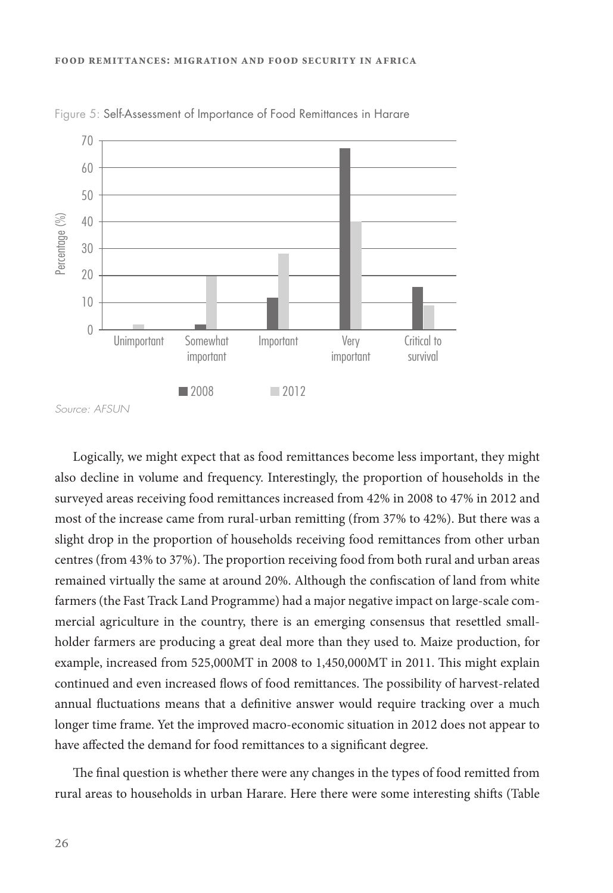Figure 5: Self-Assessment of Importance of Food Remittances in Harare

Source: AFSUN

Logically, we might expect that as food remittances become less important, they might also decline in volume and frequency. Interestingly, the proportion of households in the surveyed areas receiving food remittances increased from 42% in 2008 to 47% in 2012 and most of the increase came from rural-urban remitting (from 37% to 42%). But there was a slight drop in the proportion of households receiving food remittances from other urban centres (from 43% to 37%). The proportion receiving food from both rural and urban areas remained virtually the same at around 20%. Although the confiscation of land from white farmers (the Fast Track Land Programme) had a major negative impact on large-scale commercial agriculture in the country, there is an emerging consensus that resettled smallholder farmers are producing a great deal more than they used to. Maize production, for example, increased from 525,000MT in 2008 to 1,450,000MT in 2011. This might explain continued and even increased flows of food remittances. The possibility of harvest-related annual fluctuations means that a definitive answer would require tracking over a much longer time frame. Yet the improved macro-economic situation in 2012 does not appear to have affected the demand for food remittances to a significant degree.

The final question is whether there were any changes in the types of food remitted from rural areas to households in urban Harare. Here there were some interesting shifts (Table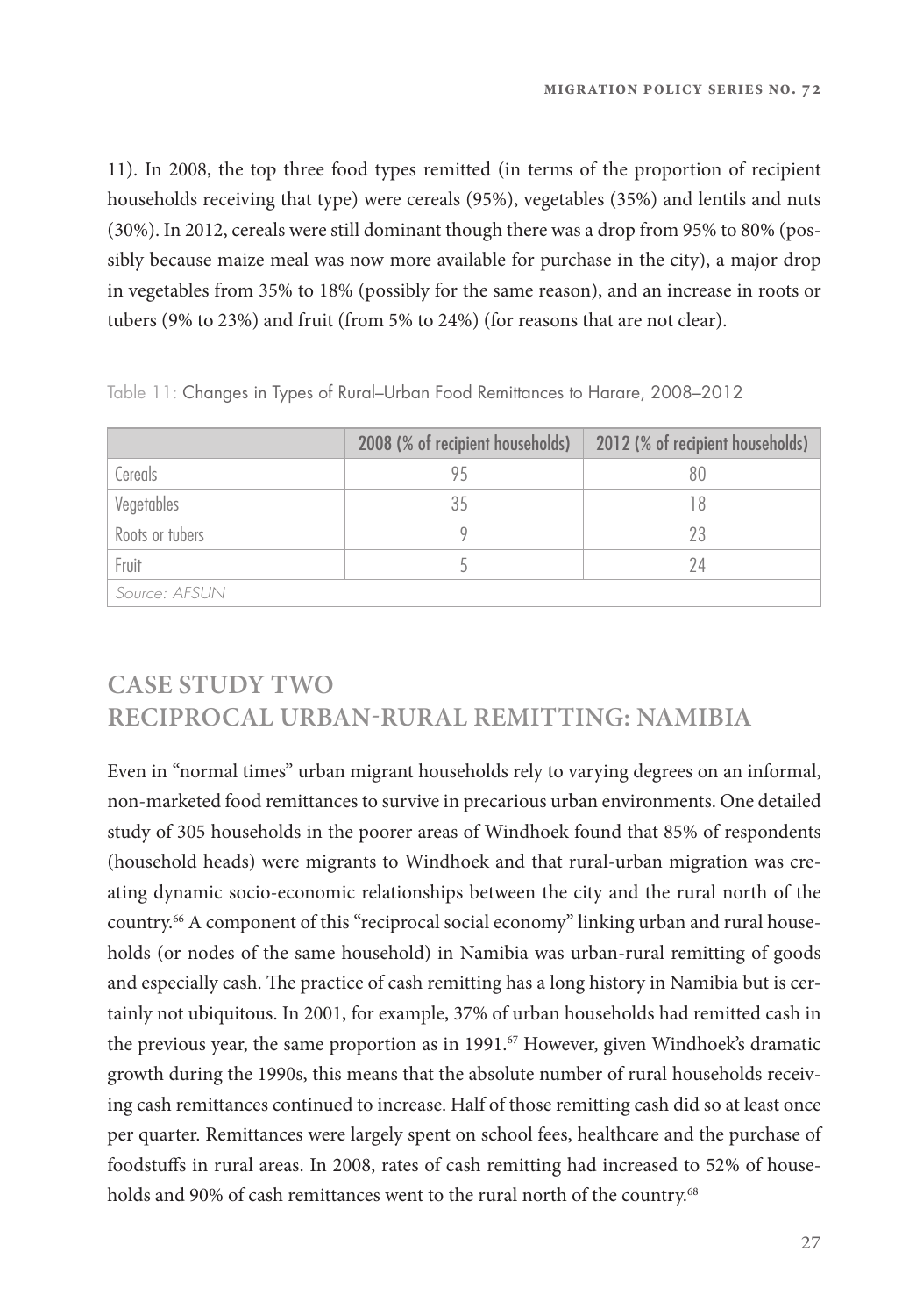11). In 2008, the top three food types remitted (in terms of the proportion of recipient households receiving that type) were cereals (95%), vegetables (35%) and lentils and nuts (30%). In 2012, cereals were still dominant though there was a drop from 95% to 80% (possibly because maize meal was now more available for purchase in the city), a major drop in vegetables from 35% to 18% (possibly for the same reason), and an increase in roots or tubers (9% to 23%) and fruit (from 5% to 24%) (for reasons that are not clear).

Table 11: Changes in Types of Rural–Urban Food Remittances to Harare, 2008–2012

| | 2008 (% of recipient households) | 2012 (% of recipient households) |
|---|---|---|
| Cereals | 95 | 80 |
| Vegetables | 35 | 18 |
| Roots or tubers | 9 | 23 |
| Fruit | 5 | 24 |
| *Source: AFSUN* | | |

## CASE STUDY TWO
## RECIPROCAL URBAN-RURAL REMITTING: NAMIBIA

Even in "normal times" urban migrant households rely to varying degrees on an informal, non-marketed food remittances to survive in precarious urban environments. One detailed study of 305 households in the poorer areas of Windhoek found that 85% of respondents (household heads) were migrants to Windhoek and that rural-urban migration was creating dynamic socio-economic relationships between the city and the rural north of the country.[66] A component of this "reciprocal social economy" linking urban and rural households (or nodes of the same household) in Namibia was urban-rural remitting of goods and especially cash. The practice of cash remitting has a long history in Namibia but is certainly not ubiquitous. In 2001, for example, 37% of urban households had remitted cash in the previous year, the same proportion as in 1991.[67] However, given Windhoek's dramatic growth during the 1990s, this means that the absolute number of rural households receiving cash remittances continued to increase. Half of those remitting cash did so at least once per quarter. Remittances were largely spent on school fees, healthcare and the purchase of foodstuffs in rural areas. In 2008, rates of cash remitting had increased to 52% of households and 90% of cash remittances went to the rural north of the country.[68]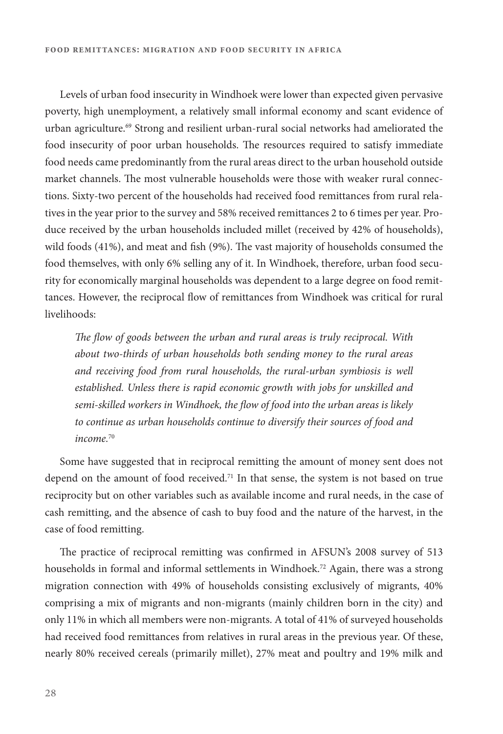Levels of urban food insecurity in Windhoek were lower than expected given pervasive poverty, high unemployment, a relatively small informal economy and scant evidence of urban agriculture.[69] Strong and resilient urban-rural social networks had ameliorated the food insecurity of poor urban households. The resources required to satisfy immediate food needs came predominantly from the rural areas direct to the urban household outside market channels. The most vulnerable households were those with weaker rural connections. Sixty-two percent of the households had received food remittances from rural relatives in the year prior to the survey and 58% received remittances 2 to 6 times per year. Produce received by the urban households included millet (received by 42% of households), wild foods (41%), and meat and fish (9%). The vast majority of households consumed the food themselves, with only 6% selling any of it. In Windhoek, therefore, urban food security for economically marginal households was dependent to a large degree on food remittances. However, the reciprocal flow of remittances from Windhoek was critical for rural livelihoods:

> *The flow of goods between the urban and rural areas is truly reciprocal. With about two-thirds of urban households both sending money to the rural areas and receiving food from rural households, the rural-urban symbiosis is well established. Unless there is rapid economic growth with jobs for unskilled and semi-skilled workers in Windhoek, the flow of food into the urban areas is likely to continue as urban households continue to diversify their sources of food and income.*[70]

Some have suggested that in reciprocal remitting the amount of money sent does not depend on the amount of food received.[71] In that sense, the system is not based on true reciprocity but on other variables such as available income and rural needs, in the case of cash remitting, and the absence of cash to buy food and the nature of the harvest, in the case of food remitting.

The practice of reciprocal remitting was confirmed in AFSUN's 2008 survey of 513 households in formal and informal settlements in Windhoek.[72] Again, there was a strong migration connection with 49% of households consisting exclusively of migrants, 40% comprising a mix of migrants and non-migrants (mainly children born in the city) and only 11% in which all members were non-migrants. A total of 41% of surveyed households had received food remittances from relatives in rural areas in the previous year. Of these, nearly 80% received cereals (primarily millet), 27% meat and poultry and 19% milk and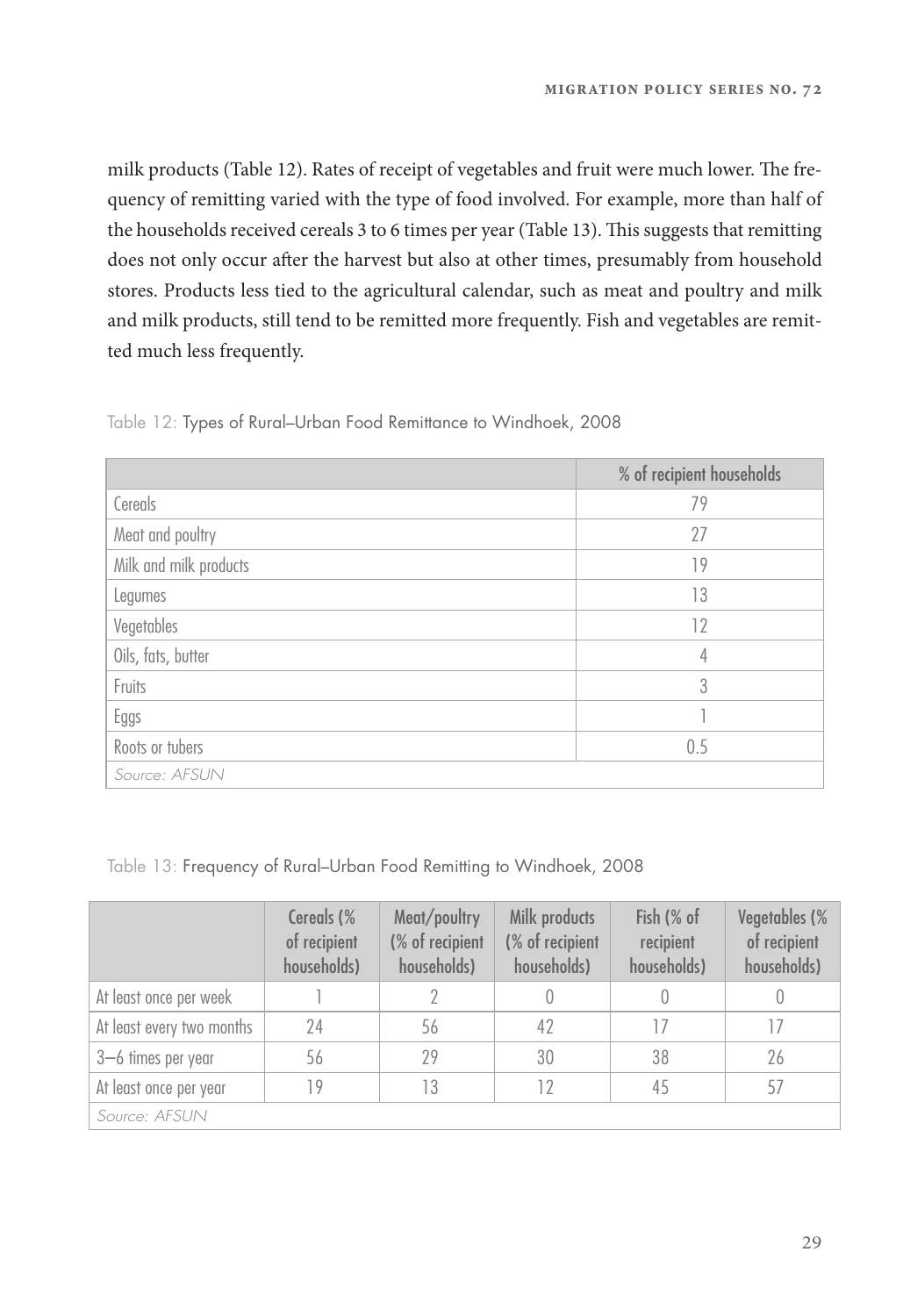milk products (Table 12). Rates of receipt of vegetables and fruit were much lower. The frequency of remitting varied with the type of food involved. For example, more than half of the households received cereals 3 to 6 times per year (Table 13). This suggests that remitting does not only occur after the harvest but also at other times, presumably from household stores. Products less tied to the agricultural calendar, such as meat and poultry and milk and milk products, still tend to be remitted more frequently. Fish and vegetables are remitted much less frequently.

Table 12: Types of Rural–Urban Food Remittance to Windhoek, 2008

| | % of recipient households |
|---|---|
| Cereals | 79 |
| Meat and poultry | 27 |
| Milk and milk products | 19 |
| Legumes | 13 |
| Vegetables | 12 |
| Oils, fats, butter | 4 |
| Fruits | 3 |
| Eggs | 1 |
| Roots or tubers | 0.5 |
| *Source: AFSUN* | |

Table 13: Frequency of Rural–Urban Food Remitting to Windhoek, 2008

| | Cereals (% of recipient households) | Meat/poultry (% of recipient households) | Milk products (% of recipient households) | Fish (% of recipient households) | Vegetables (% of recipient households) |
|---|---|---|---|---|---|
| At least once per week | 1 | 2 | 0 | 0 | 0 |
| At least every two months | 24 | 56 | 42 | 17 | 17 |
| 3–6 times per year | 56 | 29 | 30 | 38 | 26 |
| At least once per year | 19 | 13 | 12 | 45 | 57 |
| *Source: AFSUN* | | | | | |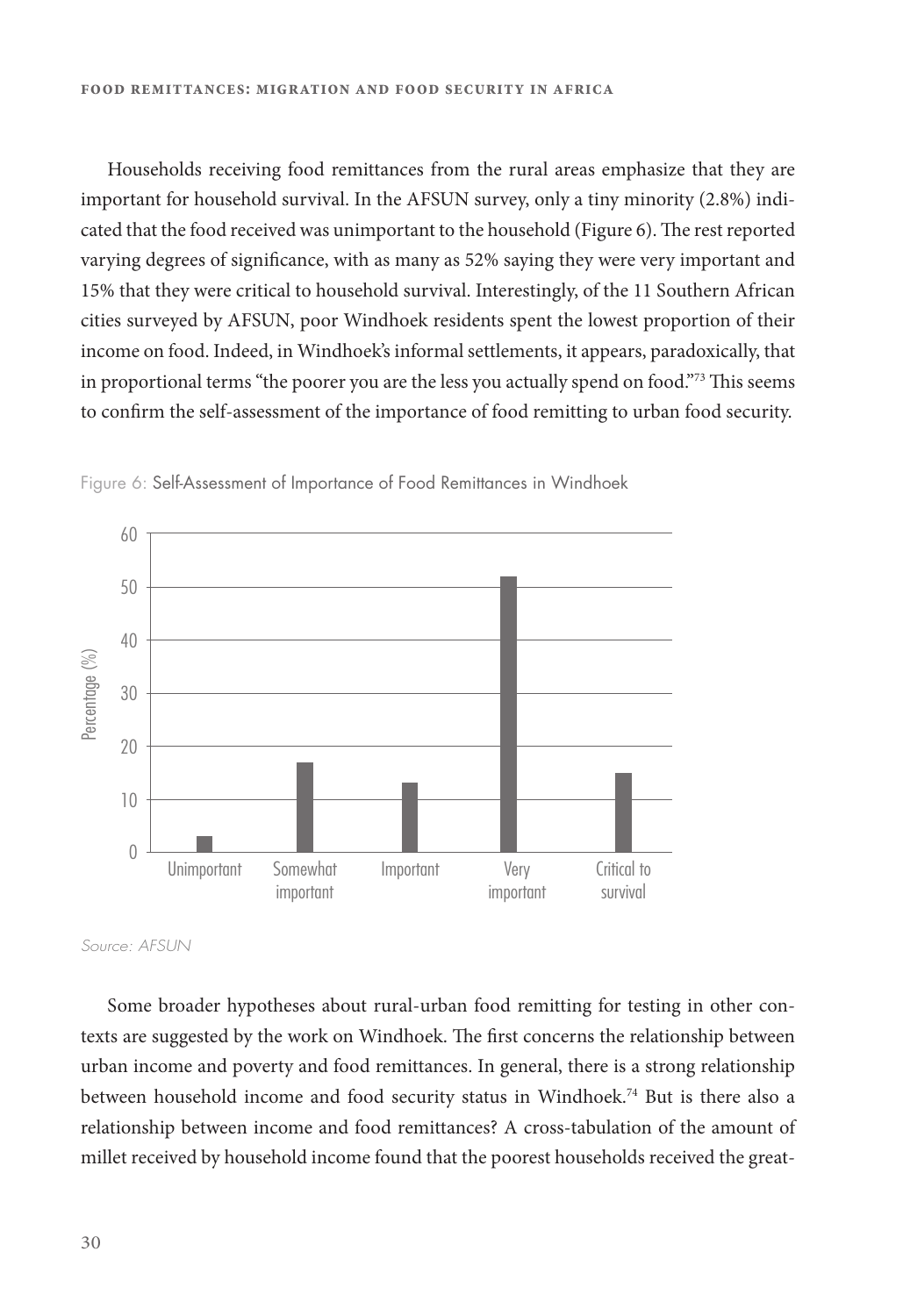Households receiving food remittances from the rural areas emphasize that they are important for household survival. In the AFSUN survey, only a tiny minority (2.8%) indicated that the food received was unimportant to the household (Figure 6). The rest reported varying degrees of significance, with as many as 52% saying they were very important and 15% that they were critical to household survival. Interestingly, of the 11 Southern African cities surveyed by AFSUN, poor Windhoek residents spent the lowest proportion of their income on food. Indeed, in Windhoek's informal settlements, it appears, paradoxically, that in proportional terms "the poorer you are the less you actually spend on food."[73] This seems to confirm the self-assessment of the importance of food remitting to urban food security.

Figure 6: Self-Assessment of Importance of Food Remittances in Windhoek

| Response | Percentage (%) |
|---|---|
| Unimportant | 3 |
| Somewhat important | 17 |
| Important | 13 |
| Very important | 52 |
| Critical to survival | 15 |

*Source: AFSUN*

Some broader hypotheses about rural-urban food remitting for testing in other contexts are suggested by the work on Windhoek. The first concerns the relationship between urban income and poverty and food remittances. In general, there is a strong relationship between household income and food security status in Windhoek.[74] But is there also a relationship between income and food remittances? A cross-tabulation of the amount of millet received by household income found that the poorest households received the great-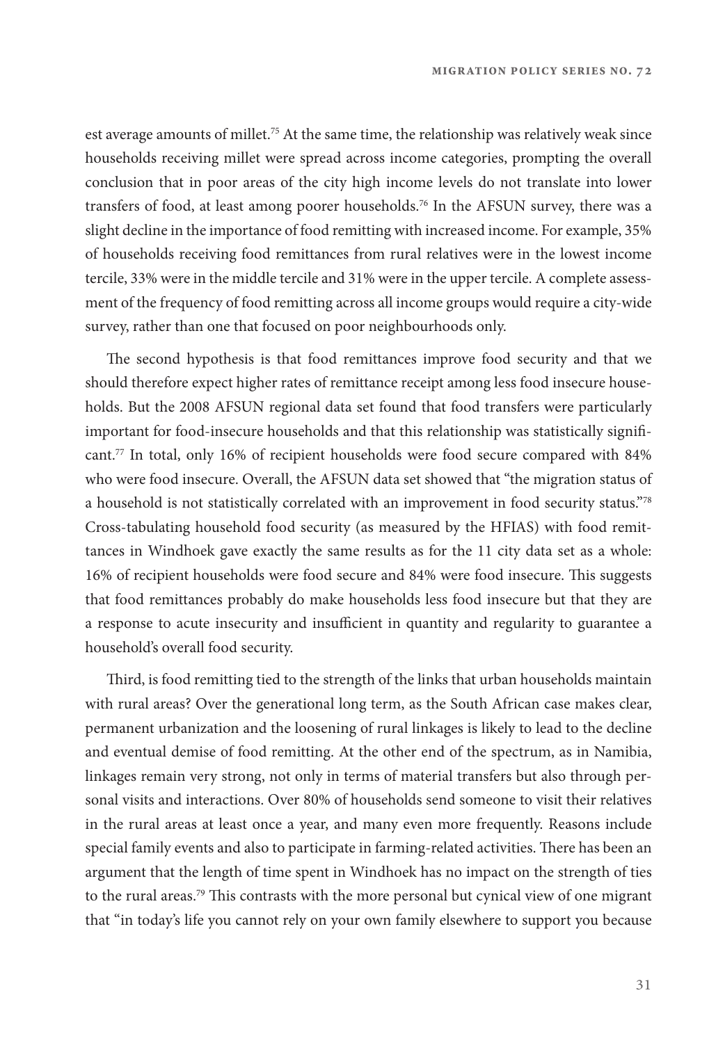est average amounts of millet.[75] At the same time, the relationship was relatively weak since households receiving millet were spread across income categories, prompting the overall conclusion that in poor areas of the city high income levels do not translate into lower transfers of food, at least among poorer households.[76] In the AFSUN survey, there was a slight decline in the importance of food remitting with increased income. For example, 35% of households receiving food remittances from rural relatives were in the lowest income tercile, 33% were in the middle tercile and 31% were in the upper tercile. A complete assessment of the frequency of food remitting across all income groups would require a city-wide survey, rather than one that focused on poor neighbourhoods only.

The second hypothesis is that food remittances improve food security and that we should therefore expect higher rates of remittance receipt among less food insecure households. But the 2008 AFSUN regional data set found that food transfers were particularly important for food-insecure households and that this relationship was statistically significant.[77] In total, only 16% of recipient households were food secure compared with 84% who were food insecure. Overall, the AFSUN data set showed that "the migration status of a household is not statistically correlated with an improvement in food security status."[78] Cross-tabulating household food security (as measured by the HFIAS) with food remittances in Windhoek gave exactly the same results as for the 11 city data set as a whole: 16% of recipient households were food secure and 84% were food insecure. This suggests that food remittances probably do make households less food insecure but that they are a response to acute insecurity and insufficient in quantity and regularity to guarantee a household's overall food security.

Third, is food remitting tied to the strength of the links that urban households maintain with rural areas? Over the generational long term, as the South African case makes clear, permanent urbanization and the loosening of rural linkages is likely to lead to the decline and eventual demise of food remitting. At the other end of the spectrum, as in Namibia, linkages remain very strong, not only in terms of material transfers but also through personal visits and interactions. Over 80% of households send someone to visit their relatives in the rural areas at least once a year, and many even more frequently. Reasons include special family events and also to participate in farming-related activities. There has been an argument that the length of time spent in Windhoek has no impact on the strength of ties to the rural areas.[79] This contrasts with the more personal but cynical view of one migrant that "in today's life you cannot rely on your own family elsewhere to support you because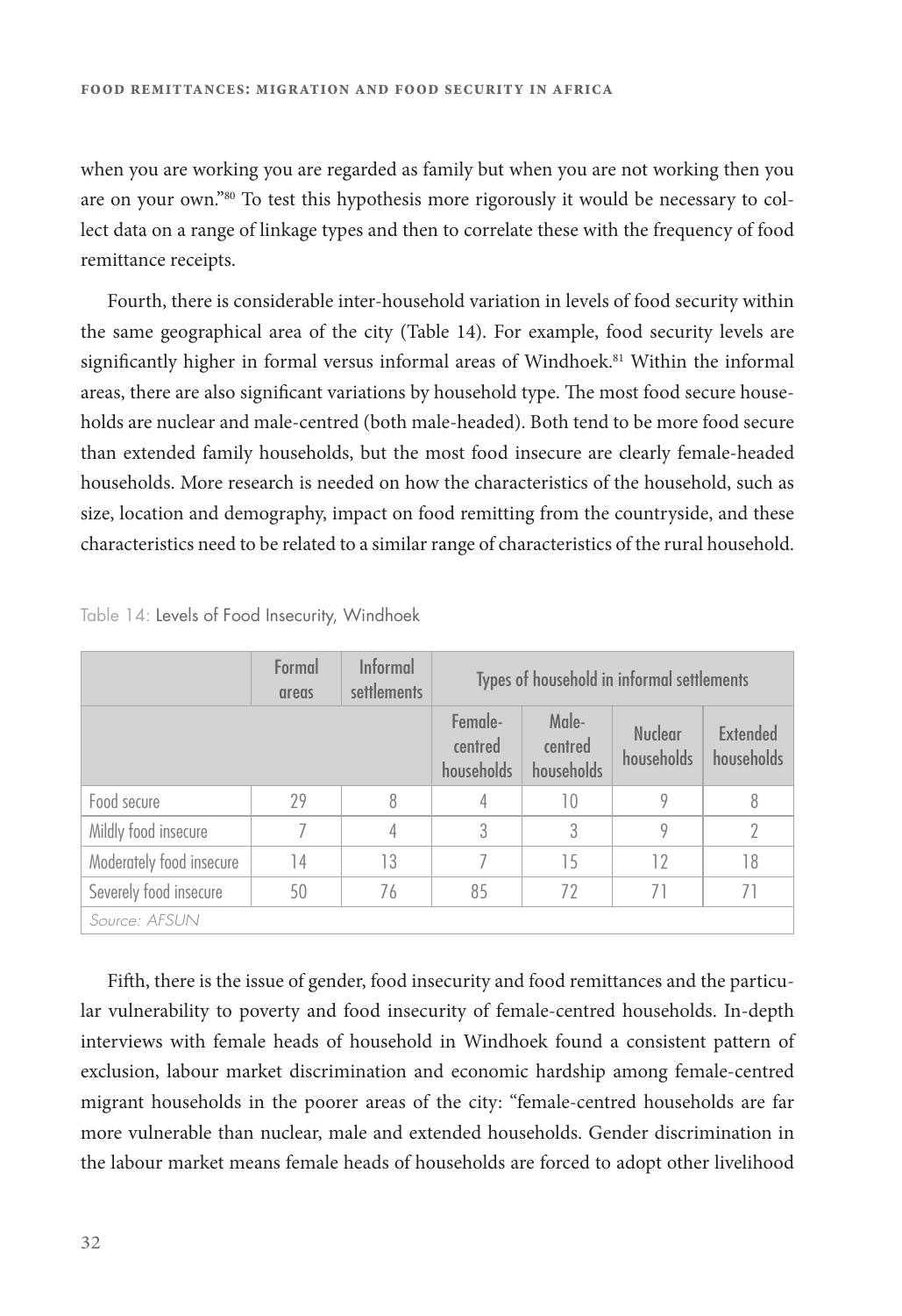when you are working you are regarded as family but when you are not working then you are on your own."[80] To test this hypothesis more rigorously it would be necessary to collect data on a range of linkage types and then to correlate these with the frequency of food remittance receipts.

Fourth, there is considerable inter-household variation in levels of food security within the same geographical area of the city (Table 14). For example, food security levels are significantly higher in formal versus informal areas of Windhoek.[81] Within the informal areas, there are also significant variations by household type. The most food secure households are nuclear and male-centred (both male-headed). Both tend to be more food secure than extended family households, but the most food insecure are clearly female-headed households. More research is needed on how the characteristics of the household, such as size, location and demography, impact on food remitting from the countryside, and these characteristics need to be related to a similar range of characteristics of the rural household.

Table 14: Levels of Food Insecurity, Windhoek

| | Formal areas | Informal settlements | Types of household in informal settlements | | | |
|---|---|---|---|---|---|---|
| | | | Female-centred households | Male-centred households | Nuclear households | Extended households |
| Food secure | 29 | 8 | 4 | 10 | 9 | 8 |
| Mildly food insecure | 7 | 4 | 3 | 3 | 9 | 2 |
| Moderately food insecure | 14 | 13 | 7 | 15 | 12 | 18 |
| Severely food insecure | 50 | 76 | 85 | 72 | 71 | 71 |

*Source: AFSUN*

Fifth, there is the issue of gender, food insecurity and food remittances and the particular vulnerability to poverty and food insecurity of female-centred households. In-depth interviews with female heads of household in Windhoek found a consistent pattern of exclusion, labour market discrimination and economic hardship among female-centred migrant households in the poorer areas of the city: "female-centred households are far more vulnerable than nuclear, male and extended households. Gender discrimination in the labour market means female heads of households are forced to adopt other livelihood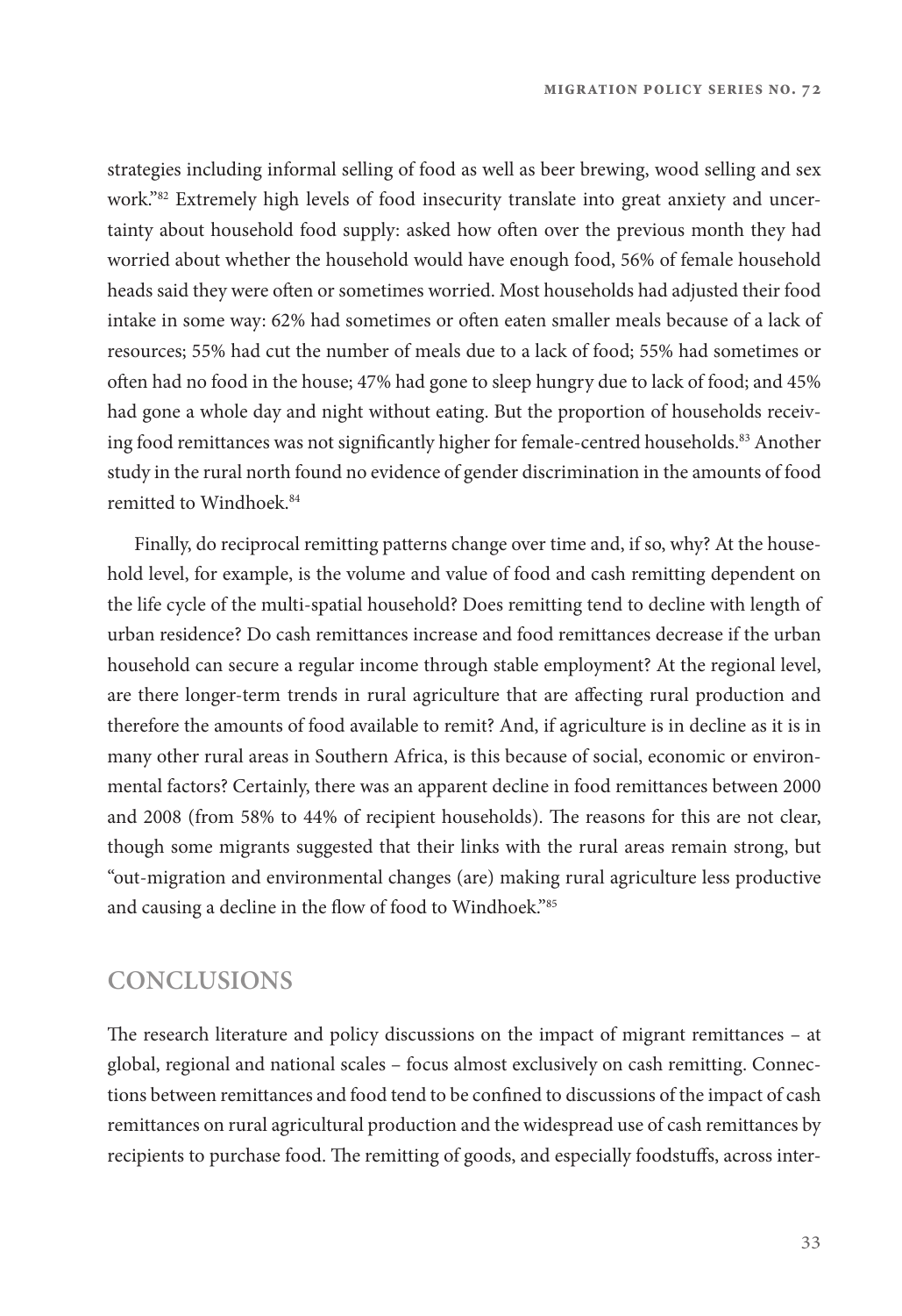strategies including informal selling of food as well as beer brewing, wood selling and sex work."[82] Extremely high levels of food insecurity translate into great anxiety and uncertainty about household food supply: asked how often over the previous month they had worried about whether the household would have enough food, 56% of female household heads said they were often or sometimes worried. Most households had adjusted their food intake in some way: 62% had sometimes or often eaten smaller meals because of a lack of resources; 55% had cut the number of meals due to a lack of food; 55% had sometimes or often had no food in the house; 47% had gone to sleep hungry due to lack of food; and 45% had gone a whole day and night without eating. But the proportion of households receiving food remittances was not significantly higher for female-centred households.[83] Another study in the rural north found no evidence of gender discrimination in the amounts of food remitted to Windhoek.[84]

Finally, do reciprocal remitting patterns change over time and, if so, why? At the household level, for example, is the volume and value of food and cash remitting dependent on the life cycle of the multi-spatial household? Does remitting tend to decline with length of urban residence? Do cash remittances increase and food remittances decrease if the urban household can secure a regular income through stable employment? At the regional level, are there longer-term trends in rural agriculture that are affecting rural production and therefore the amounts of food available to remit? And, if agriculture is in decline as it is in many other rural areas in Southern Africa, is this because of social, economic or environmental factors? Certainly, there was an apparent decline in food remittances between 2000 and 2008 (from 58% to 44% of recipient households). The reasons for this are not clear, though some migrants suggested that their links with the rural areas remain strong, but "out-migration and environmental changes (are) making rural agriculture less productive and causing a decline in the flow of food to Windhoek."[85]

## CONCLUSIONS

The research literature and policy discussions on the impact of migrant remittances – at global, regional and national scales – focus almost exclusively on cash remitting. Connections between remittances and food tend to be confined to discussions of the impact of cash remittances on rural agricultural production and the widespread use of cash remittances by recipients to purchase food. The remitting of goods, and especially foodstuffs, across inter-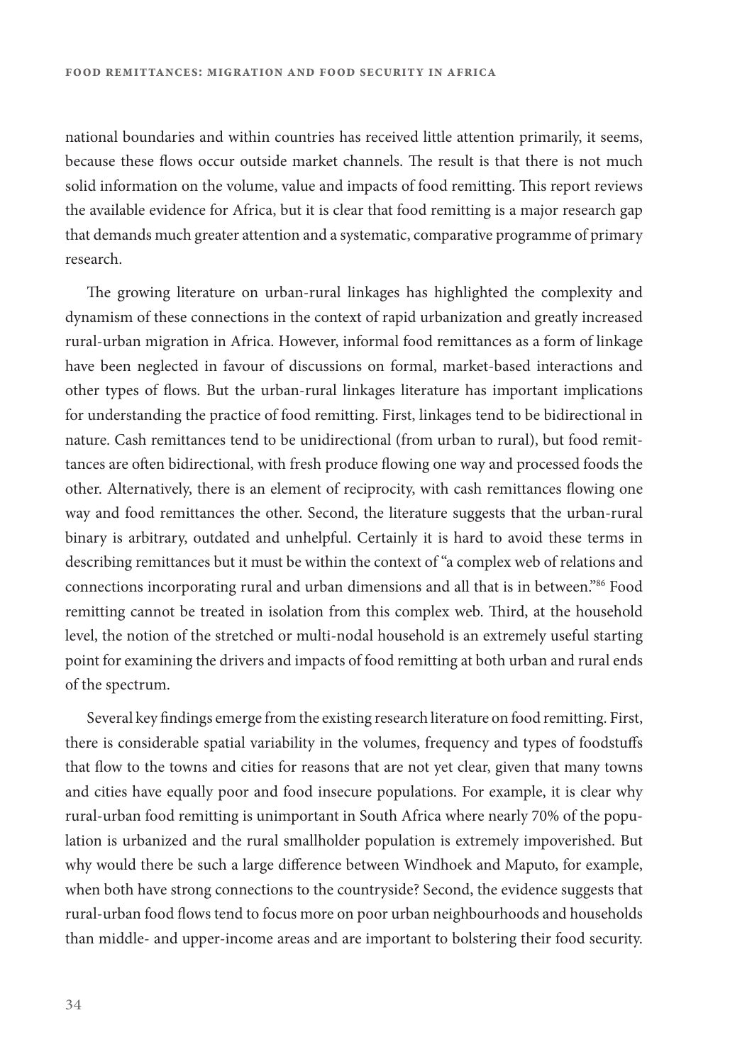national boundaries and within countries has received little attention primarily, it seems, because these flows occur outside market channels. The result is that there is not much solid information on the volume, value and impacts of food remitting. This report reviews the available evidence for Africa, but it is clear that food remitting is a major research gap that demands much greater attention and a systematic, comparative programme of primary research.

The growing literature on urban-rural linkages has highlighted the complexity and dynamism of these connections in the context of rapid urbanization and greatly increased rural-urban migration in Africa. However, informal food remittances as a form of linkage have been neglected in favour of discussions on formal, market-based interactions and other types of flows. But the urban-rural linkages literature has important implications for understanding the practice of food remitting. First, linkages tend to be bidirectional in nature. Cash remittances tend to be unidirectional (from urban to rural), but food remittances are often bidirectional, with fresh produce flowing one way and processed foods the other. Alternatively, there is an element of reciprocity, with cash remittances flowing one way and food remittances the other. Second, the literature suggests that the urban-rural binary is arbitrary, outdated and unhelpful. Certainly it is hard to avoid these terms in describing remittances but it must be within the context of "a complex web of relations and connections incorporating rural and urban dimensions and all that is in between."[86] Food remitting cannot be treated in isolation from this complex web. Third, at the household level, the notion of the stretched or multi-nodal household is an extremely useful starting point for examining the drivers and impacts of food remitting at both urban and rural ends of the spectrum.

Several key findings emerge from the existing research literature on food remitting. First, there is considerable spatial variability in the volumes, frequency and types of foodstuffs that flow to the towns and cities for reasons that are not yet clear, given that many towns and cities have equally poor and food insecure populations. For example, it is clear why rural-urban food remitting is unimportant in South Africa where nearly 70% of the population is urbanized and the rural smallholder population is extremely impoverished. But why would there be such a large difference between Windhoek and Maputo, for example, when both have strong connections to the countryside? Second, the evidence suggests that rural-urban food flows tend to focus more on poor urban neighbourhoods and households than middle- and upper-income areas and are important to bolstering their food security.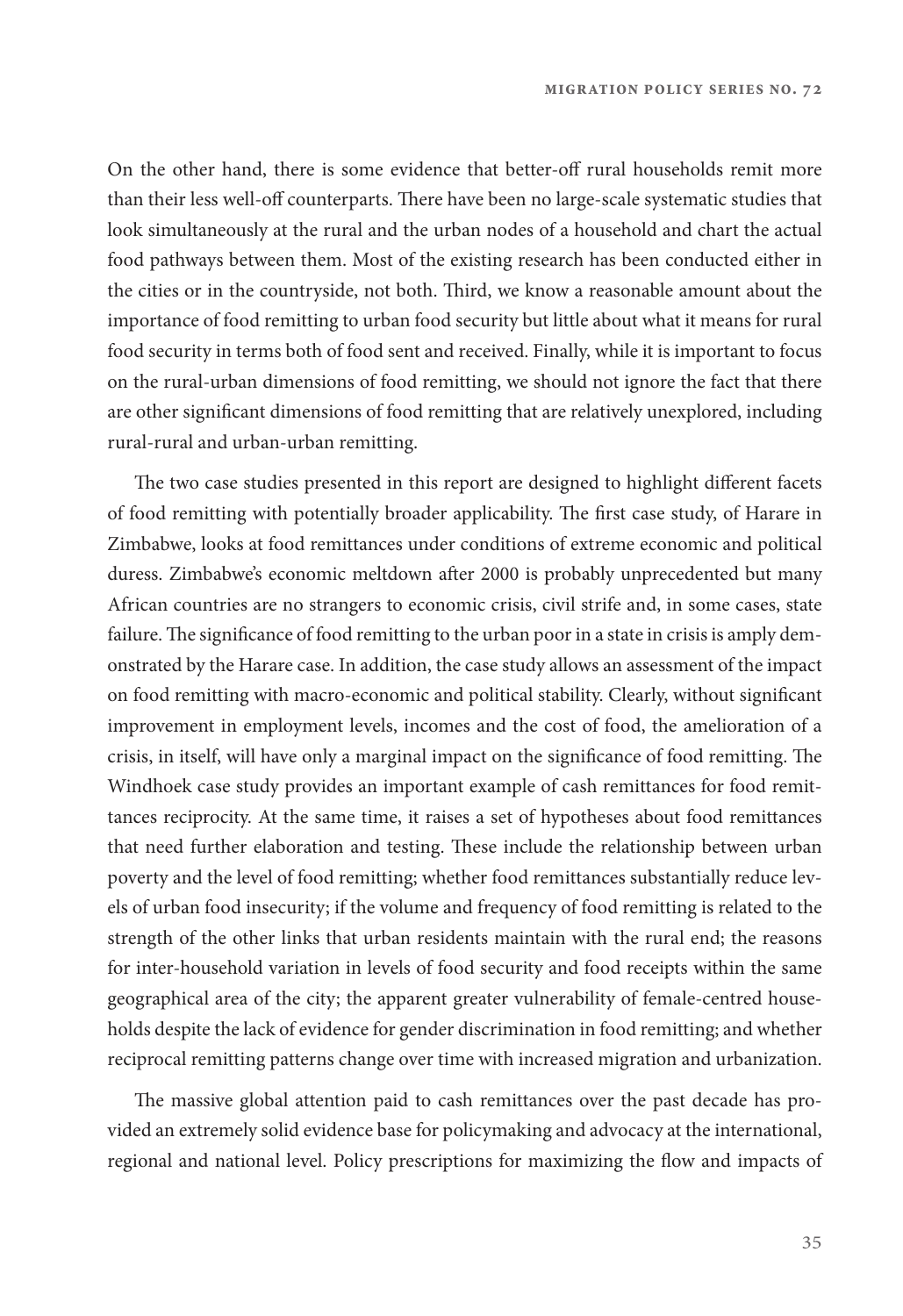On the other hand, there is some evidence that better-off rural households remit more than their less well-off counterparts. There have been no large-scale systematic studies that look simultaneously at the rural and the urban nodes of a household and chart the actual food pathways between them. Most of the existing research has been conducted either in the cities or in the countryside, not both. Third, we know a reasonable amount about the importance of food remitting to urban food security but little about what it means for rural food security in terms both of food sent and received. Finally, while it is important to focus on the rural-urban dimensions of food remitting, we should not ignore the fact that there are other significant dimensions of food remitting that are relatively unexplored, including rural-rural and urban-urban remitting.

The two case studies presented in this report are designed to highlight different facets of food remitting with potentially broader applicability. The first case study, of Harare in Zimbabwe, looks at food remittances under conditions of extreme economic and political duress. Zimbabwe's economic meltdown after 2000 is probably unprecedented but many African countries are no strangers to economic crisis, civil strife and, in some cases, state failure. The significance of food remitting to the urban poor in a state in crisis is amply demonstrated by the Harare case. In addition, the case study allows an assessment of the impact on food remitting with macro-economic and political stability. Clearly, without significant improvement in employment levels, incomes and the cost of food, the amelioration of a crisis, in itself, will have only a marginal impact on the significance of food remitting. The Windhoek case study provides an important example of cash remittances for food remittances reciprocity. At the same time, it raises a set of hypotheses about food remittances that need further elaboration and testing. These include the relationship between urban poverty and the level of food remitting; whether food remittances substantially reduce levels of urban food insecurity; if the volume and frequency of food remitting is related to the strength of the other links that urban residents maintain with the rural end; the reasons for inter-household variation in levels of food security and food receipts within the same geographical area of the city; the apparent greater vulnerability of female-centred households despite the lack of evidence for gender discrimination in food remitting; and whether reciprocal remitting patterns change over time with increased migration and urbanization.

The massive global attention paid to cash remittances over the past decade has provided an extremely solid evidence base for policymaking and advocacy at the international, regional and national level. Policy prescriptions for maximizing the flow and impacts of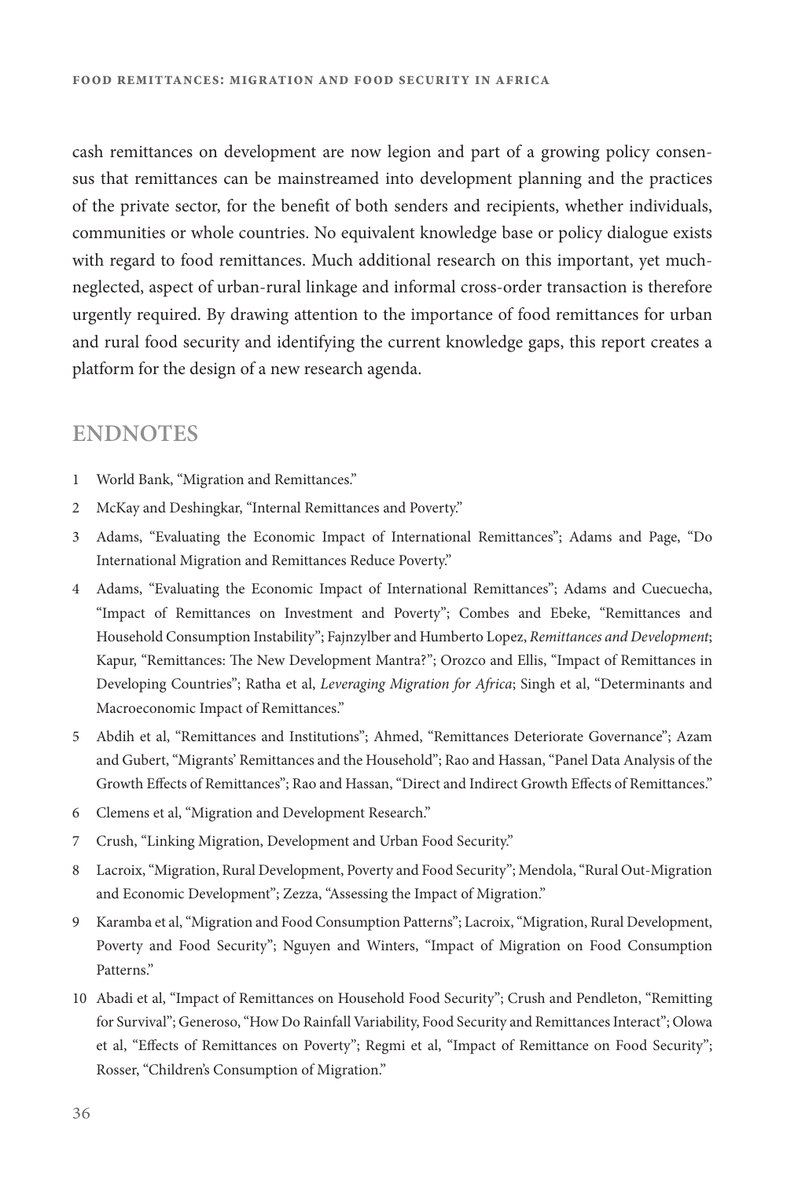cash remittances on development are now legion and part of a growing policy consensus that remittances can be mainstreamed into development planning and the practices of the private sector, for the benefit of both senders and recipients, whether individuals, communities or whole countries. No equivalent knowledge base or policy dialogue exists with regard to food remittances. Much additional research on this important, yet much-neglected, aspect of urban-rural linkage and informal cross-order transaction is therefore urgently required. By drawing attention to the importance of food remittances for urban and rural food security and identifying the current knowledge gaps, this report creates a platform for the design of a new research agenda.

## ENDNOTES

1 World Bank, "Migration and Remittances."

2 McKay and Deshingkar, "Internal Remittances and Poverty."

3 Adams, "Evaluating the Economic Impact of International Remittances"; Adams and Page, "Do International Migration and Remittances Reduce Poverty."

4 Adams, "Evaluating the Economic Impact of International Remittances"; Adams and Cuecuecha, "Impact of Remittances on Investment and Poverty"; Combes and Ebeke, "Remittances and Household Consumption Instability"; Fajnzylber and Humberto Lopez, *Remittances and Development*; Kapur, "Remittances: The New Development Mantra?"; Orozco and Ellis, "Impact of Remittances in Developing Countries"; Ratha et al, *Leveraging Migration for Africa*; Singh et al, "Determinants and Macroeconomic Impact of Remittances."

5 Abdih et al, "Remittances and Institutions"; Ahmed, "Remittances Deteriorate Governance"; Azam and Gubert, "Migrants' Remittances and the Household"; Rao and Hassan, "Panel Data Analysis of the Growth Effects of Remittances"; Rao and Hassan, "Direct and Indirect Growth Effects of Remittances."

6 Clemens et al, "Migration and Development Research."

7 Crush, "Linking Migration, Development and Urban Food Security."

8 Lacroix, "Migration, Rural Development, Poverty and Food Security"; Mendola, "Rural Out-Migration and Economic Development"; Zezza, "Assessing the Impact of Migration."

9 Karamba et al, "Migration and Food Consumption Patterns"; Lacroix, "Migration, Rural Development, Poverty and Food Security"; Nguyen and Winters, "Impact of Migration on Food Consumption Patterns."

10 Abadi et al, "Impact of Remittances on Household Food Security"; Crush and Pendleton, "Remitting for Survival"; Generoso, "How Do Rainfall Variability, Food Security and Remittances Interact"; Olowa et al, "Effects of Remittances on Poverty"; Regmi et al, "Impact of Remittance on Food Security"; Rosser, "Children's Consumption of Migration."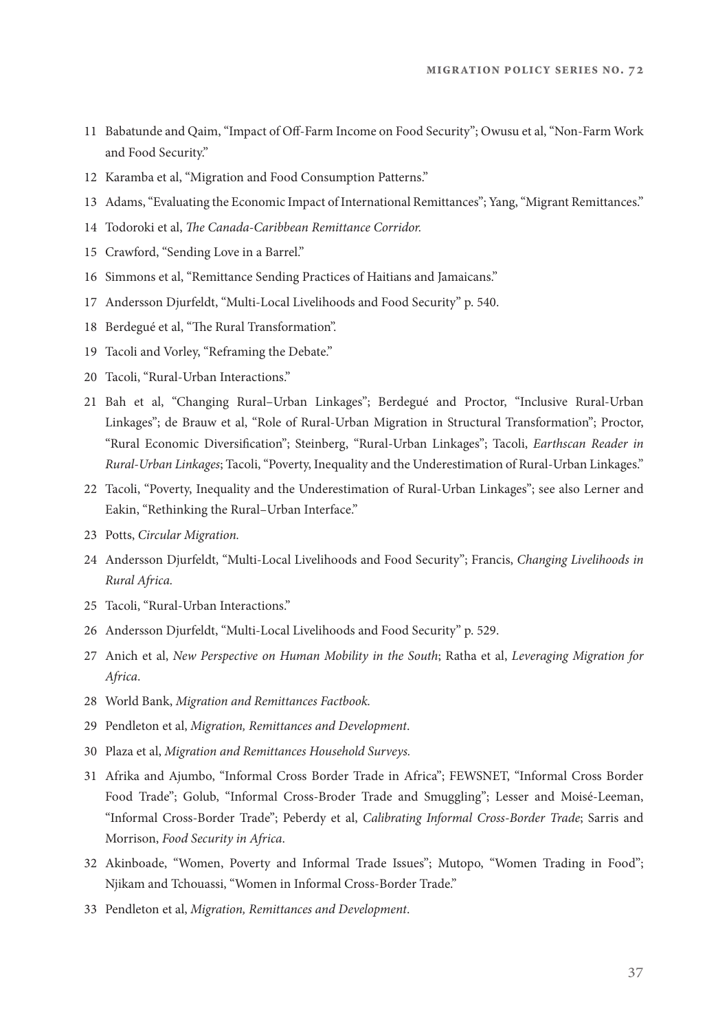11 Babatunde and Qaim, "Impact of Off-Farm Income on Food Security"; Owusu et al, "Non-Farm Work and Food Security."

12 Karamba et al, "Migration and Food Consumption Patterns."

13 Adams, "Evaluating the Economic Impact of International Remittances"; Yang, "Migrant Remittances."

14 Todoroki et al, *The Canada-Caribbean Remittance Corridor.*

15 Crawford, "Sending Love in a Barrel."

16 Simmons et al, "Remittance Sending Practices of Haitians and Jamaicans."

17 Andersson Djurfeldt, "Multi-Local Livelihoods and Food Security" p. 540.

18 Berdegué et al, "The Rural Transformation".

19 Tacoli and Vorley, "Reframing the Debate."

20 Tacoli, "Rural-Urban Interactions."

21 Bah et al, "Changing Rural–Urban Linkages"; Berdegué and Proctor, "Inclusive Rural-Urban Linkages"; de Brauw et al, "Role of Rural-Urban Migration in Structural Transformation"; Proctor, "Rural Economic Diversification"; Steinberg, "Rural-Urban Linkages"; Tacoli, *Earthscan Reader in Rural-Urban Linkages*; Tacoli, "Poverty, Inequality and the Underestimation of Rural-Urban Linkages."

22 Tacoli, "Poverty, Inequality and the Underestimation of Rural-Urban Linkages"; see also Lerner and Eakin, "Rethinking the Rural–Urban Interface."

23 Potts, *Circular Migration.*

24 Andersson Djurfeldt, "Multi-Local Livelihoods and Food Security"; Francis, *Changing Livelihoods in Rural Africa.*

25 Tacoli, "Rural-Urban Interactions."

26 Andersson Djurfeldt, "Multi-Local Livelihoods and Food Security" p. 529.

27 Anich et al, *New Perspective on Human Mobility in the South*; Ratha et al, *Leveraging Migration for Africa*.

28 World Bank, *Migration and Remittances Factbook.*

29 Pendleton et al, *Migration, Remittances and Development*.

30 Plaza et al, *Migration and Remittances Household Surveys.*

31 Afrika and Ajumbo, "Informal Cross Border Trade in Africa"; FEWSNET, "Informal Cross Border Food Trade"; Golub, "Informal Cross-Broder Trade and Smuggling"; Lesser and Moisé-Leeman, "Informal Cross-Border Trade"; Peberdy et al, *Calibrating Informal Cross-Border Trade*; Sarris and Morrison, *Food Security in Africa*.

32 Akinboade, "Women, Poverty and Informal Trade Issues"; Mutopo, "Women Trading in Food"; Njikam and Tchouassi, "Women in Informal Cross-Border Trade."

33 Pendleton et al, *Migration, Remittances and Development*.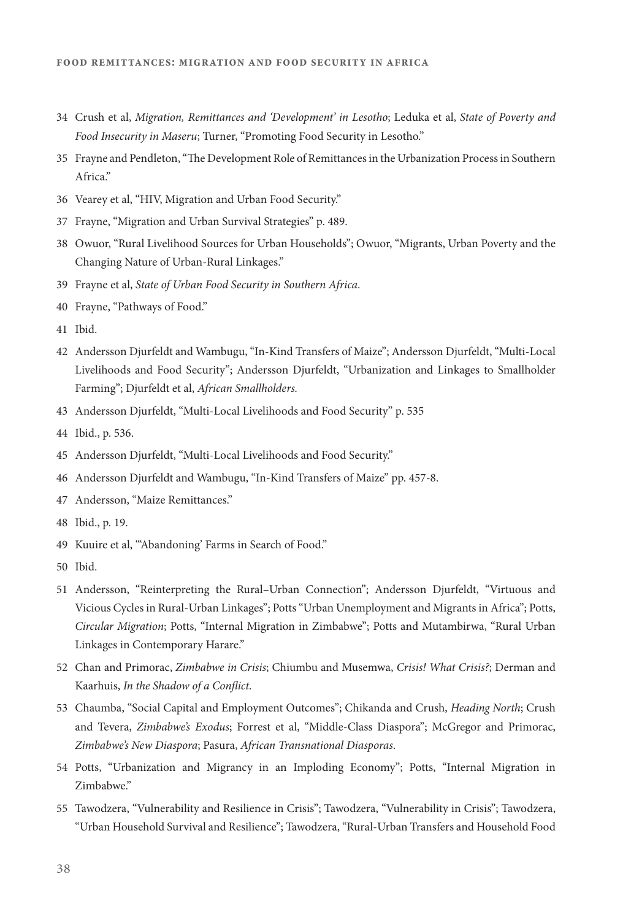34 Crush et al, *Migration, Remittances and 'Development' in Lesotho*; Leduka et al, *State of Poverty and Food Insecurity in Maseru*; Turner, "Promoting Food Security in Lesotho."

35 Frayne and Pendleton, "The Development Role of Remittances in the Urbanization Process in Southern Africa."

36 Vearey et al, "HIV, Migration and Urban Food Security."

37 Frayne, "Migration and Urban Survival Strategies" p. 489.

38 Owuor, "Rural Livelihood Sources for Urban Households"; Owuor, "Migrants, Urban Poverty and the Changing Nature of Urban-Rural Linkages."

39 Frayne et al, *State of Urban Food Security in Southern Africa*.

40 Frayne, "Pathways of Food."

41 Ibid.

42 Andersson Djurfeldt and Wambugu, "In-Kind Transfers of Maize"; Andersson Djurfeldt, "Multi-Local Livelihoods and Food Security"; Andersson Djurfeldt, "Urbanization and Linkages to Smallholder Farming"; Djurfeldt et al, *African Smallholders.*

43 Andersson Djurfeldt, "Multi-Local Livelihoods and Food Security" p. 535

44 Ibid., p. 536.

45 Andersson Djurfeldt, "Multi-Local Livelihoods and Food Security."

46 Andersson Djurfeldt and Wambugu, "In-Kind Transfers of Maize" pp. 457-8.

47 Andersson, "Maize Remittances."

48 Ibid., p. 19.

49 Kuuire et al, "'Abandoning' Farms in Search of Food."

50 Ibid.

51 Andersson, "Reinterpreting the Rural–Urban Connection"; Andersson Djurfeldt, "Virtuous and Vicious Cycles in Rural-Urban Linkages"; Potts "Urban Unemployment and Migrants in Africa"; Potts, *Circular Migration*; Potts, "Internal Migration in Zimbabwe"; Potts and Mutambirwa, "Rural Urban Linkages in Contemporary Harare."

52 Chan and Primorac, *Zimbabwe in Crisis*; Chiumbu and Musemwa, *Crisis! What Crisis?*; Derman and Kaarhuis, *In the Shadow of a Conflict*.

53 Chaumba, "Social Capital and Employment Outcomes"; Chikanda and Crush, *Heading North*; Crush and Tevera, *Zimbabwe's Exodus*; Forrest et al, "Middle-Class Diaspora"; McGregor and Primorac, *Zimbabwe's New Diaspora*; Pasura, *African Transnational Diasporas*.

54 Potts, "Urbanization and Migrancy in an Imploding Economy"; Potts, "Internal Migration in Zimbabwe."

55 Tawodzera, "Vulnerability and Resilience in Crisis"; Tawodzera, "Vulnerability in Crisis"; Tawodzera, "Urban Household Survival and Resilience"; Tawodzera, "Rural-Urban Transfers and Household Food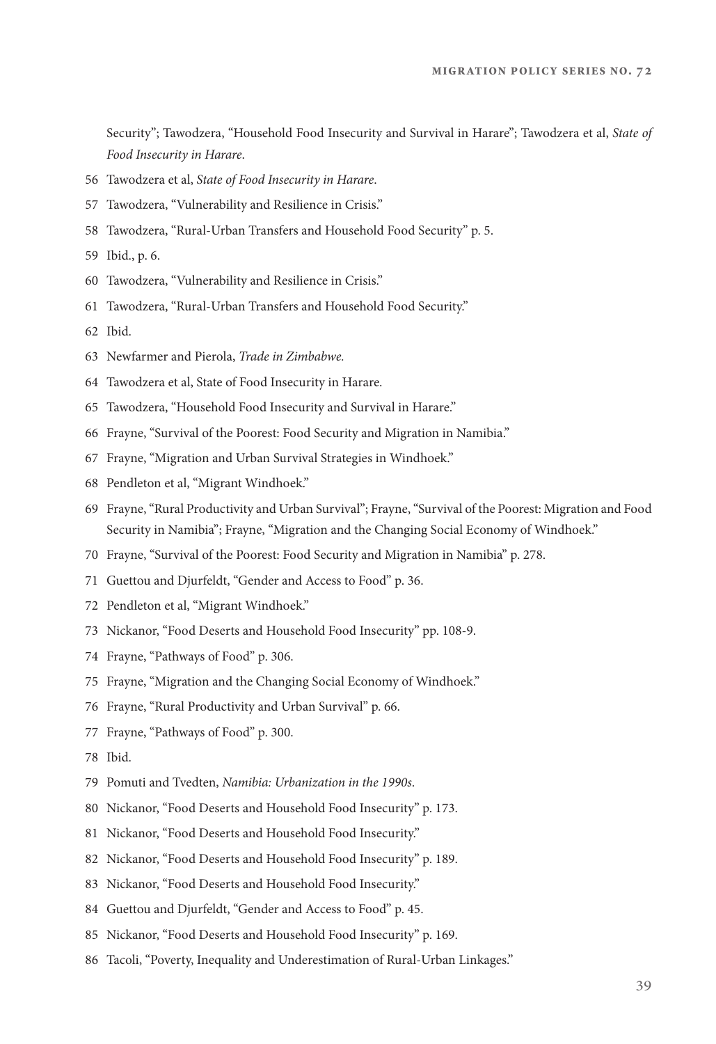Security"; Tawodzera, "Household Food Insecurity and Survival in Harare"; Tawodzera et al, *State of Food Insecurity in Harare*.

56 Tawodzera et al, *State of Food Insecurity in Harare*.

57 Tawodzera, "Vulnerability and Resilience in Crisis."

58 Tawodzera, "Rural-Urban Transfers and Household Food Security" p. 5.

59 Ibid., p. 6.

60 Tawodzera, "Vulnerability and Resilience in Crisis."

61 Tawodzera, "Rural-Urban Transfers and Household Food Security."

62 Ibid.

63 Newfarmer and Pierola, *Trade in Zimbabwe.*

64 Tawodzera et al, State of Food Insecurity in Harare.

65 Tawodzera, "Household Food Insecurity and Survival in Harare."

66 Frayne, "Survival of the Poorest: Food Security and Migration in Namibia."

67 Frayne, "Migration and Urban Survival Strategies in Windhoek."

68 Pendleton et al, "Migrant Windhoek."

69 Frayne, "Rural Productivity and Urban Survival"; Frayne, "Survival of the Poorest: Migration and Food Security in Namibia"; Frayne, "Migration and the Changing Social Economy of Windhoek."

70 Frayne, "Survival of the Poorest: Food Security and Migration in Namibia" p. 278.

71 Guettou and Djurfeldt, "Gender and Access to Food" p. 36.

72 Pendleton et al, "Migrant Windhoek."

73 Nickanor, "Food Deserts and Household Food Insecurity" pp. 108-9.

74 Frayne, "Pathways of Food" p. 306.

75 Frayne, "Migration and the Changing Social Economy of Windhoek."

76 Frayne, "Rural Productivity and Urban Survival" p. 66.

77 Frayne, "Pathways of Food" p. 300.

78 Ibid.

79 Pomuti and Tvedten, *Namibia: Urbanization in the 1990s*.

80 Nickanor, "Food Deserts and Household Food Insecurity" p. 173.

81 Nickanor, "Food Deserts and Household Food Insecurity."

82 Nickanor, "Food Deserts and Household Food Insecurity" p. 189.

83 Nickanor, "Food Deserts and Household Food Insecurity."

84 Guettou and Djurfeldt, "Gender and Access to Food" p. 45.

85 Nickanor, "Food Deserts and Household Food Insecurity" p. 169.

86 Tacoli, "Poverty, Inequality and Underestimation of Rural-Urban Linkages."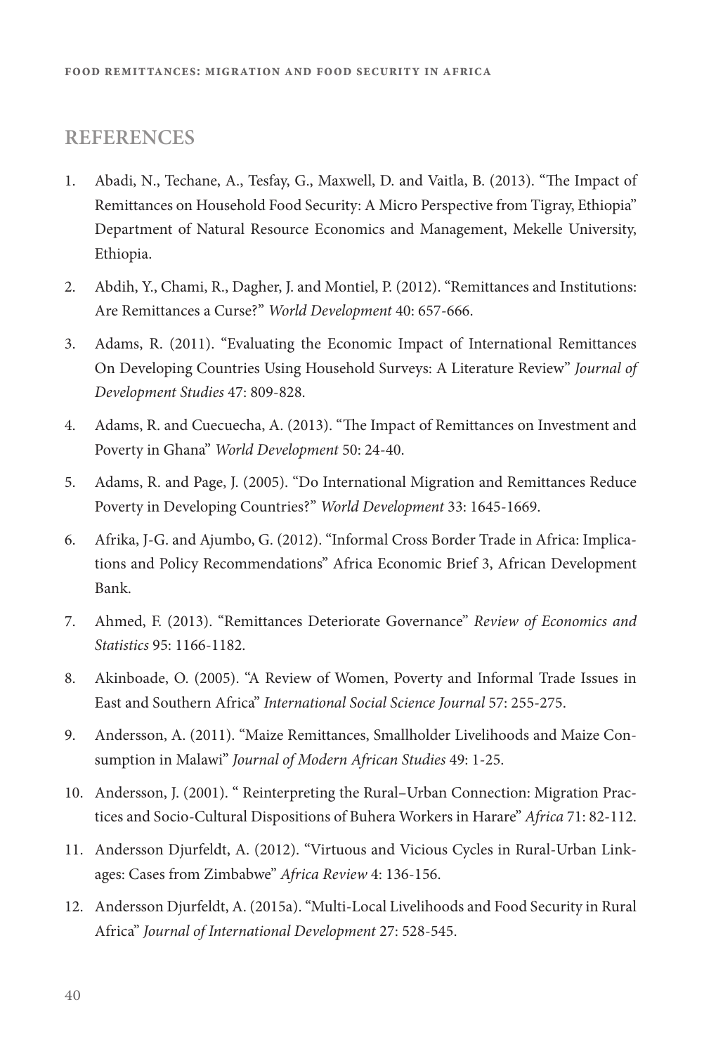## REFERENCES

1. Abadi, N., Techane, A., Tesfay, G., Maxwell, D. and Vaitla, B. (2013). "The Impact of Remittances on Household Food Security: A Micro Perspective from Tigray, Ethiopia" Department of Natural Resource Economics and Management, Mekelle University, Ethiopia.
2. Abdih, Y., Chami, R., Dagher, J. and Montiel, P. (2012). "Remittances and Institutions: Are Remittances a Curse?" *World Development* 40: 657-666.
3. Adams, R. (2011). "Evaluating the Economic Impact of International Remittances On Developing Countries Using Household Surveys: A Literature Review" *Journal of Development Studies* 47: 809-828.
4. Adams, R. and Cuecuecha, A. (2013). "The Impact of Remittances on Investment and Poverty in Ghana" *World Development* 50: 24-40.
5. Adams, R. and Page, J. (2005). "Do International Migration and Remittances Reduce Poverty in Developing Countries?" *World Development* 33: 1645-1669.
6. Afrika, J-G. and Ajumbo, G. (2012). "Informal Cross Border Trade in Africa: Implications and Policy Recommendations" Africa Economic Brief 3, African Development Bank.
7. Ahmed, F. (2013). "Remittances Deteriorate Governance" *Review of Economics and Statistics* 95: 1166-1182.
8. Akinboade, O. (2005). "A Review of Women, Poverty and Informal Trade Issues in East and Southern Africa" *International Social Science Journal* 57: 255-275.
9. Andersson, A. (2011). "Maize Remittances, Smallholder Livelihoods and Maize Consumption in Malawi" *Journal of Modern African Studies* 49: 1-25.
10. Andersson, J. (2001). " Reinterpreting the Rural–Urban Connection: Migration Practices and Socio-Cultural Dispositions of Buhera Workers in Harare" *Africa* 71: 82-112.
11. Andersson Djurfeldt, A. (2012). "Virtuous and Vicious Cycles in Rural-Urban Linkages: Cases from Zimbabwe" *Africa Review* 4: 136-156.
12. Andersson Djurfeldt, A. (2015a). "Multi-Local Livelihoods and Food Security in Rural Africa" *Journal of International Development* 27: 528-545.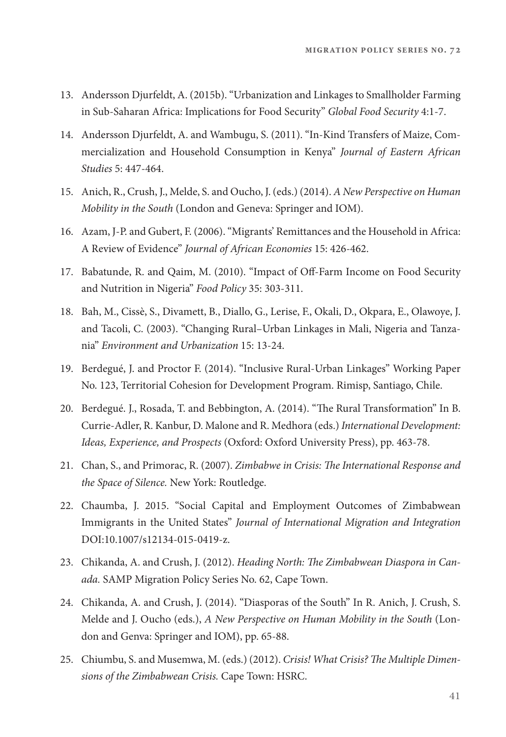13. Andersson Djurfeldt, A. (2015b). "Urbanization and Linkages to Smallholder Farming in Sub-Saharan Africa: Implications for Food Security" *Global Food Security* 4:1-7.

14. Andersson Djurfeldt, A. and Wambugu, S. (2011). "In-Kind Transfers of Maize, Commercialization and Household Consumption in Kenya" *Journal of Eastern African Studies* 5: 447-464.

15. Anich, R., Crush, J., Melde, S. and Oucho, J. (eds.) (2014). *A New Perspective on Human Mobility in the South* (London and Geneva: Springer and IOM).

16. Azam, J-P. and Gubert, F. (2006). "Migrants' Remittances and the Household in Africa: A Review of Evidence" *Journal of African Economies* 15: 426-462.

17. Babatunde, R. and Qaim, M. (2010). "Impact of Off-Farm Income on Food Security and Nutrition in Nigeria" *Food Policy* 35: 303-311.

18. Bah, M., Cissè, S., Divamett, B., Diallo, G., Lerise, F., Okali, D., Okpara, E., Olawoye, J. and Tacoli, C. (2003). "Changing Rural–Urban Linkages in Mali, Nigeria and Tanzania" *Environment and Urbanization* 15: 13-24.

19. Berdegué, J. and Proctor F. (2014). "Inclusive Rural-Urban Linkages" Working Paper No. 123, Territorial Cohesion for Development Program. Rimisp, Santiago, Chile.

20. Berdegué. J., Rosada, T. and Bebbington, A. (2014). "The Rural Transformation" In B. Currie-Adler, R. Kanbur, D. Malone and R. Medhora (eds.) *International Development: Ideas, Experience, and Prospects* (Oxford: Oxford University Press), pp. 463-78.

21. Chan, S., and Primorac, R. (2007). *Zimbabwe in Crisis: The International Response and the Space of Silence.* New York: Routledge.

22. Chaumba, J. 2015. "Social Capital and Employment Outcomes of Zimbabwean Immigrants in the United States" *Journal of International Migration and Integration* DOI:10.1007/s12134-015-0419-z.

23. Chikanda, A. and Crush, J. (2012). *Heading North: The Zimbabwean Diaspora in Canada.* SAMP Migration Policy Series No. 62, Cape Town.

24. Chikanda, A. and Crush, J. (2014). "Diasporas of the South" In R. Anich, J. Crush, S. Melde and J. Oucho (eds.), *A New Perspective on Human Mobility in the South* (London and Genva: Springer and IOM), pp. 65-88.

25. Chiumbu, S. and Musemwa, M. (eds.) (2012). *Crisis! What Crisis? The Multiple Dimensions of the Zimbabwean Crisis.* Cape Town: HSRC.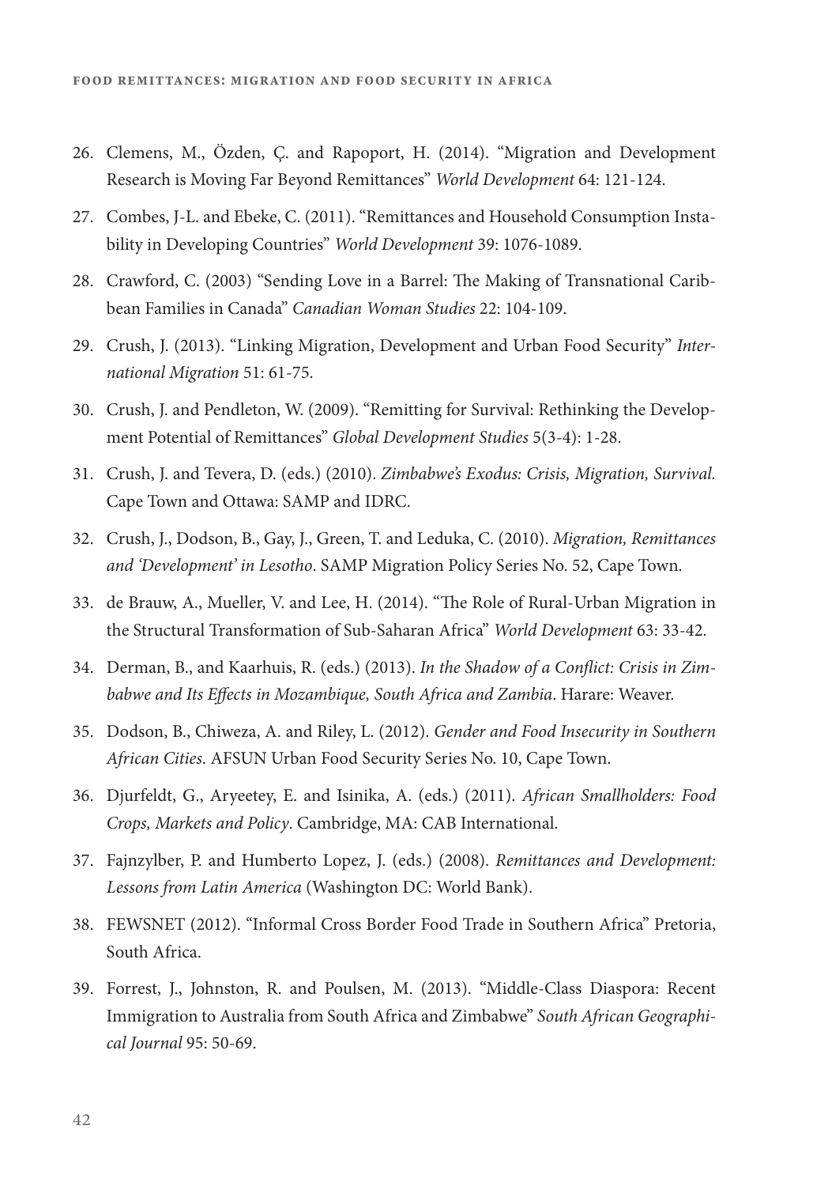26. Clemens, M., Özden, Ç. and Rapoport, H. (2014). "Migration and Development Research is Moving Far Beyond Remittances" *World Development* 64: 121-124.

27. Combes, J-L. and Ebeke, C. (2011). "Remittances and Household Consumption Instability in Developing Countries" *World Development* 39: 1076-1089.

28. Crawford, C. (2003) "Sending Love in a Barrel: The Making of Transnational Caribbean Families in Canada" *Canadian Woman Studies* 22: 104-109.

29. Crush, J. (2013). "Linking Migration, Development and Urban Food Security" *International Migration* 51: 61-75.

30. Crush, J. and Pendleton, W. (2009). "Remitting for Survival: Rethinking the Development Potential of Remittances" *Global Development Studies* 5(3-4): 1-28.

31. Crush, J. and Tevera, D. (eds.) (2010). *Zimbabwe's Exodus: Crisis, Migration, Survival.* Cape Town and Ottawa: SAMP and IDRC.

32. Crush, J., Dodson, B., Gay, J., Green, T. and Leduka, C. (2010). *Migration, Remittances and 'Development' in Lesotho*. SAMP Migration Policy Series No. 52, Cape Town.

33. de Brauw, A., Mueller, V. and Lee, H. (2014). "The Role of Rural-Urban Migration in the Structural Transformation of Sub-Saharan Africa" *World Development* 63: 33-42.

34. Derman, B., and Kaarhuis, R. (eds.) (2013). *In the Shadow of a Conflict: Crisis in Zimbabwe and Its Effects in Mozambique, South Africa and Zambia*. Harare: Weaver.

35. Dodson, B., Chiweza, A. and Riley, L. (2012). *Gender and Food Insecurity in Southern African Cities.* AFSUN Urban Food Security Series No. 10, Cape Town.

36. Djurfeldt, G., Aryeetey, E. and Isinika, A. (eds.) (2011). *African Smallholders: Food Crops, Markets and Policy*. Cambridge, MA: CAB International.

37. Fajnzylber, P. and Humberto Lopez, J. (eds.) (2008). *Remittances and Development: Lessons from Latin America* (Washington DC: World Bank).

38. FEWSNET (2012). "Informal Cross Border Food Trade in Southern Africa" Pretoria, South Africa.

39. Forrest, J., Johnston, R. and Poulsen, M. (2013). "Middle-Class Diaspora: Recent Immigration to Australia from South Africa and Zimbabwe" *South African Geographical Journal* 95: 50-69.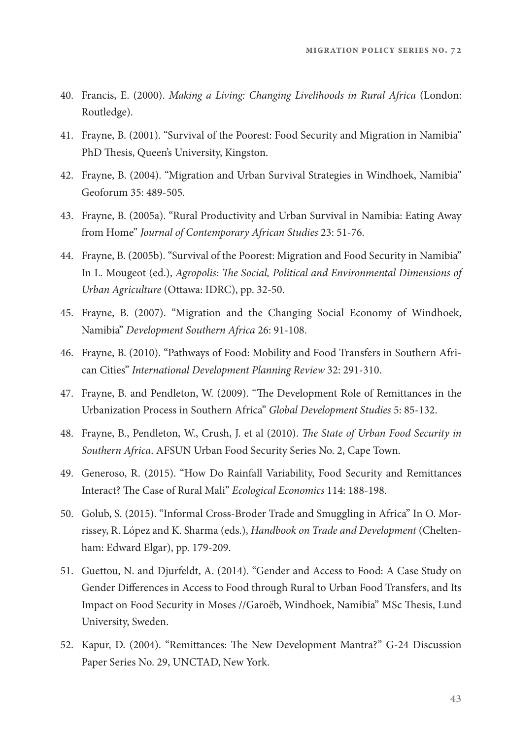40. Francis, E. (2000). *Making a Living: Changing Livelihoods in Rural Africa* (London: Routledge).
41. Frayne, B. (2001). "Survival of the Poorest: Food Security and Migration in Namibia" PhD Thesis, Queen's University, Kingston.
42. Frayne, B. (2004). "Migration and Urban Survival Strategies in Windhoek, Namibia" Geoforum 35: 489-505.
43. Frayne, B. (2005a). "Rural Productivity and Urban Survival in Namibia: Eating Away from Home" *Journal of Contemporary African Studies* 23: 51-76.
44. Frayne, B. (2005b). "Survival of the Poorest: Migration and Food Security in Namibia" In L. Mougeot (ed.), *Agropolis: The Social, Political and Environmental Dimensions of Urban Agriculture* (Ottawa: IDRC), pp. 32-50.
45. Frayne, B. (2007). "Migration and the Changing Social Economy of Windhoek, Namibia" *Development Southern Africa* 26: 91-108.
46. Frayne, B. (2010). "Pathways of Food: Mobility and Food Transfers in Southern African Cities" *International Development Planning Review* 32: 291-310.
47. Frayne, B. and Pendleton, W. (2009). "The Development Role of Remittances in the Urbanization Process in Southern Africa" *Global Development Studies* 5: 85-132.
48. Frayne, B., Pendleton, W., Crush, J. et al (2010). *The State of Urban Food Security in Southern Africa*. AFSUN Urban Food Security Series No. 2, Cape Town.
49. Generoso, R. (2015). "How Do Rainfall Variability, Food Security and Remittances Interact? The Case of Rural Mali" *Ecological Economics* 114: 188-198.
50. Golub, S. (2015). "Informal Cross-Broder Trade and Smuggling in Africa" In O. Morrissey, R. López and K. Sharma (eds.), *Handbook on Trade and Development* (Cheltenham: Edward Elgar), pp. 179-209.
51. Guettou, N. and Djurfeldt, A. (2014). "Gender and Access to Food: A Case Study on Gender Differences in Access to Food through Rural to Urban Food Transfers, and Its Impact on Food Security in Moses //Garoëb, Windhoek, Namibia" MSc Thesis, Lund University, Sweden.
52. Kapur, D. (2004). "Remittances: The New Development Mantra?" G-24 Discussion Paper Series No. 29, UNCTAD, New York.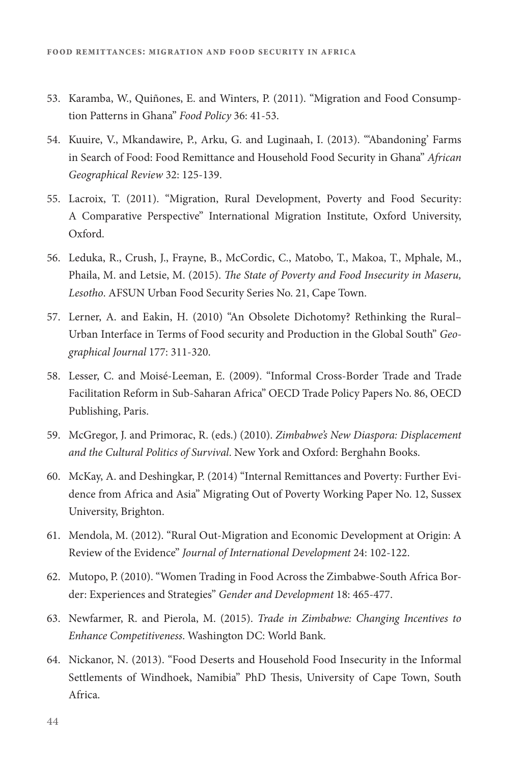53. Karamba, W., Quiñones, E. and Winters, P. (2011). "Migration and Food Consumption Patterns in Ghana" *Food Policy* 36: 41-53.

54. Kuuire, V., Mkandawire, P., Arku, G. and Luginaah, I. (2013). "'Abandoning' Farms in Search of Food: Food Remittance and Household Food Security in Ghana" *African Geographical Review* 32: 125-139.

55. Lacroix, T. (2011). "Migration, Rural Development, Poverty and Food Security: A Comparative Perspective" International Migration Institute, Oxford University, Oxford.

56. Leduka, R., Crush, J., Frayne, B., McCordic, C., Matobo, T., Makoa, T., Mphale, M., Phaila, M. and Letsie, M. (2015). *The State of Poverty and Food Insecurity in Maseru, Lesotho*. AFSUN Urban Food Security Series No. 21, Cape Town.

57. Lerner, A. and Eakin, H. (2010) "An Obsolete Dichotomy? Rethinking the Rural–Urban Interface in Terms of Food security and Production in the Global South" *Geographical Journal* 177: 311-320.

58. Lesser, C. and Moisé-Leeman, E. (2009). "Informal Cross-Border Trade and Trade Facilitation Reform in Sub-Saharan Africa" OECD Trade Policy Papers No. 86, OECD Publishing, Paris.

59. McGregor, J. and Primorac, R. (eds.) (2010). *Zimbabwe's New Diaspora: Displacement and the Cultural Politics of Survival*. New York and Oxford: Berghahn Books.

60. McKay, A. and Deshingkar, P. (2014) "Internal Remittances and Poverty: Further Evidence from Africa and Asia" Migrating Out of Poverty Working Paper No. 12, Sussex University, Brighton.

61. Mendola, M. (2012). "Rural Out-Migration and Economic Development at Origin: A Review of the Evidence" *Journal of International Development* 24: 102-122.

62. Mutopo, P. (2010). "Women Trading in Food Across the Zimbabwe-South Africa Border: Experiences and Strategies" *Gender and Development* 18: 465-477.

63. Newfarmer, R. and Pierola, M. (2015). *Trade in Zimbabwe: Changing Incentives to Enhance Competitiveness*. Washington DC: World Bank.

64. Nickanor, N. (2013). "Food Deserts and Household Food Insecurity in the Informal Settlements of Windhoek, Namibia" PhD Thesis, University of Cape Town, South Africa.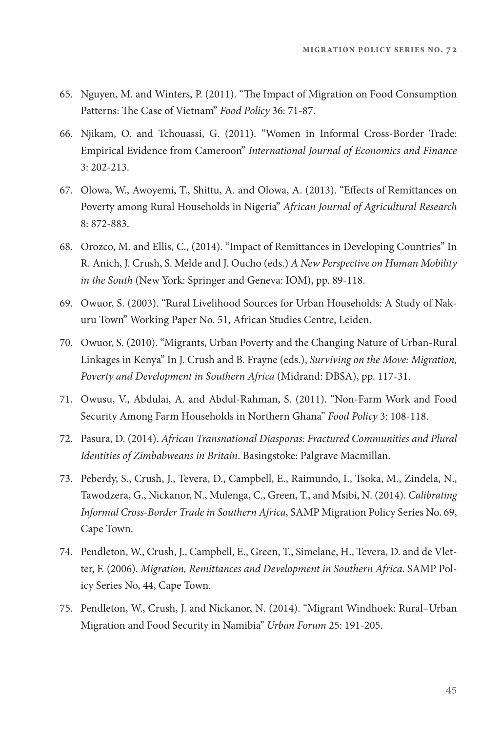65. Nguyen, M. and Winters, P. (2011). "The Impact of Migration on Food Consumption Patterns: The Case of Vietnam" *Food Policy* 36: 71-87.

66. Njikam, O. and Tchouassi, G. (2011). "Women in Informal Cross-Border Trade: Empirical Evidence from Cameroon" *International Journal of Economics and Finance* 3: 202-213.

67. Olowa, W., Awoyemi, T., Shittu, A. and Olowa, A. (2013). "Effects of Remittances on Poverty among Rural Households in Nigeria" *African Journal of Agricultural Research* 8: 872-883.

68. Orozco, M. and Ellis, C., (2014). "Impact of Remittances in Developing Countries" In R. Anich, J. Crush, S. Melde and J. Oucho (eds.) *A New Perspective on Human Mobility in the South* (New York: Springer and Geneva: IOM), pp. 89-118.

69. Owuor, S. (2003). "Rural Livelihood Sources for Urban Households: A Study of Nakuru Town" Working Paper No. 51, African Studies Centre, Leiden.

70. Owuor, S. (2010). "Migrants, Urban Poverty and the Changing Nature of Urban-Rural Linkages in Kenya" In J. Crush and B. Frayne (eds.), *Surviving on the Move: Migration, Poverty and Development in Southern Africa* (Midrand: DBSA), pp. 117-31.

71. Owusu, V., Abdulai, A. and Abdul-Rahman, S. (2011). "Non-Farm Work and Food Security Among Farm Households in Northern Ghana" *Food Policy* 3: 108-118.

72. Pasura, D. (2014). *African Transnational Diasporas: Fractured Communities and Plural Identities of Zimbabweans in Britain*. Basingstoke: Palgrave Macmillan.

73. Peberdy, S., Crush, J., Tevera, D., Campbell, E., Raimundo, I., Tsoka, M., Zindela, N., Tawodzera, G., Nickanor, N., Mulenga, C., Green, T., and Msibi, N. (2014). *Calibrating Informal Cross-Border Trade in Southern Africa*, SAMP Migration Policy Series No. 69, Cape Town.

74. Pendleton, W., Crush, J., Campbell, E., Green, T., Simelane, H., Tevera, D. and de Vletter, F. (2006). *Migration, Remittances and Development in Southern Africa*. SAMP Policy Series No, 44, Cape Town.

75. Pendleton, W., Crush, J. and Nickanor, N. (2014). "Migrant Windhoek: Rural–Urban Migration and Food Security in Namibia" *Urban Forum* 25: 191-205.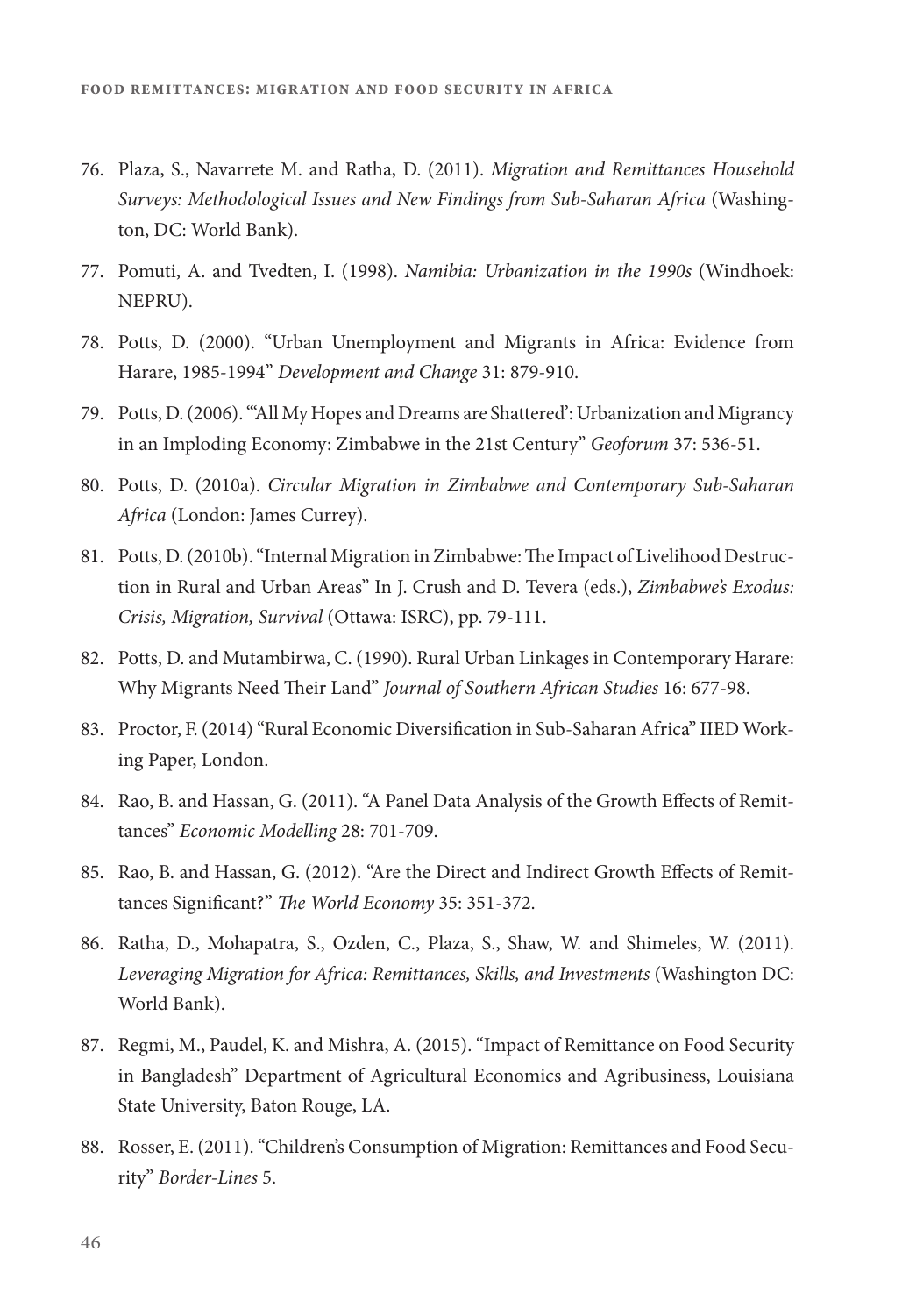76. Plaza, S., Navarrete M. and Ratha, D. (2011). *Migration and Remittances Household Surveys: Methodological Issues and New Findings from Sub-Saharan Africa* (Washington, DC: World Bank).
77. Pomuti, A. and Tvedten, I. (1998). *Namibia: Urbanization in the 1990s* (Windhoek: NEPRU).
78. Potts, D. (2000). "Urban Unemployment and Migrants in Africa: Evidence from Harare, 1985-1994" *Development and Change* 31: 879-910.
79. Potts, D. (2006). "'All My Hopes and Dreams are Shattered': Urbanization and Migrancy in an Imploding Economy: Zimbabwe in the 21st Century" *Geoforum* 37: 536-51.
80. Potts, D. (2010a). *Circular Migration in Zimbabwe and Contemporary Sub-Saharan Africa* (London: James Currey).
81. Potts, D. (2010b). "Internal Migration in Zimbabwe: The Impact of Livelihood Destruction in Rural and Urban Areas" In J. Crush and D. Tevera (eds.), *Zimbabwe's Exodus: Crisis, Migration, Survival* (Ottawa: ISRC), pp. 79-111.
82. Potts, D. and Mutambirwa, C. (1990). Rural Urban Linkages in Contemporary Harare: Why Migrants Need Their Land" *Journal of Southern African Studies* 16: 677-98.
83. Proctor, F. (2014) "Rural Economic Diversification in Sub-Saharan Africa" IIED Working Paper, London.
84. Rao, B. and Hassan, G. (2011). "A Panel Data Analysis of the Growth Effects of Remittances" *Economic Modelling* 28: 701-709.
85. Rao, B. and Hassan, G. (2012). "Are the Direct and Indirect Growth Effects of Remittances Significant?" *The World Economy* 35: 351-372.
86. Ratha, D., Mohapatra, S., Ozden, C., Plaza, S., Shaw, W. and Shimeles, W. (2011). *Leveraging Migration for Africa: Remittances, Skills, and Investments* (Washington DC: World Bank).
87. Regmi, M., Paudel, K. and Mishra, A. (2015). "Impact of Remittance on Food Security in Bangladesh" Department of Agricultural Economics and Agribusiness, Louisiana State University, Baton Rouge, LA.
88. Rosser, E. (2011). "Children's Consumption of Migration: Remittances and Food Security" *Border-Lines* 5.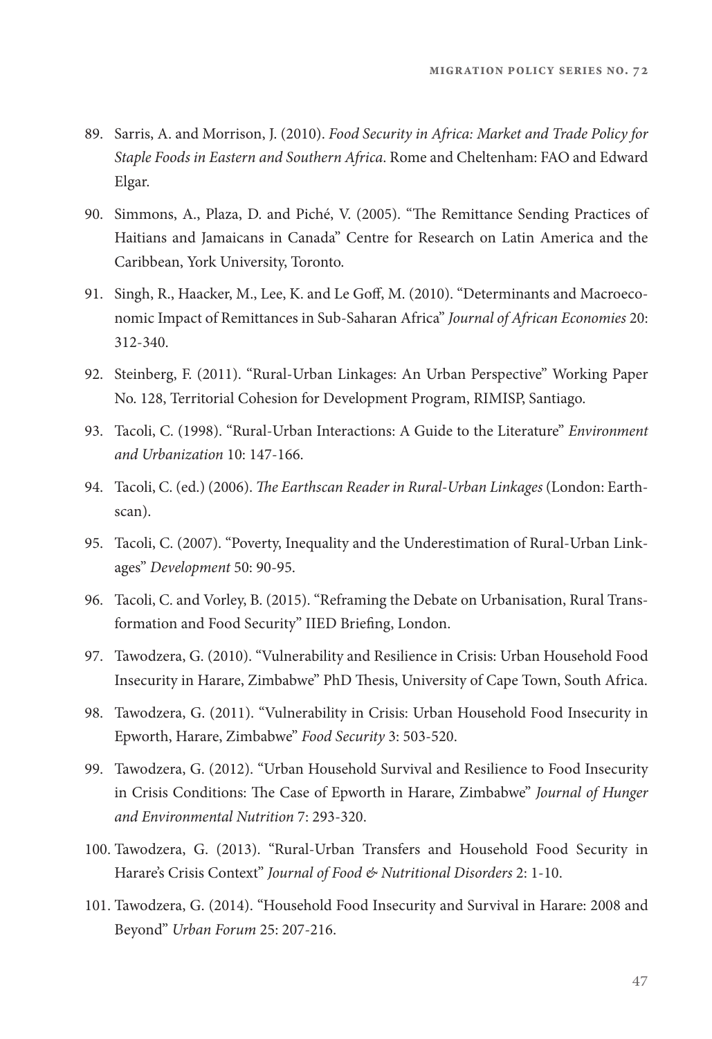89. Sarris, A. and Morrison, J. (2010). *Food Security in Africa: Market and Trade Policy for Staple Foods in Eastern and Southern Africa*. Rome and Cheltenham: FAO and Edward Elgar.

90. Simmons, A., Plaza, D. and Piché, V. (2005). "The Remittance Sending Practices of Haitians and Jamaicans in Canada" Centre for Research on Latin America and the Caribbean, York University, Toronto.

91. Singh, R., Haacker, M., Lee, K. and Le Goff, M. (2010). "Determinants and Macroeconomic Impact of Remittances in Sub-Saharan Africa" *Journal of African Economies* 20: 312-340.

92. Steinberg, F. (2011). "Rural-Urban Linkages: An Urban Perspective" Working Paper No. 128, Territorial Cohesion for Development Program, RIMISP, Santiago.

93. Tacoli, C. (1998). "Rural-Urban Interactions: A Guide to the Literature" *Environment and Urbanization* 10: 147-166.

94. Tacoli, C. (ed.) (2006). *The Earthscan Reader in Rural-Urban Linkages* (London: Earthscan).

95. Tacoli, C. (2007). "Poverty, Inequality and the Underestimation of Rural-Urban Linkages" *Development* 50: 90-95.

96. Tacoli, C. and Vorley, B. (2015). "Reframing the Debate on Urbanisation, Rural Transformation and Food Security" IIED Briefing, London.

97. Tawodzera, G. (2010). "Vulnerability and Resilience in Crisis: Urban Household Food Insecurity in Harare, Zimbabwe" PhD Thesis, University of Cape Town, South Africa.

98. Tawodzera, G. (2011). "Vulnerability in Crisis: Urban Household Food Insecurity in Epworth, Harare, Zimbabwe" *Food Security* 3: 503-520.

99. Tawodzera, G. (2012). "Urban Household Survival and Resilience to Food Insecurity in Crisis Conditions: The Case of Epworth in Harare, Zimbabwe" *Journal of Hunger and Environmental Nutrition* 7: 293-320.

100. Tawodzera, G. (2013). "Rural-Urban Transfers and Household Food Security in Harare's Crisis Context" *Journal of Food & Nutritional Disorders* 2: 1-10.

101. Tawodzera, G. (2014). "Household Food Insecurity and Survival in Harare: 2008 and Beyond" *Urban Forum* 25: 207-216.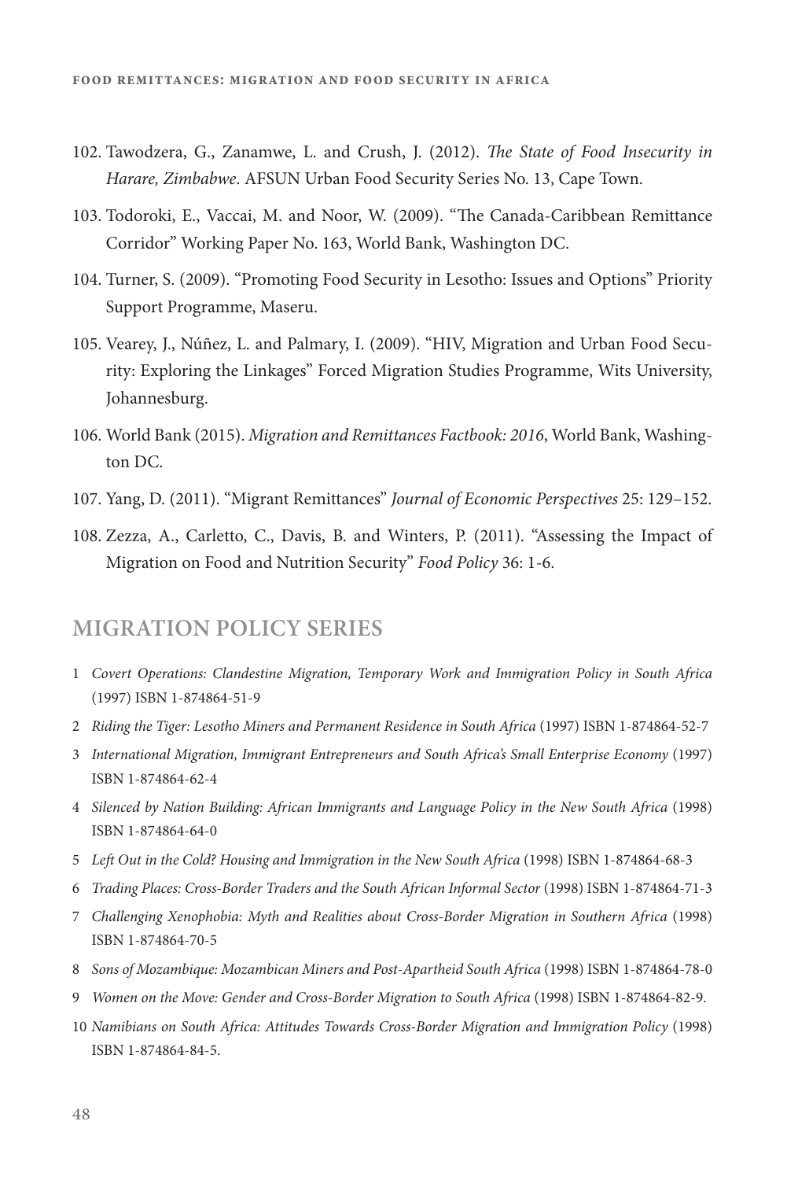102. Tawodzera, G., Zanamwe, L. and Crush, J. (2012). *The State of Food Insecurity in Harare, Zimbabwe*. AFSUN Urban Food Security Series No. 13, Cape Town.

103. Todoroki, E., Vaccai, M. and Noor, W. (2009). "The Canada-Caribbean Remittance Corridor" Working Paper No. 163, World Bank, Washington DC.

104. Turner, S. (2009). "Promoting Food Security in Lesotho: Issues and Options" Priority Support Programme, Maseru.

105. Vearey, J., Núñez, L. and Palmary, I. (2009). "HIV, Migration and Urban Food Security: Exploring the Linkages" Forced Migration Studies Programme, Wits University, Johannesburg.

106. World Bank (2015). *Migration and Remittances Factbook: 2016*, World Bank, Washington DC.

107. Yang, D. (2011). "Migrant Remittances" *Journal of Economic Perspectives* 25: 129–152.

108. Zezza, A., Carletto, C., Davis, B. and Winters, P. (2011). "Assessing the Impact of Migration on Food and Nutrition Security" *Food Policy* 36: 1-6.

## MIGRATION POLICY SERIES

1 *Covert Operations: Clandestine Migration, Temporary Work and Immigration Policy in South Africa* (1997) ISBN 1-874864-51-9

2 *Riding the Tiger: Lesotho Miners and Permanent Residence in South Africa* (1997) ISBN 1-874864-52-7

3 *International Migration, Immigrant Entrepreneurs and South Africa's Small Enterprise Economy* (1997) ISBN 1-874864-62-4

4 *Silenced by Nation Building: African Immigrants and Language Policy in the New South Africa* (1998) ISBN 1-874864-64-0

5 *Left Out in the Cold? Housing and Immigration in the New South Africa* (1998) ISBN 1-874864-68-3

6 *Trading Places: Cross-Border Traders and the South African Informal Sector* (1998) ISBN 1-874864-71-3

7 *Challenging Xenophobia: Myth and Realities about Cross-Border Migration in Southern Africa* (1998) ISBN 1-874864-70-5

8 *Sons of Mozambique: Mozambican Miners and Post-Apartheid South Africa* (1998) ISBN 1-874864-78-0

9 *Women on the Move: Gender and Cross-Border Migration to South Africa* (1998) ISBN 1-874864-82-9.

10 *Namibians on South Africa: Attitudes Towards Cross-Border Migration and Immigration Policy* (1998) ISBN 1-874864-84-5.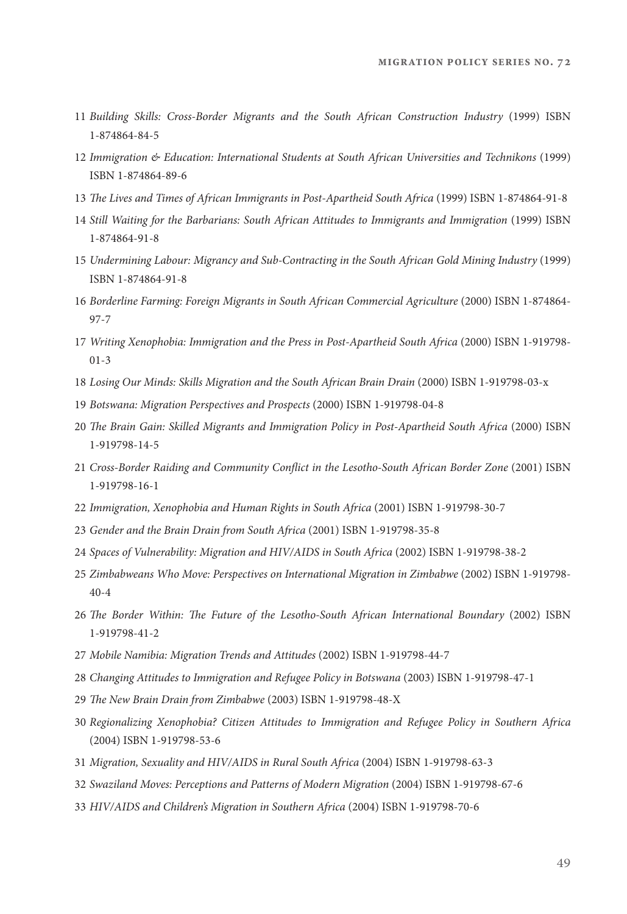11 *Building Skills: Cross-Border Migrants and the South African Construction Industry* (1999) ISBN 1-874864-84-5

12 *Immigration & Education: International Students at South African Universities and Technikons* (1999) ISBN 1-874864-89-6

13 *The Lives and Times of African Immigrants in Post-Apartheid South Africa* (1999) ISBN 1-874864-91-8

14 *Still Waiting for the Barbarians: South African Attitudes to Immigrants and Immigration* (1999) ISBN 1-874864-91-8

15 *Undermining Labour: Migrancy and Sub-Contracting in the South African Gold Mining Industry* (1999) ISBN 1-874864-91-8

16 *Borderline Farming: Foreign Migrants in South African Commercial Agriculture* (2000) ISBN 1-874864-97-7

17 *Writing Xenophobia: Immigration and the Press in Post-Apartheid South Africa* (2000) ISBN 1-919798-01-3

18 *Losing Our Minds: Skills Migration and the South African Brain Drain* (2000) ISBN 1-919798-03-x

19 *Botswana: Migration Perspectives and Prospects* (2000) ISBN 1-919798-04-8

20 *The Brain Gain: Skilled Migrants and Immigration Policy in Post-Apartheid South Africa* (2000) ISBN 1-919798-14-5

21 *Cross-Border Raiding and Community Conflict in the Lesotho-South African Border Zone* (2001) ISBN 1-919798-16-1

22 *Immigration, Xenophobia and Human Rights in South Africa* (2001) ISBN 1-919798-30-7

23 *Gender and the Brain Drain from South Africa* (2001) ISBN 1-919798-35-8

24 *Spaces of Vulnerability: Migration and HIV/AIDS in South Africa* (2002) ISBN 1-919798-38-2

25 *Zimbabweans Who Move: Perspectives on International Migration in Zimbabwe* (2002) ISBN 1-919798-40-4

26 *The Border Within: The Future of the Lesotho-South African International Boundary* (2002) ISBN 1-919798-41-2

27 *Mobile Namibia: Migration Trends and Attitudes* (2002) ISBN 1-919798-44-7

28 *Changing Attitudes to Immigration and Refugee Policy in Botswana* (2003) ISBN 1-919798-47-1

29 *The New Brain Drain from Zimbabwe* (2003) ISBN 1-919798-48-X

30 *Regionalizing Xenophobia? Citizen Attitudes to Immigration and Refugee Policy in Southern Africa* (2004) ISBN 1-919798-53-6

31 *Migration, Sexuality and HIV/AIDS in Rural South Africa* (2004) ISBN 1-919798-63-3

32 *Swaziland Moves: Perceptions and Patterns of Modern Migration* (2004) ISBN 1-919798-67-6

33 *HIV/AIDS and Children's Migration in Southern Africa* (2004) ISBN 1-919798-70-6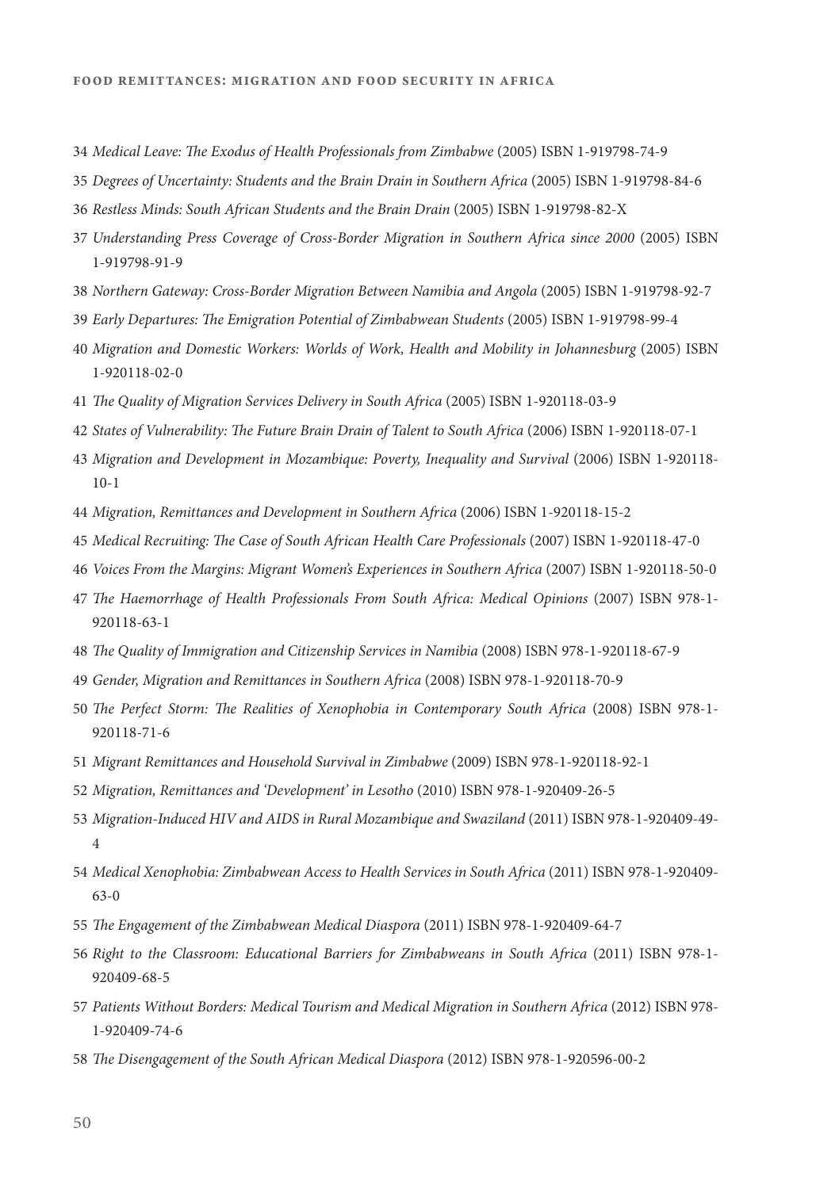34 *Medical Leave: The Exodus of Health Professionals from Zimbabwe* (2005) ISBN 1-919798-74-9

35 *Degrees of Uncertainty: Students and the Brain Drain in Southern Africa* (2005) ISBN 1-919798-84-6

36 *Restless Minds: South African Students and the Brain Drain* (2005) ISBN 1-919798-82-X

37 *Understanding Press Coverage of Cross-Border Migration in Southern Africa since 2000* (2005) ISBN 1-919798-91-9

38 *Northern Gateway: Cross-Border Migration Between Namibia and Angola* (2005) ISBN 1-919798-92-7

39 *Early Departures: The Emigration Potential of Zimbabwean Students* (2005) ISBN 1-919798-99-4

40 *Migration and Domestic Workers: Worlds of Work, Health and Mobility in Johannesburg* (2005) ISBN 1-920118-02-0

41 *The Quality of Migration Services Delivery in South Africa* (2005) ISBN 1-920118-03-9

42 *States of Vulnerability: The Future Brain Drain of Talent to South Africa* (2006) ISBN 1-920118-07-1

43 *Migration and Development in Mozambique: Poverty, Inequality and Survival* (2006) ISBN 1-920118-10-1

44 *Migration, Remittances and Development in Southern Africa* (2006) ISBN 1-920118-15-2

45 *Medical Recruiting: The Case of South African Health Care Professionals* (2007) ISBN 1-920118-47-0

46 *Voices From the Margins: Migrant Women's Experiences in Southern Africa* (2007) ISBN 1-920118-50-0

47 *The Haemorrhage of Health Professionals From South Africa: Medical Opinions* (2007) ISBN 978-1-920118-63-1

48 *The Quality of Immigration and Citizenship Services in Namibia* (2008) ISBN 978-1-920118-67-9

49 *Gender, Migration and Remittances in Southern Africa* (2008) ISBN 978-1-920118-70-9

50 *The Perfect Storm: The Realities of Xenophobia in Contemporary South Africa* (2008) ISBN 978-1-920118-71-6

51 *Migrant Remittances and Household Survival in Zimbabwe* (2009) ISBN 978-1-920118-92-1

52 *Migration, Remittances and 'Development' in Lesotho* (2010) ISBN 978-1-920409-26-5

53 *Migration-Induced HIV and AIDS in Rural Mozambique and Swaziland* (2011) ISBN 978-1-920409-49-4

54 *Medical Xenophobia: Zimbabwean Access to Health Services in South Africa* (2011) ISBN 978-1-920409-63-0

55 *The Engagement of the Zimbabwean Medical Diaspora* (2011) ISBN 978-1-920409-64-7

56 *Right to the Classroom: Educational Barriers for Zimbabweans in South Africa* (2011) ISBN 978-1-920409-68-5

57 *Patients Without Borders: Medical Tourism and Medical Migration in Southern Africa* (2012) ISBN 978-1-920409-74-6

58 *The Disengagement of the South African Medical Diaspora* (2012) ISBN 978-1-920596-00-2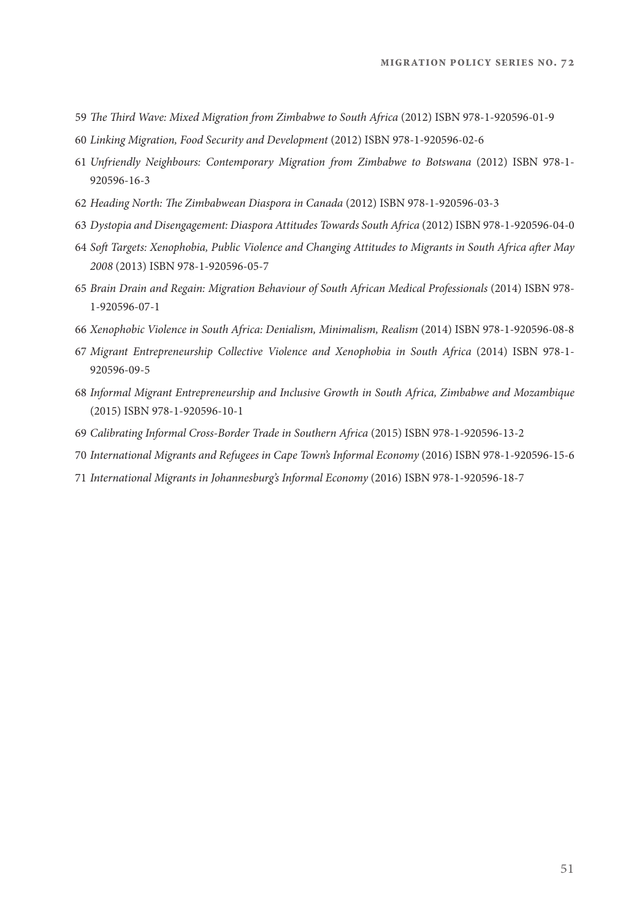59 *The Third Wave: Mixed Migration from Zimbabwe to South Africa* (2012) ISBN 978-1-920596-01-9

60 *Linking Migration, Food Security and Development* (2012) ISBN 978-1-920596-02-6

61 *Unfriendly Neighbours: Contemporary Migration from Zimbabwe to Botswana* (2012) ISBN 978-1-920596-16-3

62 *Heading North: The Zimbabwean Diaspora in Canada* (2012) ISBN 978-1-920596-03-3

63 *Dystopia and Disengagement: Diaspora Attitudes Towards South Africa* (2012) ISBN 978-1-920596-04-0

64 *Soft Targets: Xenophobia, Public Violence and Changing Attitudes to Migrants in South Africa after May 2008* (2013) ISBN 978-1-920596-05-7

65 *Brain Drain and Regain: Migration Behaviour of South African Medical Professionals* (2014) ISBN 978-1-920596-07-1

66 *Xenophobic Violence in South Africa: Denialism, Minimalism, Realism* (2014) ISBN 978-1-920596-08-8

67 *Migrant Entrepreneurship Collective Violence and Xenophobia in South Africa* (2014) ISBN 978-1-920596-09-5

68 *Informal Migrant Entrepreneurship and Inclusive Growth in South Africa, Zimbabwe and Mozambique* (2015) ISBN 978-1-920596-10-1

69 *Calibrating Informal Cross-Border Trade in Southern Africa* (2015) ISBN 978-1-920596-13-2

70 *International Migrants and Refugees in Cape Town's Informal Economy* (2016) ISBN 978-1-920596-15-6

71 *International Migrants in Johannesburg's Informal Economy* (2016) ISBN 978-1-920596-18-7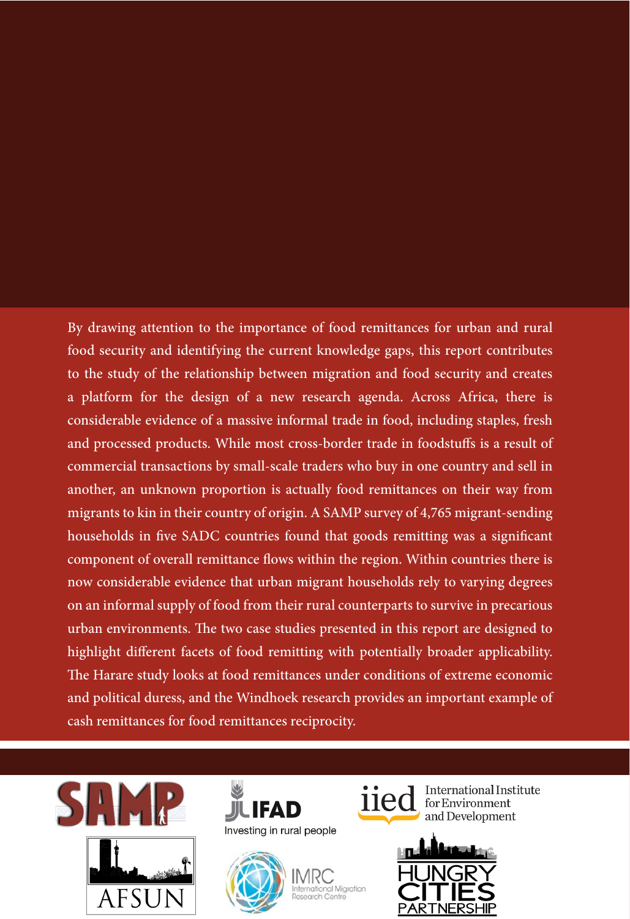By drawing attention to the importance of food remittances for urban and rural food security and identifying the current knowledge gaps, this report contributes to the study of the relationship between migration and food security and creates a platform for the design of a new research agenda. Across Africa, there is considerable evidence of a massive informal trade in food, including staples, fresh and processed products. While most cross-border trade in foodstuffs is a result of commercial transactions by small-scale traders who buy in one country and sell in another, an unknown proportion is actually food remittances on their way from migrants to kin in their country of origin. A SAMP survey of 4,765 migrant-sending households in five SADC countries found that goods remitting was a significant component of overall remittance flows within the region. Within countries there is now considerable evidence that urban migrant households rely to varying degrees on an informal supply of food from their rural counterparts to survive in precarious urban environments. The two case studies presented in this report are designed to highlight different facets of food remitting with potentially broader applicability. The Harare study looks at food remittances under conditions of extreme economic and political duress, and the Windhoek research provides an important example of cash remittances for food remittances reciprocity.

SAMP

IFAD
Investing in rural people

iied International Institute for Environment and Development

AFSUN

IMRC International Migration Research Centre

HUNGRY CITIES PARTNERSHIP